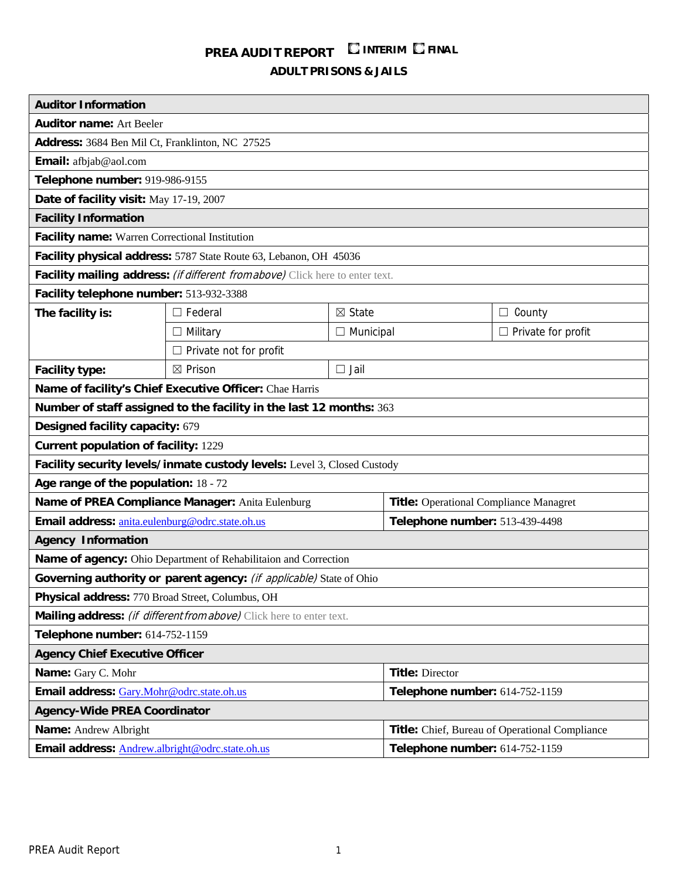# PREA AUDIT REPORT ☐ INTERIM ☐ FINAL

## ADULT PRISONS & JAILS

| **Auditor Information** | | | |
|---|---|---|---|
| **Auditor name:** Art Beeler | | | |
| **Address:** 3684 Ben Mil Ct, Franklinton, NC 27525 | | | |
| **Email:** afbjab@aol.com | | | |
| **Telephone number:** 919-986-9155 | | | |
| **Date of facility visit:** May 17-19, 2007 | | | |
| **Facility Information** | | | |
| **Facility name:** Warren Correctional Institution | | | |
| **Facility physical address:** 5787 State Route 63, Lebanon, OH 45036 | | | |
| **Facility mailing address:** *(if different from above)* Click here to enter text. | | | |
| **Facility telephone number:** 513-932-3388 | | | |
| **The facility is:** | ☐ Federal | ☒ State | ☐ County |
| | ☐ Military | ☐ Municipal | ☐ Private for profit |
| | ☐ Private not for profit | | |
| **Facility type:** | ☒ Prison | ☐ Jail | |
| **Name of facility's Chief Executive Officer:** Chae Harris | | | |
| **Number of staff assigned to the facility in the last 12 months:** 363 | | | |
| **Designed facility capacity:** 679 | | | |
| **Current population of facility:** 1229 | | | |
| **Facility security levels/inmate custody levels:** Level 3, Closed Custody | | | |
| **Age range of the population:** 18 - 72 | | | |
| **Name of PREA Compliance Manager:** Anita Eulenburg | | **Title:** Operational Compliance Managret | |
| **Email address:** anita.eulenburg@odrc.state.oh.us | | **Telephone number:** 513-439-4498 | |
| **Agency Information** | | | |
| **Name of agency:** Ohio Department of Rehabilitaion and Correction | | | |
| **Governing authority or parent agency:** *(if applicable)* State of Ohio | | | |
| **Physical address:** 770 Broad Street, Columbus, OH | | | |
| **Mailing address:** *(if different from above)* Click here to enter text. | | | |
| **Telephone number:** 614-752-1159 | | | |
| **Agency Chief Executive Officer** | | | |
| **Name:** Gary C. Mohr | | **Title:** Director | |
| **Email address:** Gary.Mohr@odrc.state.oh.us | | **Telephone number:** 614-752-1159 | |
| **Agency-Wide PREA Coordinator** | | | |
| **Name:** Andrew Albright | | **Title:** Chief, Bureau of Operational Compliance | |
| **Email address:** Andrew.albright@odrc.state.oh.us | | **Telephone number:** 614-752-1159 | |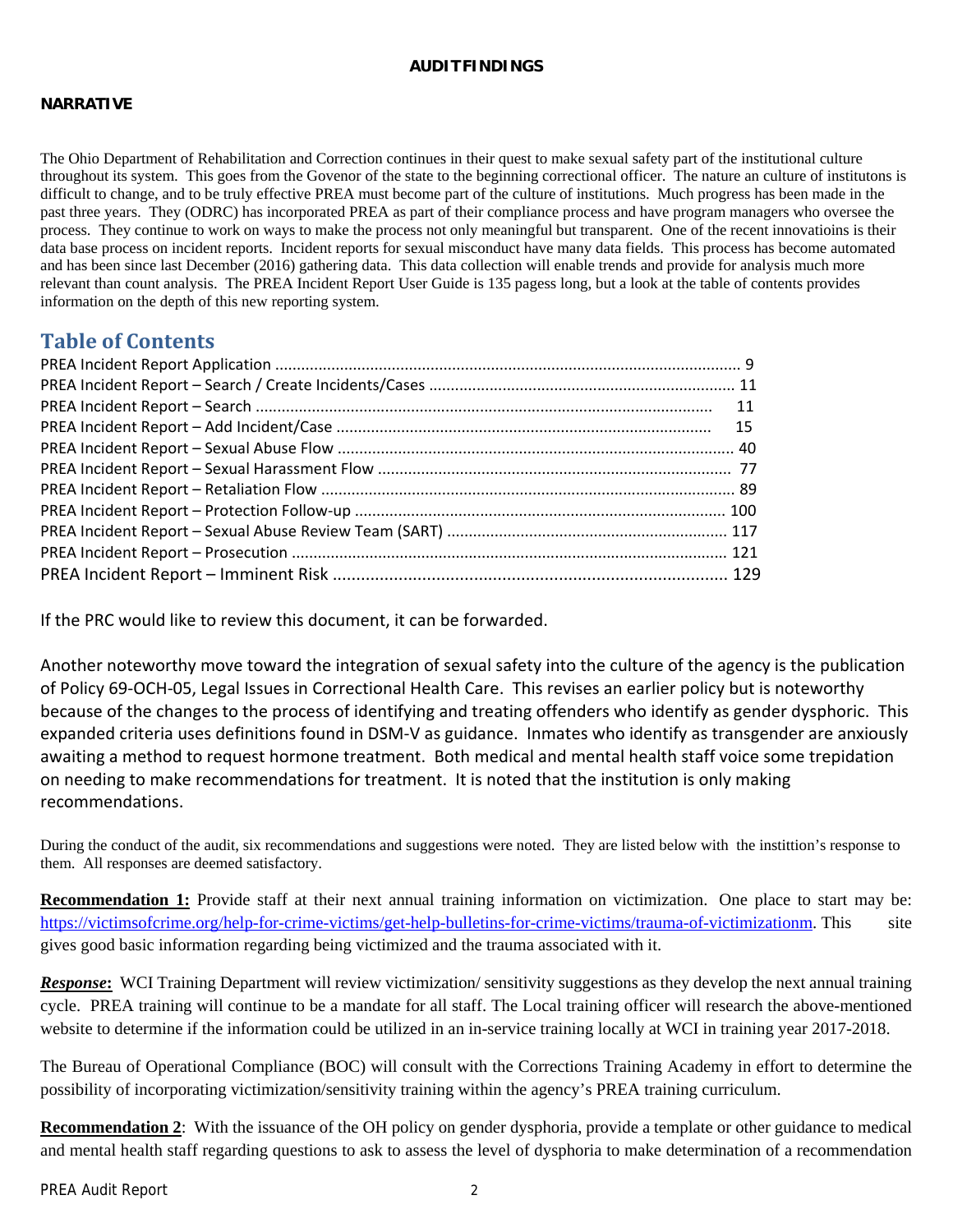**AUDIT FINDINGS**

**NARRATIVE**

The Ohio Department of Rehabilitation and Correction continues in their quest to make sexual safety part of the institutional culture throughout its system. This goes from the Govenor of the state to the beginning correctional officer. The nature an culture of institutons is difficult to change, and to be truly effective PREA must become part of the culture of institutions. Much progress has been made in the past three years. They (ODRC) has incorporated PREA as part of their compliance process and have program managers who oversee the process. They continue to work on ways to make the process not only meaningful but transparent. One of the recent innovatioins is their data base process on incident reports. Incident reports for sexual misconduct have many data fields. This process has become automated and has been since last December (2016) gathering data. This data collection will enable trends and provide for analysis much more relevant than count analysis. The PREA Incident Report User Guide is 135 pagess long, but a look at the table of contents provides information on the depth of this new reporting system.

## Table of Contents

PREA Incident Report Application ........................................ 9
PREA Incident Report – Search / Create Incidents/Cases ........................................ 11
PREA Incident Report – Search ........................................ 11
PREA Incident Report – Add Incident/Case ........................................ 15
PREA Incident Report – Sexual Abuse Flow ........................................ 40
PREA Incident Report – Sexual Harassment Flow ........................................ 77
PREA Incident Report – Retaliation Flow ........................................ 89
PREA Incident Report – Protection Follow-up ........................................ 100
PREA Incident Report – Sexual Abuse Review Team (SART) ........................................ 117
PREA Incident Report – Prosecution ........................................ 121
PREA Incident Report – Imminent Risk ........................................ 129

If the PRC would like to review this document, it can be forwarded.

Another noteworthy move toward the integration of sexual safety into the culture of the agency is the publication of Policy 69-OCH-05, Legal Issues in Correctional Health Care. This revises an earlier policy but is noteworthy because of the changes to the process of identifying and treating offenders who identify as gender dysphoric. This expanded criteria uses definitions found in DSM-V as guidance. Inmates who identify as transgender are anxiously awaiting a method to request hormone treatment. Both medical and mental health staff voice some trepidation on needing to make recommendations for treatment. It is noted that the institution is only making recommendations.

During the conduct of the audit, six recommendations and suggestions were noted. They are listed below with the instittion's response to them. All responses are deemed satisfactory.

**Recommendation 1:** Provide staff at their next annual training information on victimization. One place to start may be: https://victimsofcrime.org/help-for-crime-victims/get-help-bulletins-for-crime-victims/trauma-of-victimizationm. This site gives good basic information regarding being victimized and the trauma associated with it.

***Response*:** WCI Training Department will review victimization/ sensitivity suggestions as they develop the next annual training cycle. PREA training will continue to be a mandate for all staff. The Local training officer will research the above-mentioned website to determine if the information could be utilized in an in-service training locally at WCI in training year 2017-2018.

The Bureau of Operational Compliance (BOC) will consult with the Corrections Training Academy in effort to determine the possibility of incorporating victimization/sensitivity training within the agency's PREA training curriculum.

**Recommendation 2**: With the issuance of the OH policy on gender dysphoria, provide a template or other guidance to medical and mental health staff regarding questions to ask to assess the level of dysphoria to make determination of a recommendation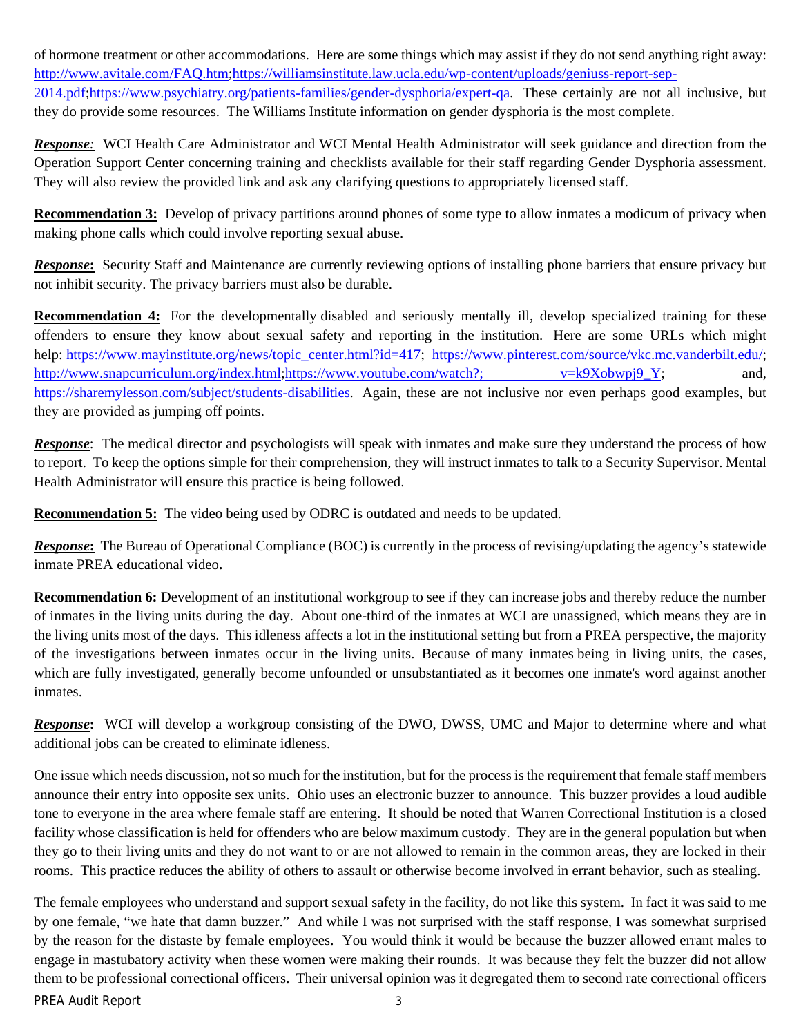of hormone treatment or other accommodations. Here are some things which may assist if they do not send anything right away: http://www.avitale.com/FAQ.htm;https://williamsinstitute.law.ucla.edu/wp-content/uploads/geniuss-report-sep-2014.pdf;https://www.psychiatry.org/patients-families/gender-dysphoria/expert-qa. These certainly are not all inclusive, but they do provide some resources. The Williams Institute information on gender dysphoria is the most complete.

***Response**:* WCI Health Care Administrator and WCI Mental Health Administrator will seek guidance and direction from the Operation Support Center concerning training and checklists available for their staff regarding Gender Dysphoria assessment. They will also review the provided link and ask any clarifying questions to appropriately licensed staff.

**Recommendation 3:** Develop of privacy partitions around phones of some type to allow inmates a modicum of privacy when making phone calls which could involve reporting sexual abuse.

***Response*:** Security Staff and Maintenance are currently reviewing options of installing phone barriers that ensure privacy but not inhibit security. The privacy barriers must also be durable.

**Recommendation 4:** For the developmentally disabled and seriously mentally ill, develop specialized training for these offenders to ensure they know about sexual safety and reporting in the institution. Here are some URLs which might help: https://www.mayinstitute.org/news/topic_center.html?id=417; https://www.pinterest.com/source/vkc.mc.vanderbilt.edu/; http://www.snapcurriculum.org/index.html;https://www.youtube.com/watch?; v=k9Xobwpj9_Y; and, https://sharemylesson.com/subject/students-disabilities. Again, these are not inclusive nor even perhaps good examples, but they are provided as jumping off points.

***Response***: The medical director and psychologists will speak with inmates and make sure they understand the process of how to report. To keep the options simple for their comprehension, they will instruct inmates to talk to a Security Supervisor. Mental Health Administrator will ensure this practice is being followed.

**Recommendation 5:** The video being used by ODRC is outdated and needs to be updated.

***Response*:** The Bureau of Operational Compliance (BOC) is currently in the process of revising/updating the agency's statewide inmate PREA educational video**.**

**Recommendation 6:** Development of an institutional workgroup to see if they can increase jobs and thereby reduce the number of inmates in the living units during the day. About one-third of the inmates at WCI are unassigned, which means they are in the living units most of the days. This idleness affects a lot in the institutional setting but from a PREA perspective, the majority of the investigations between inmates occur in the living units. Because of many inmates being in living units, the cases, which are fully investigated, generally become unfounded or unsubstantiated as it becomes one inmate's word against another inmates.

***Response*:** WCI will develop a workgroup consisting of the DWO, DWSS, UMC and Major to determine where and what additional jobs can be created to eliminate idleness.

One issue which needs discussion, not so much for the institution, but for the process is the requirement that female staff members announce their entry into opposite sex units. Ohio uses an electronic buzzer to announce. This buzzer provides a loud audible tone to everyone in the area where female staff are entering. It should be noted that Warren Correctional Institution is a closed facility whose classification is held for offenders who are below maximum custody. They are in the general population but when they go to their living units and they do not want to or are not allowed to remain in the common areas, they are locked in their rooms. This practice reduces the ability of others to assault or otherwise become involved in errant behavior, such as stealing.

The female employees who understand and support sexual safety in the facility, do not like this system. In fact it was said to me by one female, "we hate that damn buzzer." And while I was not surprised with the staff response, I was somewhat surprised by the reason for the distaste by female employees. You would think it would be because the buzzer allowed errant males to engage in mastubatory activity when these women were making their rounds. It was because they felt the buzzer did not allow them to be professional correctional officers. Their universal opinion was it degregated them to second rate correctional officers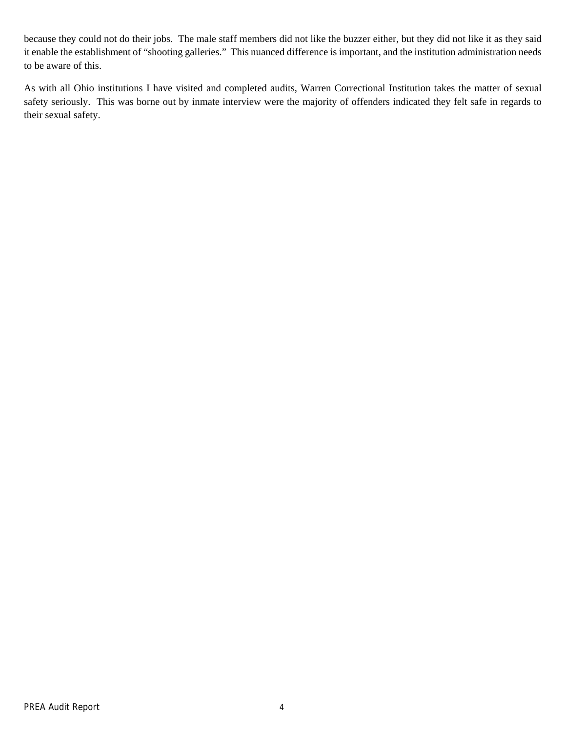because they could not do their jobs. The male staff members did not like the buzzer either, but they did not like it as they said it enable the establishment of "shooting galleries." This nuanced difference is important, and the institution administration needs to be aware of this.

As with all Ohio institutions I have visited and completed audits, Warren Correctional Institution takes the matter of sexual safety seriously. This was borne out by inmate interview were the majority of offenders indicated they felt safe in regards to their sexual safety.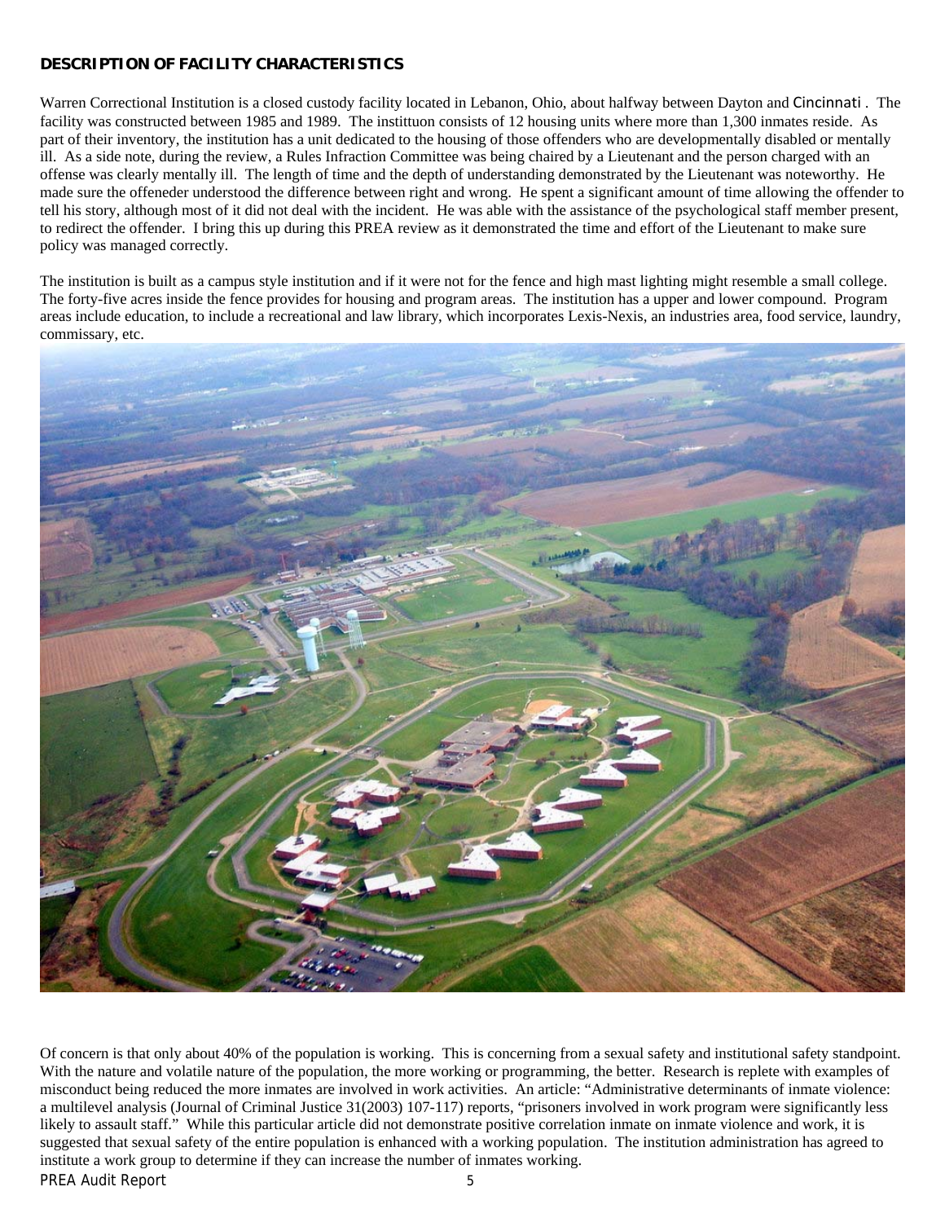## DESCRIPTION OF FACILITY CHARACTERISTICS

Warren Correctional Institution is a closed custody facility located in Lebanon, Ohio, about halfway between Dayton and Cincinnati. The facility was constructed between 1985 and 1989. The instittuon consists of 12 housing units where more than 1,300 inmates reside. As part of their inventory, the institution has a unit dedicated to the housing of those offenders who are developmentally disabled or mentally ill. As a side note, during the review, a Rules Infraction Committee was being chaired by a Lieutenant and the person charged with an offense was clearly mentally ill. The length of time and the depth of understanding demonstrated by the Lieutenant was noteworthy. He made sure the offeneder understood the difference between right and wrong. He spent a significant amount of time allowing the offender to tell his story, although most of it did not deal with the incident. He was able with the assistance of the psychological staff member present, to redirect the offender. I bring this up during this PREA review as it demonstrated the time and effort of the Lieutenant to make sure policy was managed correctly.

The institution is built as a campus style institution and if it were not for the fence and high mast lighting might resemble a small college. The forty-five acres inside the fence provides for housing and program areas. The institution has a upper and lower compound. Program areas include education, to include a recreational and law library, which incorporates Lexis-Nexis, an industries area, food service, laundry, commissary, etc.

Of concern is that only about 40% of the population is working. This is concerning from a sexual safety and institutional safety standpoint. With the nature and volatile nature of the population, the more working or programming, the better. Research is replete with examples of misconduct being reduced the more inmates are involved in work activities. An article: "Administrative determinants of inmate violence: a multilevel analysis (Journal of Criminal Justice 31(2003) 107-117) reports, "prisoners involved in work program were significantly less likely to assault staff." While this particular article did not demonstrate positive correlation inmate on inmate violence and work, it is suggested that sexual safety of the entire population is enhanced with a working population. The institution administration has agreed to institute a work group to determine if they can increase the number of inmates working.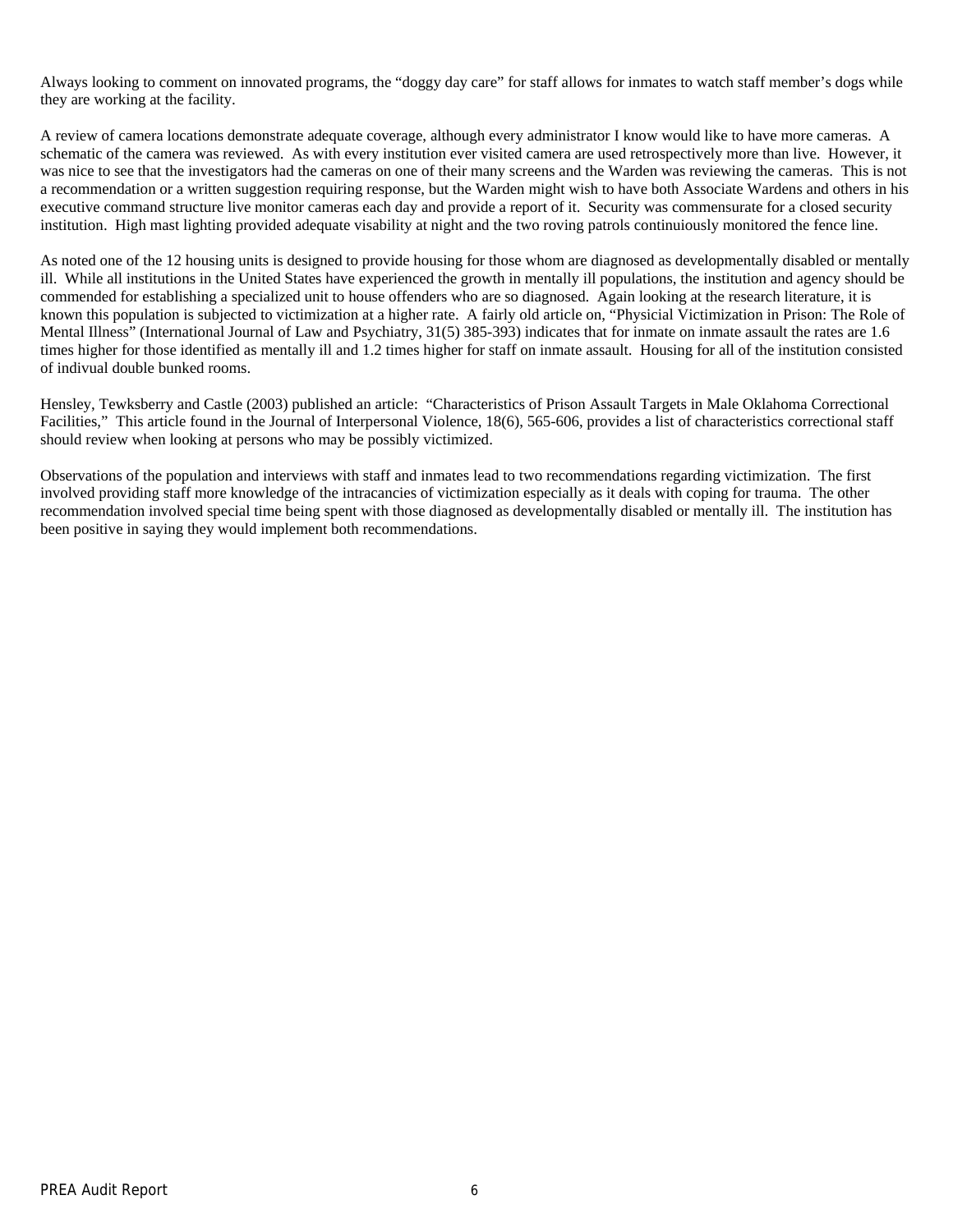Always looking to comment on innovated programs, the "doggy day care" for staff allows for inmates to watch staff member's dogs while they are working at the facility.

A review of camera locations demonstrate adequate coverage, although every administrator I know would like to have more cameras. A schematic of the camera was reviewed. As with every institution ever visited camera are used retrospectively more than live. However, it was nice to see that the investigators had the cameras on one of their many screens and the Warden was reviewing the cameras. This is not a recommendation or a written suggestion requiring response, but the Warden might wish to have both Associate Wardens and others in his executive command structure live monitor cameras each day and provide a report of it. Security was commensurate for a closed security institution. High mast lighting provided adequate visability at night and the two roving patrols continuiously monitored the fence line.

As noted one of the 12 housing units is designed to provide housing for those whom are diagnosed as developmentally disabled or mentally ill. While all institutions in the United States have experienced the growth in mentally ill populations, the institution and agency should be commended for establishing a specialized unit to house offenders who are so diagnosed. Again looking at the research literature, it is known this population is subjected to victimization at a higher rate. A fairly old article on, "Physicial Victimization in Prison: The Role of Mental Illness" (International Journal of Law and Psychiatry, 31(5) 385-393) indicates that for inmate on inmate assault the rates are 1.6 times higher for those identified as mentally ill and 1.2 times higher for staff on inmate assault. Housing for all of the institution consisted of indivual double bunked rooms.

Hensley, Tewksberry and Castle (2003) published an article: "Characteristics of Prison Assault Targets in Male Oklahoma Correctional Facilities," This article found in the Journal of Interpersonal Violence, 18(6), 565-606, provides a list of characteristics correctional staff should review when looking at persons who may be possibly victimized.

Observations of the population and interviews with staff and inmates lead to two recommendations regarding victimization. The first involved providing staff more knowledge of the intracancies of victimization especially as it deals with coping for trauma. The other recommendation involved special time being spent with those diagnosed as developmentally disabled or mentally ill. The institution has been positive in saying they would implement both recommendations.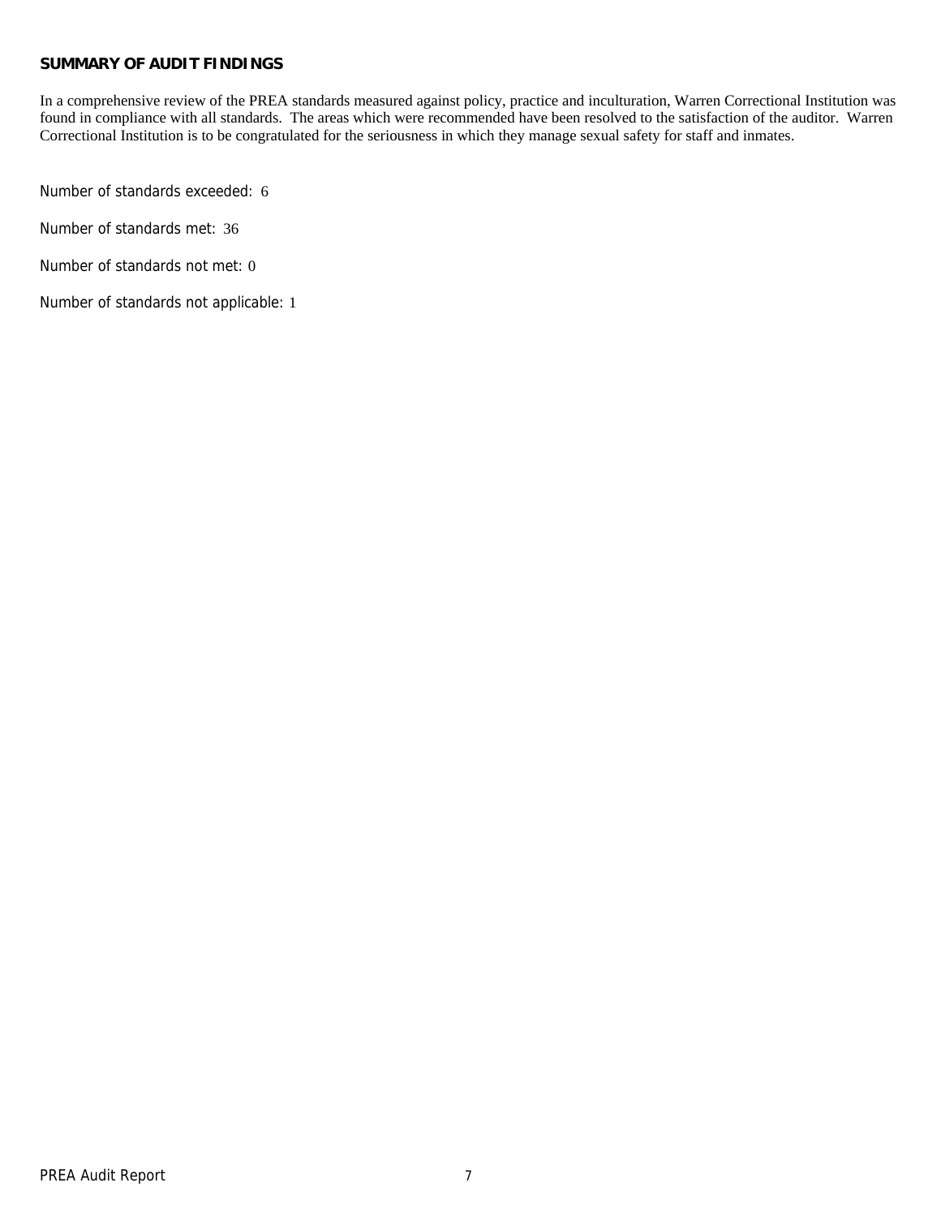## SUMMARY OF AUDIT FINDINGS

In a comprehensive review of the PREA standards measured against policy, practice and inculturation, Warren Correctional Institution was found in compliance with all standards. The areas which were recommended have been resolved to the satisfaction of the auditor. Warren Correctional Institution is to be congratulated for the seriousness in which they manage sexual safety for staff and inmates.

Number of standards exceeded: 6

Number of standards met: 36

Number of standards not met: 0

Number of standards not applicable: 1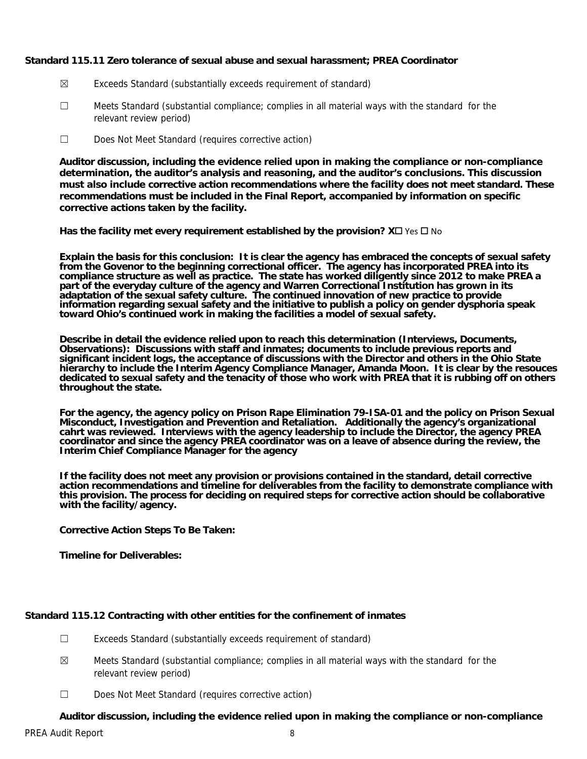**Standard 115.11 Zero tolerance of sexual abuse and sexual harassment; PREA Coordinator**

☒ Exceeds Standard (substantially exceeds requirement of standard)

☐ Meets Standard (substantial compliance; complies in all material ways with the standard for the relevant review period)

☐ Does Not Meet Standard (requires corrective action)

**Auditor discussion, including the evidence relied upon in making the compliance or non-compliance determination, the auditor's analysis and reasoning, and the auditor's conclusions. This discussion must also include corrective action recommendations where the facility does not meet standard. These recommendations must be included in the Final Report, accompanied by information on specific corrective actions taken by the facility.**

**Has the facility met every requirement established by the provision? X☐** Yes ☐ No

**Explain the basis for this conclusion: It is clear the agency has embraced the concepts of sexual safety from the Govenor to the beginning correctional officer. The agency has incorporated PREA into its compliance structure as well as practice. The state has worked diligently since 2012 to make PREA a part of the everyday culture of the agency and Warren Correctional Institution has grown in its adaptation of the sexual safety culture. The continued innovation of new practice to provide information regarding sexual safety and the initiative to publish a policy on gender dysphoria speak toward Ohio's continued work in making the facilities a model of sexual safety.**

**Describe in detail the evidence relied upon to reach this determination (Interviews, Documents, Observations): Discussions with staff and inmates; documents to include previous reports and significant incident logs, the acceptance of discussions with the Director and others in the Ohio State hierarchy to include the Interim Agency Compliance Manager, Amanda Moon. It is clear by the resouces dedicated to sexual safety and the tenacity of those who work with PREA that it is rubbing off on others throughout the state.**

**For the agency, the agency policy on Prison Rape Elimination 79-ISA-01 and the policy on Prison Sexual Misconduct, Investigation and Prevention and Retaliation. Additionally the agency's organizational cahrt was reviewed. Interviews with the agency leadership to include the Director, the agency PREA coordinator and since the agency PREA coordinator was on a leave of absence during the review, the Interim Chief Compliance Manager for the agency**

**If the facility does not meet any provision or provisions contained in the standard, detail corrective action recommendations and timeline for deliverables from the facility to demonstrate compliance with this provision. The process for deciding on required steps for corrective action should be collaborative with the facility/agency.**

**Corrective Action Steps To Be Taken:**

**Timeline for Deliverables:**

**Standard 115.12 Contracting with other entities for the confinement of inmates**

☐ Exceeds Standard (substantially exceeds requirement of standard)

☒ Meets Standard (substantial compliance; complies in all material ways with the standard for the relevant review period)

☐ Does Not Meet Standard (requires corrective action)

**Auditor discussion, including the evidence relied upon in making the compliance or non-compliance**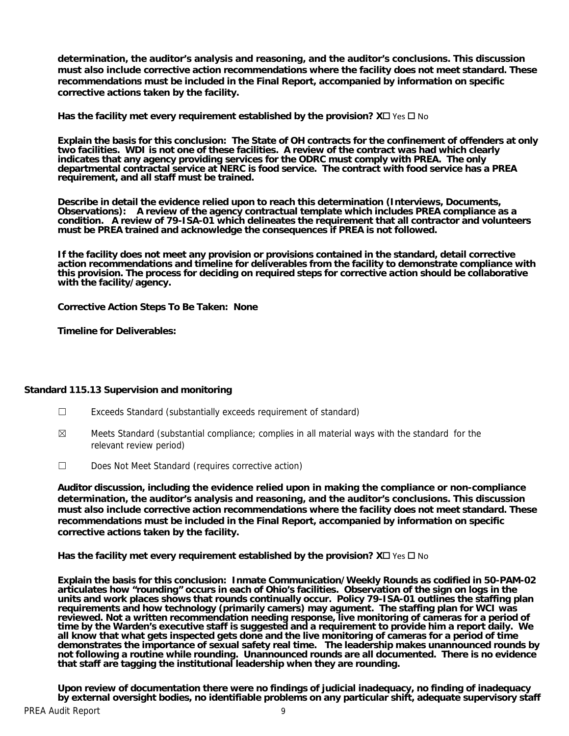**determination, the auditor's analysis and reasoning, and the auditor's conclusions. This discussion must also include corrective action recommendations where the facility does not meet standard. These recommendations must be included in the Final Report, accompanied by information on specific corrective actions taken by the facility.**

**Has the facility met every requirement established by the provision? X☐** Yes ☐ No

**Explain the basis for this conclusion: The State of OH contracts for the confinement of offenders at only two facilities. WDI is not one of these facilities. A review of the contract was had which clearly indicates that any agency providing services for the ODRC must comply with PREA. The only departmental contractal service at NERC is food service. The contract with food service has a PREA requirement, and all staff must be trained.**

**Describe in detail the evidence relied upon to reach this determination (Interviews, Documents, Observations): A review of the agency contractual template which includes PREA compliance as a condition. A review of 79-ISA-01 which delineates the requirement that all contractor and volunteers must be PREA trained and acknowledge the consequences if PREA is not followed.**

**If the facility does not meet any provision or provisions contained in the standard, detail corrective action recommendations and timeline for deliverables from the facility to demonstrate compliance with this provision. The process for deciding on required steps for corrective action should be collaborative with the facility/agency.**

**Corrective Action Steps To Be Taken: None**

**Timeline for Deliverables:**

### Standard 115.13 Supervision and monitoring

☐ Exceeds Standard (substantially exceeds requirement of standard)

☒ Meets Standard (substantial compliance; complies in all material ways with the standard for the relevant review period)

☐ Does Not Meet Standard (requires corrective action)

**Auditor discussion, including the evidence relied upon in making the compliance or non-compliance determination, the auditor's analysis and reasoning, and the auditor's conclusions. This discussion must also include corrective action recommendations where the facility does not meet standard. These recommendations must be included in the Final Report, accompanied by information on specific corrective actions taken by the facility.**

**Has the facility met every requirement established by the provision? X☐** Yes ☐ No

**Explain the basis for this conclusion: Inmate Communication/Weekly Rounds as codified in 50-PAM-02 articulates how "rounding" occurs in each of Ohio's facilities. Observation of the sign on logs in the units and work places shows that rounds continually occur. Policy 79-ISA-01 outlines the staffing plan requirements and how technology (primarily camers) may agument. The staffing plan for WCI was reviewed. Not a written recommendation needing response, live monitoring of cameras for a period of time by the Warden's executive staff is suggested and a requirement to provide him a report daily. We all know that what gets inspected gets done and the live monitoring of cameras for a period of time demonstrates the importance of sexual safety real time. The leadership makes unannounced rounds by not following a routine while rounding. Unannounced rounds are all documented. There is no evidence that staff are tagging the institutional leadership when they are rounding.**

**Upon review of documentation there were no findings of judicial inadequacy, no finding of inadequacy by external oversight bodies, no identifiable problems on any particular shift, adequate supervisory staff**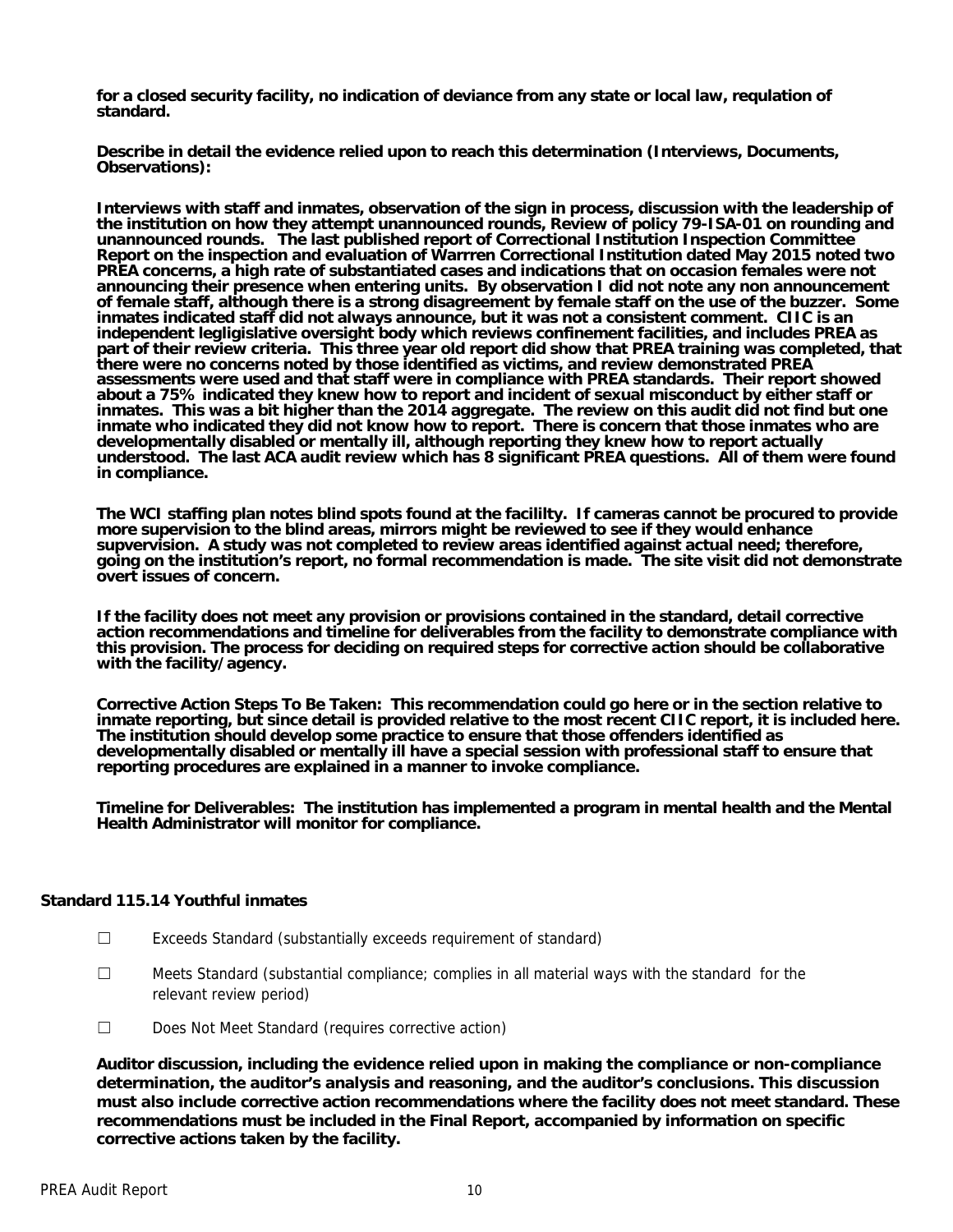**for a closed security facility, no indication of deviance from any state or local law, requlation of standard.**

**Describe in detail the evidence relied upon to reach this determination (Interviews, Documents, Observations):**

**Interviews with staff and inmates, observation of the sign in process, discussion with the leadership of the institution on how they attempt unannounced rounds, Review of policy 79-ISA-01 on rounding and unannounced rounds. The last published report of Correctional Institution Inspection Committee Report on the inspection and evaluation of Warrren Correctional Institution dated May 2015 noted two PREA concerns, a high rate of substantiated cases and indications that on occasion females were not announcing their presence when entering units. By observation I did not note any non announcement of female staff, although there is a strong disagreement by female staff on the use of the buzzer. Some inmates indicated staff did not always announce, but it was not a consistent comment. CIIC is an independent legligislative oversight body which reviews confinement facilities, and includes PREA as part of their review criteria. This three year old report did show that PREA training was completed, that there were no concerns noted by those identified as victims, and review demonstrated PREA assessments were used and that staff were in compliance with PREA standards. Their report showed about a 75% indicated they knew how to report and incident of sexual misconduct by either staff or inmates. This was a bit higher than the 2014 aggregate. The review on this audit did not find but one inmate who indicated they did not know how to report. There is concern that those inmates who are developmentally disabled or mentally ill, although reporting they knew how to report actually understood. The last ACA audit review which has 8 significant PREA questions. All of them were found in compliance.**

**The WCI staffing plan notes blind spots found at the facililty. If cameras cannot be procured to provide more supervision to the blind areas, mirrors might be reviewed to see if they would enhance supvervision. A study was not completed to review areas identified against actual need; therefore, going on the institution's report, no formal recommendation is made. The site visit did not demonstrate overt issues of concern.**

**If the facility does not meet any provision or provisions contained in the standard, detail corrective action recommendations and timeline for deliverables from the facility to demonstrate compliance with this provision. The process for deciding on required steps for corrective action should be collaborative with the facility/agency.**

**Corrective Action Steps To Be Taken: This recommendation could go here or in the section relative to inmate reporting, but since detail is provided relative to the most recent CIIC report, it is included here. The institution should develop some practice to ensure that those offenders identified as developmentally disabled or mentally ill have a special session with professional staff to ensure that reporting procedures are explained in a manner to invoke compliance.**

**Timeline for Deliverables: The institution has implemented a program in mental health and the Mental Health Administrator will monitor for compliance.**

### Standard 115.14 Youthful inmates

☐ Exceeds Standard (substantially exceeds requirement of standard)

☐ Meets Standard (substantial compliance; complies in all material ways with the standard for the relevant review period)

☐ Does Not Meet Standard (requires corrective action)

**Auditor discussion, including the evidence relied upon in making the compliance or non-compliance determination, the auditor's analysis and reasoning, and the auditor's conclusions. This discussion must also include corrective action recommendations where the facility does not meet standard. These recommendations must be included in the Final Report, accompanied by information on specific corrective actions taken by the facility.**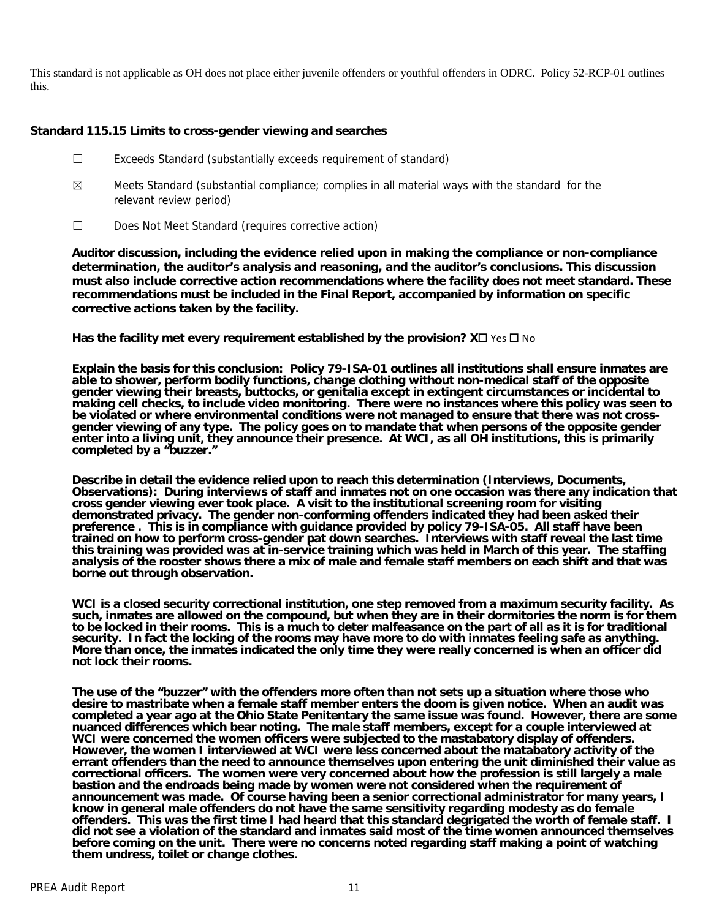This standard is not applicable as OH does not place either juvenile offenders or youthful offenders in ODRC. Policy 52-RCP-01 outlines this.

**Standard 115.15 Limits to cross-gender viewing and searches**

☐ Exceeds Standard (substantially exceeds requirement of standard)

☒ Meets Standard (substantial compliance; complies in all material ways with the standard for the relevant review period)

☐ Does Not Meet Standard (requires corrective action)

**Auditor discussion, including the evidence relied upon in making the compliance or non-compliance determination, the auditor's analysis and reasoning, and the auditor's conclusions. This discussion must also include corrective action recommendations where the facility does not meet standard. These recommendations must be included in the Final Report, accompanied by information on specific corrective actions taken by the facility.**

**Has the facility met every requirement established by the provision? X☐** Yes ☐ No

**Explain the basis for this conclusion: Policy 79-ISA-01 outlines all institutions shall ensure inmates are able to shower, perform bodily functions, change clothing without non-medical staff of the opposite gender viewing their breasts, buttocks, or genitalia except in extingent circumstances or incidental to making cell checks, to include video monitoring. There were no instances where this policy was seen to be violated or where environmental conditions were not managed to ensure that there was not cross-gender viewing of any type. The policy goes on to mandate that when persons of the opposite gender enter into a living unit, they announce their presence. At WCI, as all OH institutions, this is primarily completed by a "buzzer."**

**Describe in detail the evidence relied upon to reach this determination (Interviews, Documents, Observations): During interviews of staff and inmates not on one occasion was there any indication that cross gender viewing ever took place. A visit to the institutional screening room for visiting demonstrated privacy. The gender non-conforming offenders indicated they had been asked their preference . This is in compliance with guidance provided by policy 79-ISA-05. All staff have been trained on how to perform cross-gender pat down searches. Interviews with staff reveal the last time this training was provided was at in-service training which was held in March of this year. The staffing analysis of the rooster shows there a mix of male and female staff members on each shift and that was borne out through observation.**

**WCI is a closed security correctional institution, one step removed from a maximum security facility. As such, inmates are allowed on the compound, but when they are in their dormitories the norm is for them to be locked in their rooms. This is a much to deter malfeasance on the part of all as it is for traditional security. In fact the locking of the rooms may have more to do with inmates feeling safe as anything. More than once, the inmates indicated the only time they were really concerned is when an officer did not lock their rooms.**

**The use of the "buzzer" with the offenders more often than not sets up a situation where those who desire to mastribate when a female staff member enters the doom is given notice. When an audit was completed a year ago at the Ohio State Penitentary the same issue was found. However, there are some nuanced differences which bear noting. The male staff members, except for a couple interviewed at WCI were concerned the women officers were subjected to the mastabatory display of offenders. However, the women I interviewed at WCI were less concerned about the matabatory activity of the errant offenders than the need to announce themselves upon entering the unit diminished their value as correctional officers. The women were very concerned about how the profession is still largely a male bastion and the endroads being made by women were not considered when the requirement of announcement was made. Of course having been a senior correctional administrator for many years, I know in general male offenders do not have the same sensitivity regarding modesty as do female offenders. This was the first time I had heard that this standard degrigated the worth of female staff. I did not see a violation of the standard and inmates said most of the time women announced themselves before coming on the unit. There were no concerns noted regarding staff making a point of watching them undress, toilet or change clothes.**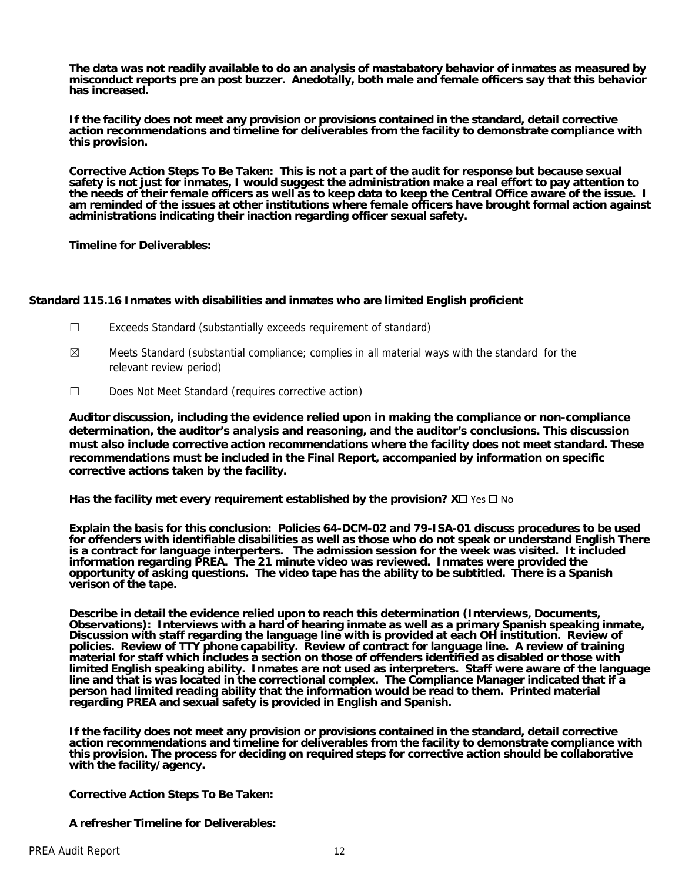**The data was not readily available to do an analysis of mastabatory behavior of inmates as measured by misconduct reports pre an post buzzer. Anedotally, both male and female officers say that this behavior has increased.**

**If the facility does not meet any provision or provisions contained in the standard, detail corrective action recommendations and timeline for deliverables from the facility to demonstrate compliance with this provision.**

**Corrective Action Steps To Be Taken: This is not a part of the audit for response but because sexual safety is not just for inmates, I would suggest the administration make a real effort to pay attention to the needs of their female officers as well as to keep data to keep the Central Office aware of the issue. I am reminded of the issues at other institutions where female officers have brought formal action against administrations indicating their inaction regarding officer sexual safety.**

**Timeline for Deliverables:**

### Standard 115.16 Inmates with disabilities and inmates who are limited English proficient

☐ Exceeds Standard (substantially exceeds requirement of standard)

☒ Meets Standard (substantial compliance; complies in all material ways with the standard for the relevant review period)

☐ Does Not Meet Standard (requires corrective action)

**Auditor discussion, including the evidence relied upon in making the compliance or non-compliance determination, the auditor's analysis and reasoning, and the auditor's conclusions. This discussion must also include corrective action recommendations where the facility does not meet standard. These recommendations must be included in the Final Report, accompanied by information on specific corrective actions taken by the facility.**

**Has the facility met every requirement established by the provision? X☐ Yes ☐ No**

**Explain the basis for this conclusion: Policies 64-DCM-02 and 79-ISA-01 discuss procedures to be used for offenders with identifiable disabilities as well as those who do not speak or understand English There is a contract for language interperters. The admission session for the week was visited. It included information regarding PREA. The 21 minute video was reviewed. Inmates were provided the opportunity of asking questions. The video tape has the ability to be subtitled. There is a Spanish verison of the tape.**

**Describe in detail the evidence relied upon to reach this determination (Interviews, Documents, Observations): Interviews with a hard of hearing inmate as well as a primary Spanish speaking inmate, Discussion with staff regarding the language line with is provided at each OH institution. Review of policies. Review of TTY phone capability. Review of contract for language line. A review of training material for staff which includes a section on those of offenders identified as disabled or those with limited English speaking ability. Inmates are not used as interpreters. Staff were aware of the language line and that is was located in the correctional complex. The Compliance Manager indicated that if a person had limited reading ability that the information would be read to them. Printed material regarding PREA and sexual safety is provided in English and Spanish.**

**If the facility does not meet any provision or provisions contained in the standard, detail corrective action recommendations and timeline for deliverables from the facility to demonstrate compliance with this provision. The process for deciding on required steps for corrective action should be collaborative with the facility/agency.**

**Corrective Action Steps To Be Taken:**

**A refresher Timeline for Deliverables:**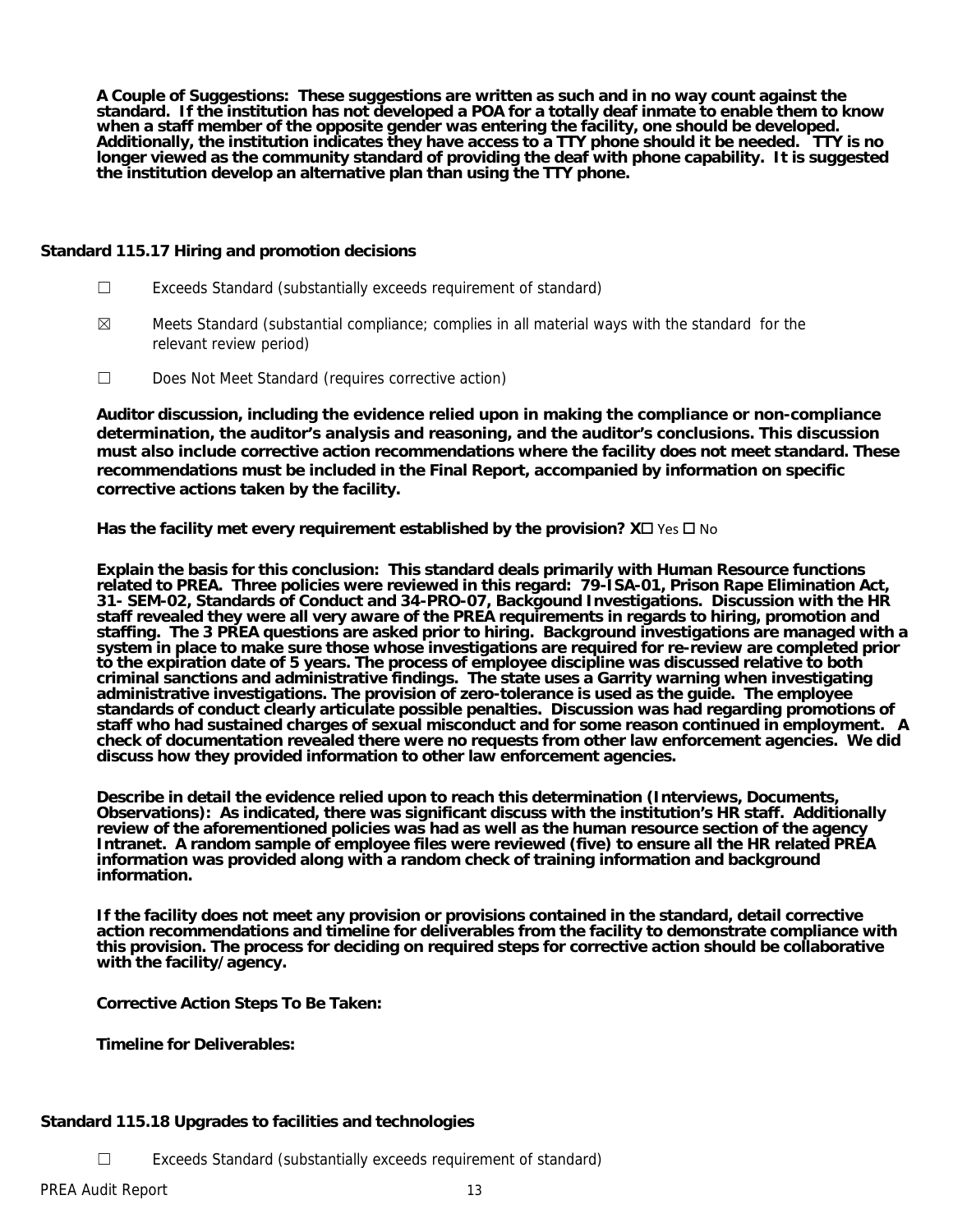**A Couple of Suggestions: These suggestions are written as such and in no way count against the standard. If the institution has not developed a POA for a totally deaf inmate to enable them to know when a staff member of the opposite gender was entering the facility, one should be developed. Additionally, the institution indicates they have access to a TTY phone should it be needed. TTY is no longer viewed as the community standard of providing the deaf with phone capability. It is suggested the institution develop an alternative plan than using the TTY phone.**

### Standard 115.17 Hiring and promotion decisions

☐ Exceeds Standard (substantially exceeds requirement of standard)

☒ Meets Standard (substantial compliance; complies in all material ways with the standard for the relevant review period)

☐ Does Not Meet Standard (requires corrective action)

**Auditor discussion, including the evidence relied upon in making the compliance or non-compliance determination, the auditor's analysis and reasoning, and the auditor's conclusions. This discussion must also include corrective action recommendations where the facility does not meet standard. These recommendations must be included in the Final Report, accompanied by information on specific corrective actions taken by the facility.**

**Has the facility met every requirement established by the provision? X☐** Yes ☐ No

**Explain the basis for this conclusion: This standard deals primarily with Human Resource functions related to PREA. Three policies were reviewed in this regard: 79-ISA-01, Prison Rape Elimination Act, 31- SEM-02, Standards of Conduct and 34-PRO-07, Backgound Investigations. Discussion with the HR staff revealed they were all very aware of the PREA requirements in regards to hiring, promotion and staffing. The 3 PREA questions are asked prior to hiring. Background investigations are managed with a system in place to make sure those whose investigations are required for re-review are completed prior to the expiration date of 5 years. The process of employee discipline was discussed relative to both criminal sanctions and administrative findings. The state uses a Garrity warning when investigating administrative investigations. The provision of zero-tolerance is used as the guide. The employee standards of conduct clearly articulate possible penalties. Discussion was had regarding promotions of staff who had sustained charges of sexual misconduct and for some reason continued in employment. A check of documentation revealed there were no requests from other law enforcement agencies. We did discuss how they provided information to other law enforcement agencies.**

**Describe in detail the evidence relied upon to reach this determination (Interviews, Documents, Observations): As indicated, there was significant discuss with the institution's HR staff. Additionally review of the aforementioned policies was had as well as the human resource section of the agency Intranet. A random sample of employee files were reviewed (five) to ensure all the HR related PREA information was provided along with a random check of training information and background information.**

**If the facility does not meet any provision or provisions contained in the standard, detail corrective action recommendations and timeline for deliverables from the facility to demonstrate compliance with this provision. The process for deciding on required steps for corrective action should be collaborative with the facility/agency.**

**Corrective Action Steps To Be Taken:**

**Timeline for Deliverables:**

### Standard 115.18 Upgrades to facilities and technologies

☐ Exceeds Standard (substantially exceeds requirement of standard)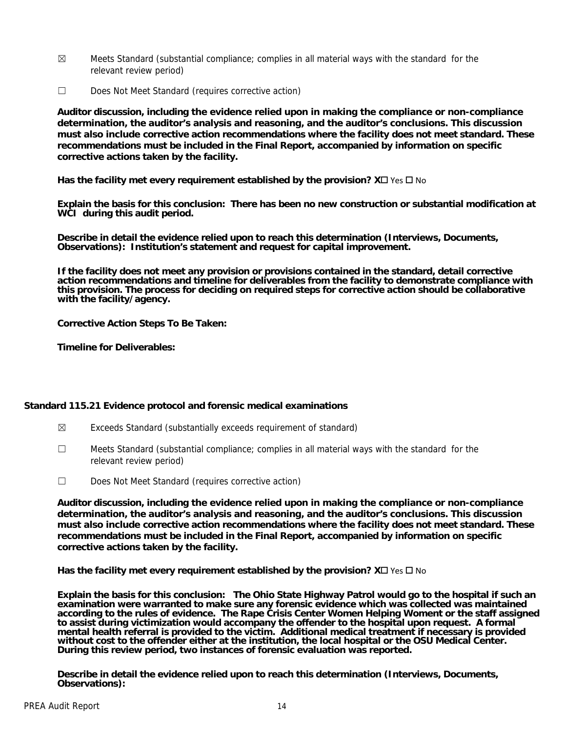☒ Meets Standard (substantial compliance; complies in all material ways with the standard for the relevant review period)

☐ Does Not Meet Standard (requires corrective action)

**Auditor discussion, including the evidence relied upon in making the compliance or non-compliance determination, the auditor's analysis and reasoning, and the auditor's conclusions. This discussion must also include corrective action recommendations where the facility does not meet standard. These recommendations must be included in the Final Report, accompanied by information on specific corrective actions taken by the facility.**

**Has the facility met every requirement established by the provision? X☐** Yes ☐ No

**Explain the basis for this conclusion: There has been no new construction or substantial modification at WCI during this audit period.**

**Describe in detail the evidence relied upon to reach this determination (Interviews, Documents, Observations): Institution's statement and request for capital improvement.**

**If the facility does not meet any provision or provisions contained in the standard, detail corrective action recommendations and timeline for deliverables from the facility to demonstrate compliance with this provision. The process for deciding on required steps for corrective action should be collaborative with the facility/agency.**

**Corrective Action Steps To Be Taken:**

**Timeline for Deliverables:**

### Standard 115.21 Evidence protocol and forensic medical examinations

☒ Exceeds Standard (substantially exceeds requirement of standard)

☐ Meets Standard (substantial compliance; complies in all material ways with the standard for the relevant review period)

☐ Does Not Meet Standard (requires corrective action)

**Auditor discussion, including the evidence relied upon in making the compliance or non-compliance determination, the auditor's analysis and reasoning, and the auditor's conclusions. This discussion must also include corrective action recommendations where the facility does not meet standard. These recommendations must be included in the Final Report, accompanied by information on specific corrective actions taken by the facility.**

**Has the facility met every requirement established by the provision? X☐** Yes ☐ No

**Explain the basis for this conclusion: The Ohio State Highway Patrol would go to the hospital if such an examination were warranted to make sure any forensic evidence which was collected was maintained according to the rules of evidence. The Rape Crisis Center Women Helping Woment or the staff assigned to assist during victimization would accompany the offender to the hospital upon request. A formal mental health referral is provided to the victim. Additional medical treatment if necessary is provided without cost to the offender either at the institution, the local hospital or the OSU Medical Center. During this review period, two instances of forensic evaluation was reported.**

**Describe in detail the evidence relied upon to reach this determination (Interviews, Documents, Observations):**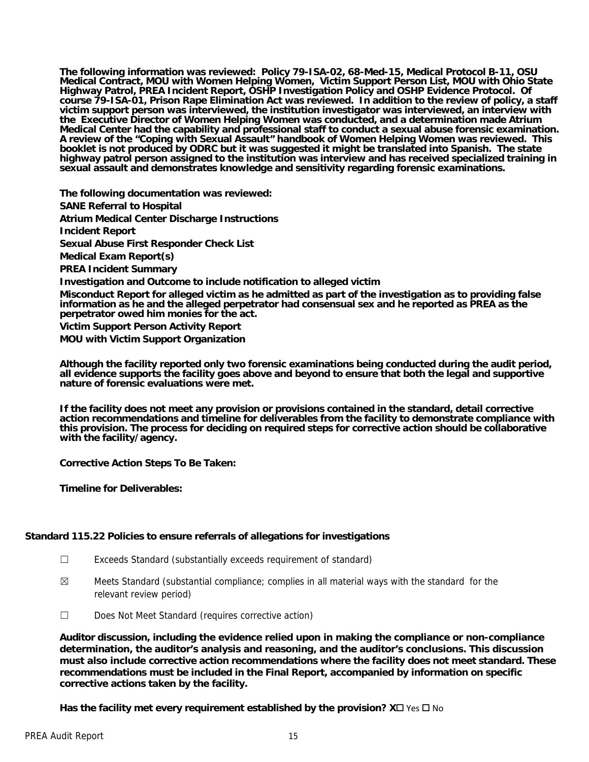**The following information was reviewed: Policy 79-ISA-02, 68-Med-15, Medical Protocol B-11, OSU Medical Contract, MOU with Women Helping Women, Victim Support Person List, MOU with Ohio State Highway Patrol, PREA Incident Report, OSHP Investigation Policy and OSHP Evidence Protocol. Of course 79-ISA-01, Prison Rape Elimination Act was reviewed. In addition to the review of policy, a staff victim support person was interviewed, the institution investigator was interviewed, an interview with the Executive Director of Women Helping Women was conducted, and a determination made Atrium Medical Center had the capability and professional staff to conduct a sexual abuse forensic examination. A review of the "Coping with Sexual Assault" handbook of Women Helping Women was reviewed. This booklet is not produced by ODRC but it was suggested it might be translated into Spanish. The state highway patrol person assigned to the institution was interview and has received specialized training in sexual assault and demonstrates knowledge and sensitivity regarding forensic examinations.**

**The following documentation was reviewed:**

**SANE Referral to Hospital**

**Atrium Medical Center Discharge Instructions**

**Incident Report**

**Sexual Abuse First Responder Check List**

**Medical Exam Report(s)**

**PREA Incident Summary**

**Investigation and Outcome to include notification to alleged victim**

**Misconduct Report for alleged victim as he admitted as part of the investigation as to providing false information as he and the alleged perpetrator had consensual sex and he reported as PREA as the perpetrator owed him monies for the act.**

**Victim Support Person Activity Report**

**MOU with Victim Support Organization**

**Although the facility reported only two forensic examinations being conducted during the audit period, all evidence supports the facility goes above and beyond to ensure that both the legal and supportive nature of forensic evaluations were met.**

**If the facility does not meet any provision or provisions contained in the standard, detail corrective action recommendations and timeline for deliverables from the facility to demonstrate compliance with this provision. The process for deciding on required steps for corrective action should be collaborative with the facility/agency.**

**Corrective Action Steps To Be Taken:**

**Timeline for Deliverables:**

### Standard 115.22 Policies to ensure referrals of allegations for investigations

☐ Exceeds Standard (substantially exceeds requirement of standard)

☒ Meets Standard (substantial compliance; complies in all material ways with the standard for the relevant review period)

☐ Does Not Meet Standard (requires corrective action)

**Auditor discussion, including the evidence relied upon in making the compliance or non-compliance determination, the auditor's analysis and reasoning, and the auditor's conclusions. This discussion must also include corrective action recommendations where the facility does not meet standard. These recommendations must be included in the Final Report, accompanied by information on specific corrective actions taken by the facility.**

**Has the facility met every requirement established by the provision? X☐** Yes ☐ No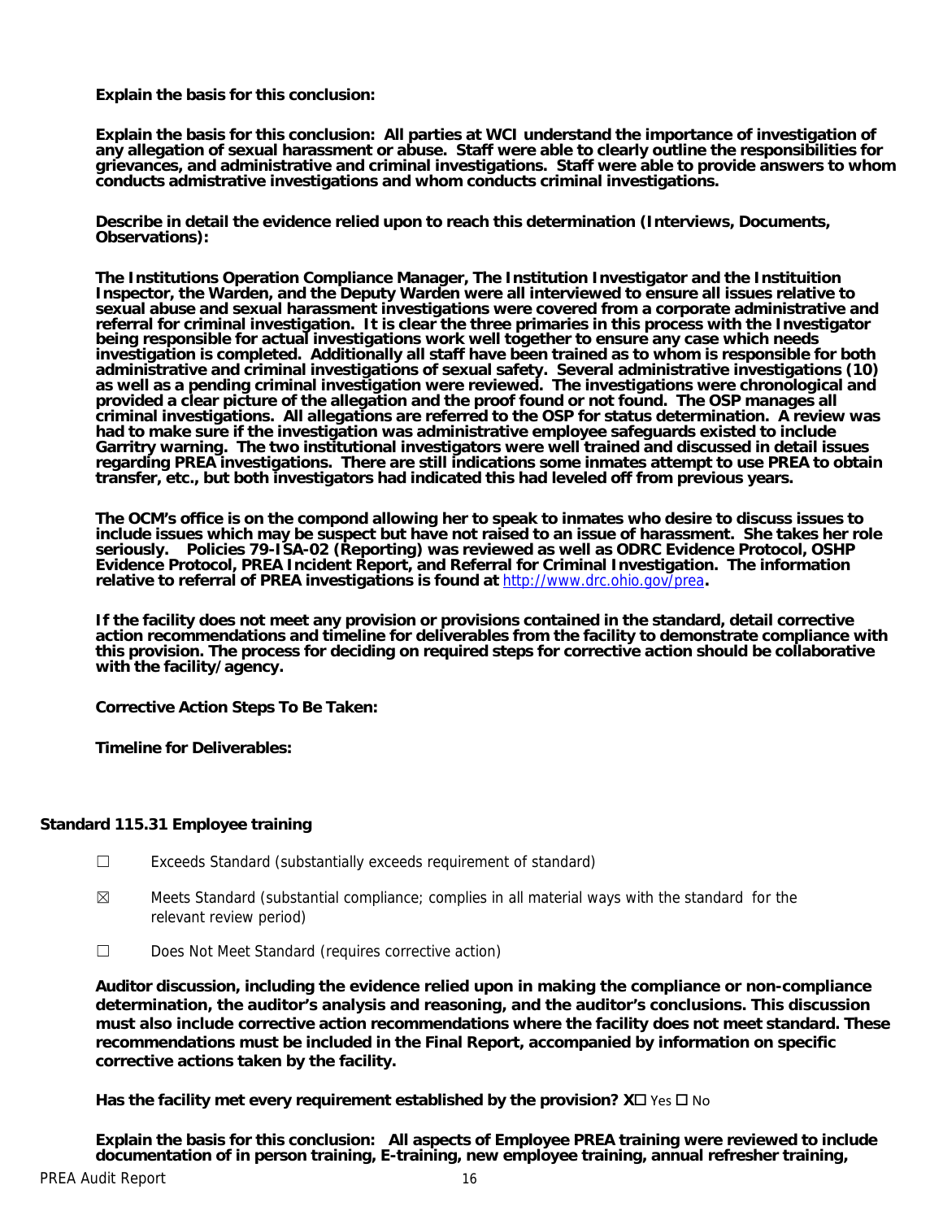**Explain the basis for this conclusion:**

**Explain the basis for this conclusion: All parties at WCI understand the importance of investigation of any allegation of sexual harassment or abuse. Staff were able to clearly outline the responsibilities for grievances, and administrative and criminal investigations. Staff were able to provide answers to whom conducts admistrative investigations and whom conducts criminal investigations.**

**Describe in detail the evidence relied upon to reach this determination (Interviews, Documents, Observations):**

**The Institutions Operation Compliance Manager, The Institution Investigator and the Instituition Inspector, the Warden, and the Deputy Warden were all interviewed to ensure all issues relative to sexual abuse and sexual harassment investigations were covered from a corporate administrative and referral for criminal investigation. It is clear the three primaries in this process with the Investigator being responsible for actual investigations work well together to ensure any case which needs investigation is completed. Additionally all staff have been trained as to whom is responsible for both administrative and criminal investigations of sexual safety. Several administrative investigations (10) as well as a pending criminal investigation were reviewed. The investigations were chronological and provided a clear picture of the allegation and the proof found or not found. The OSP manages all criminal investigations. All allegations are referred to the OSP for status determination. A review was had to make sure if the investigation was administrative employee safeguards existed to include Garritry warning. The two institutional investigators were well trained and discussed in detail issues regarding PREA investigations. There are still indications some inmates attempt to use PREA to obtain transfer, etc., but both investigators had indicated this had leveled off from previous years.**

**The OCM's office is on the compond allowing her to speak to inmates who desire to discuss issues to include issues which may be suspect but have not raised to an issue of harassment. She takes her role seriously. Policies 79-ISA-02 (Reporting) was reviewed as well as ODRC Evidence Protocol, OSHP Evidence Protocol, PREA Incident Report, and Referral for Criminal Investigation. The information relative to referral of PREA investigations is found at** http://www.drc.ohio.gov/prea**.**

**If the facility does not meet any provision or provisions contained in the standard, detail corrective action recommendations and timeline for deliverables from the facility to demonstrate compliance with this provision. The process for deciding on required steps for corrective action should be collaborative with the facility/agency.**

**Corrective Action Steps To Be Taken:**

**Timeline for Deliverables:**

**Standard 115.31 Employee training**

☐ Exceeds Standard (substantially exceeds requirement of standard)

☒ Meets Standard (substantial compliance; complies in all material ways with the standard for the relevant review period)

☐ Does Not Meet Standard (requires corrective action)

**Auditor discussion, including the evidence relied upon in making the compliance or non-compliance determination, the auditor's analysis and reasoning, and the auditor's conclusions. This discussion must also include corrective action recommendations where the facility does not meet standard. These recommendations must be included in the Final Report, accompanied by information on specific corrective actions taken by the facility.**

**Has the facility met every requirement established by the provision? X☐** Yes ☐ No

**Explain the basis for this conclusion: All aspects of Employee PREA training were reviewed to include documentation of in person training, E-training, new employee training, annual refresher training,**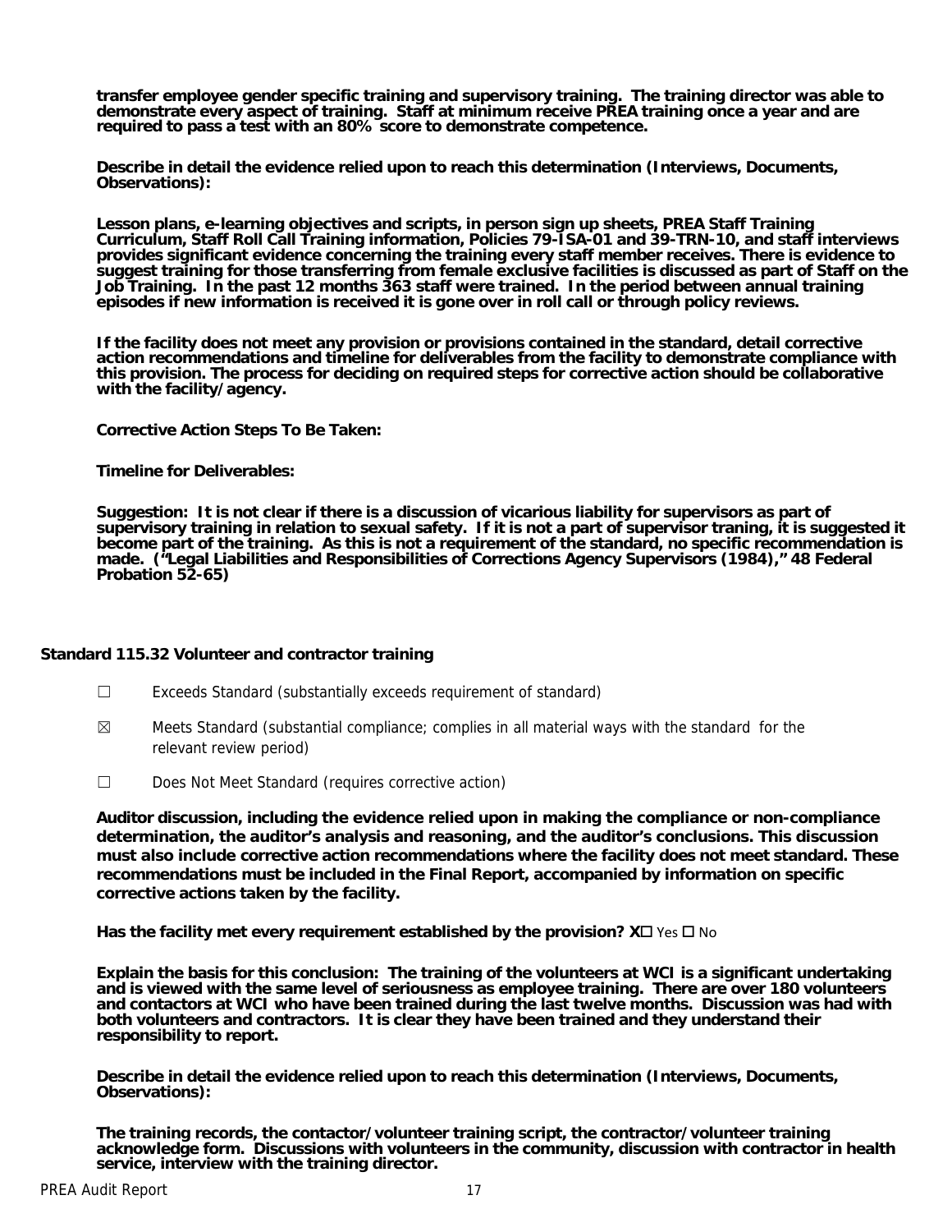**transfer employee gender specific training and supervisory training. The training director was able to demonstrate every aspect of training. Staff at minimum receive PREA training once a year and are required to pass a test with an 80% score to demonstrate competence.**

**Describe in detail the evidence relied upon to reach this determination (Interviews, Documents, Observations):**

**Lesson plans, e-learning objectives and scripts, in person sign up sheets, PREA Staff Training Curriculum, Staff Roll Call Training information, Policies 79-ISA-01 and 39-TRN-10, and staff interviews provides significant evidence concerning the training every staff member receives. There is evidence to suggest training for those transferring from female exclusive facilities is discussed as part of Staff on the Job Training. In the past 12 months 363 staff were trained. In the period between annual training episodes if new information is received it is gone over in roll call or through policy reviews.**

**If the facility does not meet any provision or provisions contained in the standard, detail corrective action recommendations and timeline for deliverables from the facility to demonstrate compliance with this provision. The process for deciding on required steps for corrective action should be collaborative with the facility/agency.**

**Corrective Action Steps To Be Taken:**

**Timeline for Deliverables:**

**Suggestion: It is not clear if there is a discussion of vicarious liability for supervisors as part of supervisory training in relation to sexual safety. If it is not a part of supervisor traning, it is suggested it become part of the training. As this is not a requirement of the standard, no specific recommendation is made. ("Legal Liabilities and Responsibilities of Corrections Agency Supervisors (1984)," 48 Federal Probation 52-65)**

**Standard 115.32 Volunteer and contractor training**

☐ Exceeds Standard (substantially exceeds requirement of standard)

☒ Meets Standard (substantial compliance; complies in all material ways with the standard for the relevant review period)

☐ Does Not Meet Standard (requires corrective action)

**Auditor discussion, including the evidence relied upon in making the compliance or non-compliance determination, the auditor's analysis and reasoning, and the auditor's conclusions. This discussion must also include corrective action recommendations where the facility does not meet standard. These recommendations must be included in the Final Report, accompanied by information on specific corrective actions taken by the facility.**

**Has the facility met every requirement established by the provision? X☐ Yes ☐ No**

**Explain the basis for this conclusion: The training of the volunteers at WCI is a significant undertaking and is viewed with the same level of seriousness as employee training. There are over 180 volunteers and contactors at WCI who have been trained during the last twelve months. Discussion was had with both volunteers and contractors. It is clear they have been trained and they understand their responsibility to report.**

**Describe in detail the evidence relied upon to reach this determination (Interviews, Documents, Observations):**

**The training records, the contactor/volunteer training script, the contractor/volunteer training acknowledge form. Discussions with volunteers in the community, discussion with contractor in health service, interview with the training director.**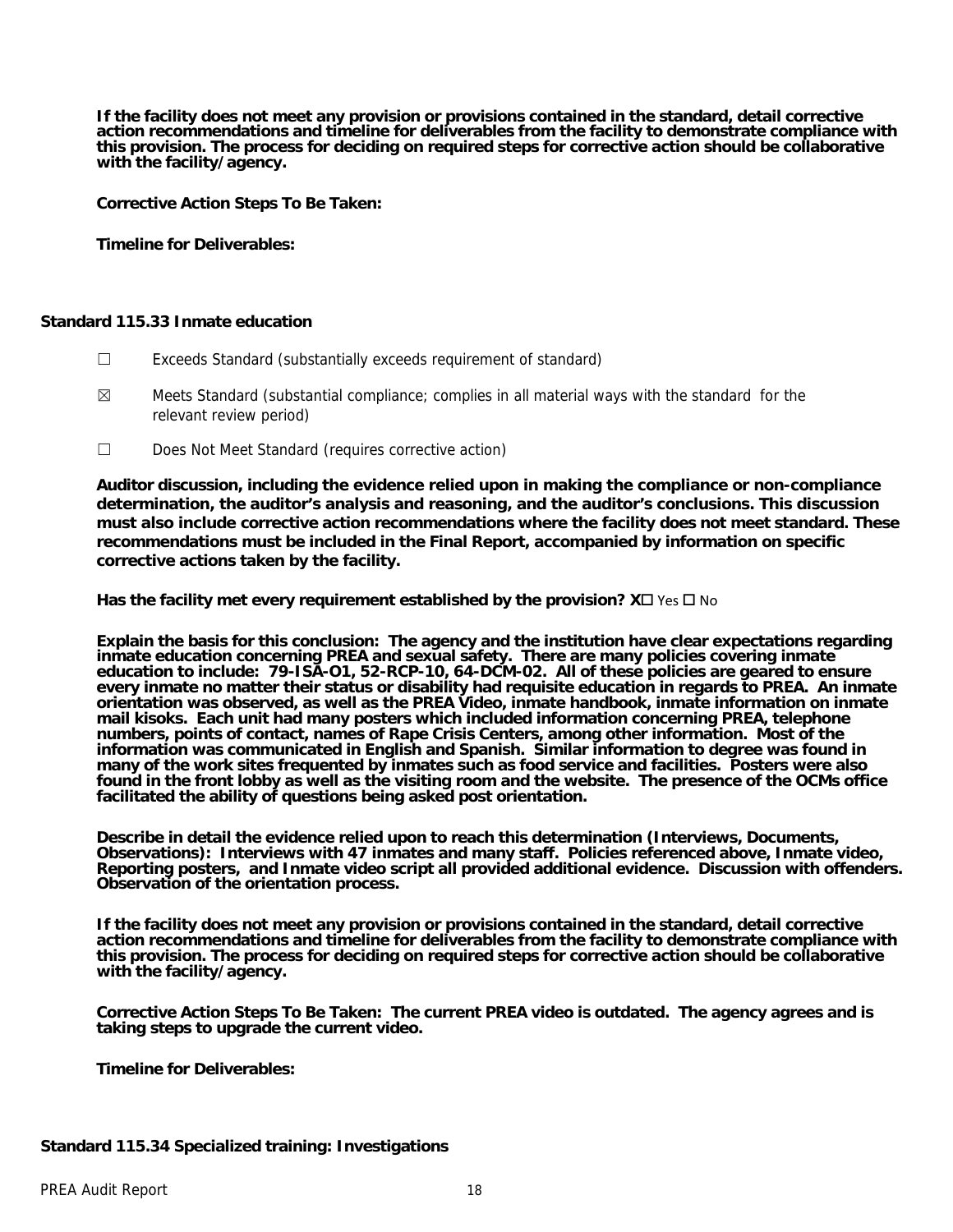**If the facility does not meet any provision or provisions contained in the standard, detail corrective action recommendations and timeline for deliverables from the facility to demonstrate compliance with this provision. The process for deciding on required steps for corrective action should be collaborative with the facility/agency.**

**Corrective Action Steps To Be Taken:**

**Timeline for Deliverables:**

**Standard 115.33 Inmate education**

☐ Exceeds Standard (substantially exceeds requirement of standard)

☒ Meets Standard (substantial compliance; complies in all material ways with the standard for the relevant review period)

☐ Does Not Meet Standard (requires corrective action)

**Auditor discussion, including the evidence relied upon in making the compliance or non-compliance determination, the auditor's analysis and reasoning, and the auditor's conclusions. This discussion must also include corrective action recommendations where the facility does not meet standard. These recommendations must be included in the Final Report, accompanied by information on specific corrective actions taken by the facility.**

**Has the facility met every requirement established by the provision? X☐** Yes ☐ No

**Explain the basis for this conclusion: The agency and the institution have clear expectations regarding inmate education concerning PREA and sexual safety. There are many policies covering inmate education to include: 79-ISA-O1, 52-RCP-10, 64-DCM-02. All of these policies are geared to ensure every inmate no matter their status or disability had requisite education in regards to PREA. An inmate orientation was observed, as well as the PREA Video, inmate handbook, inmate information on inmate mail kisoks. Each unit had many posters which included information concerning PREA, telephone numbers, points of contact, names of Rape Crisis Centers, among other information. Most of the information was communicated in English and Spanish. Similar information to degree was found in many of the work sites frequented by inmates such as food service and facilities. Posters were also found in the front lobby as well as the visiting room and the website. The presence of the OCMs office facilitated the ability of questions being asked post orientation.**

**Describe in detail the evidence relied upon to reach this determination (Interviews, Documents, Observations): Interviews with 47 inmates and many staff. Policies referenced above, Inmate video, Reporting posters, and Inmate video script all provided additional evidence. Discussion with offenders. Observation of the orientation process.**

**If the facility does not meet any provision or provisions contained in the standard, detail corrective action recommendations and timeline for deliverables from the facility to demonstrate compliance with this provision. The process for deciding on required steps for corrective action should be collaborative with the facility/agency.**

**Corrective Action Steps To Be Taken: The current PREA video is outdated. The agency agrees and is taking steps to upgrade the current video.**

**Timeline for Deliverables:**

**Standard 115.34 Specialized training: Investigations**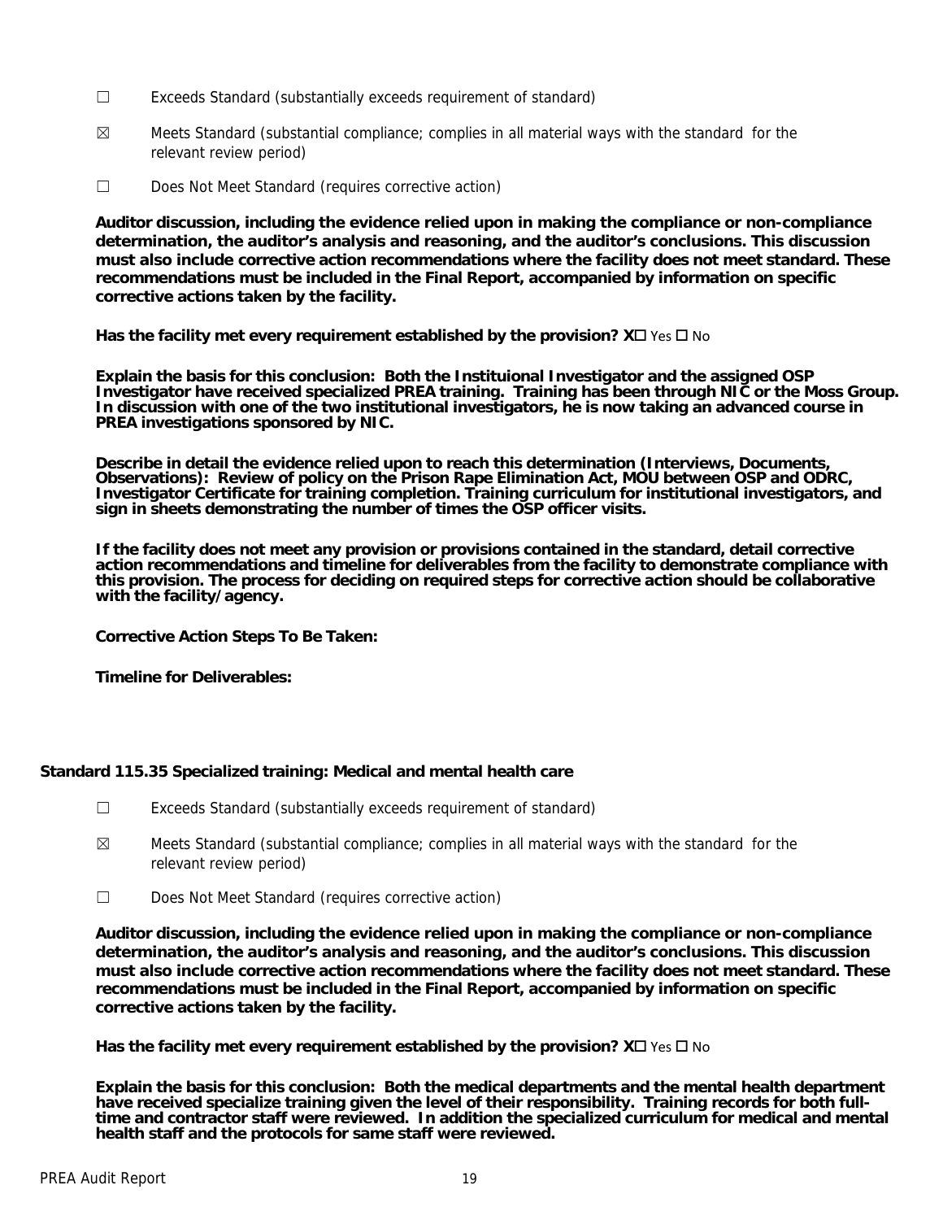☐ Exceeds Standard (substantially exceeds requirement of standard)

☒ Meets Standard (substantial compliance; complies in all material ways with the standard for the relevant review period)

☐ Does Not Meet Standard (requires corrective action)

**Auditor discussion, including the evidence relied upon in making the compliance or non-compliance determination, the auditor's analysis and reasoning, and the auditor's conclusions. This discussion must also include corrective action recommendations where the facility does not meet standard. These recommendations must be included in the Final Report, accompanied by information on specific corrective actions taken by the facility.**

**Has the facility met every requirement established by the provision? X☐** Yes ☐ No

**Explain the basis for this conclusion: Both the Instituional Investigator and the assigned OSP Investigator have received specialized PREA training. Training has been through NIC or the Moss Group. In discussion with one of the two institutional investigators, he is now taking an advanced course in PREA investigations sponsored by NIC.**

**Describe in detail the evidence relied upon to reach this determination (Interviews, Documents, Observations): Review of policy on the Prison Rape Elimination Act, MOU between OSP and ODRC, Investigator Certificate for training completion. Training curriculum for institutional investigators, and sign in sheets demonstrating the number of times the OSP officer visits.**

**If the facility does not meet any provision or provisions contained in the standard, detail corrective action recommendations and timeline for deliverables from the facility to demonstrate compliance with this provision. The process for deciding on required steps for corrective action should be collaborative with the facility/agency.**

**Corrective Action Steps To Be Taken:**

**Timeline for Deliverables:**

**Standard 115.35 Specialized training: Medical and mental health care**

☐ Exceeds Standard (substantially exceeds requirement of standard)

☒ Meets Standard (substantial compliance; complies in all material ways with the standard for the relevant review period)

☐ Does Not Meet Standard (requires corrective action)

**Auditor discussion, including the evidence relied upon in making the compliance or non-compliance determination, the auditor's analysis and reasoning, and the auditor's conclusions. This discussion must also include corrective action recommendations where the facility does not meet standard. These recommendations must be included in the Final Report, accompanied by information on specific corrective actions taken by the facility.**

**Has the facility met every requirement established by the provision? X☐** Yes ☐ No

**Explain the basis for this conclusion: Both the medical departments and the mental health department have received specialize training given the level of their responsibility. Training records for both full-time and contractor staff were reviewed. In addition the specialized curriculum for medical and mental health staff and the protocols for same staff were reviewed.**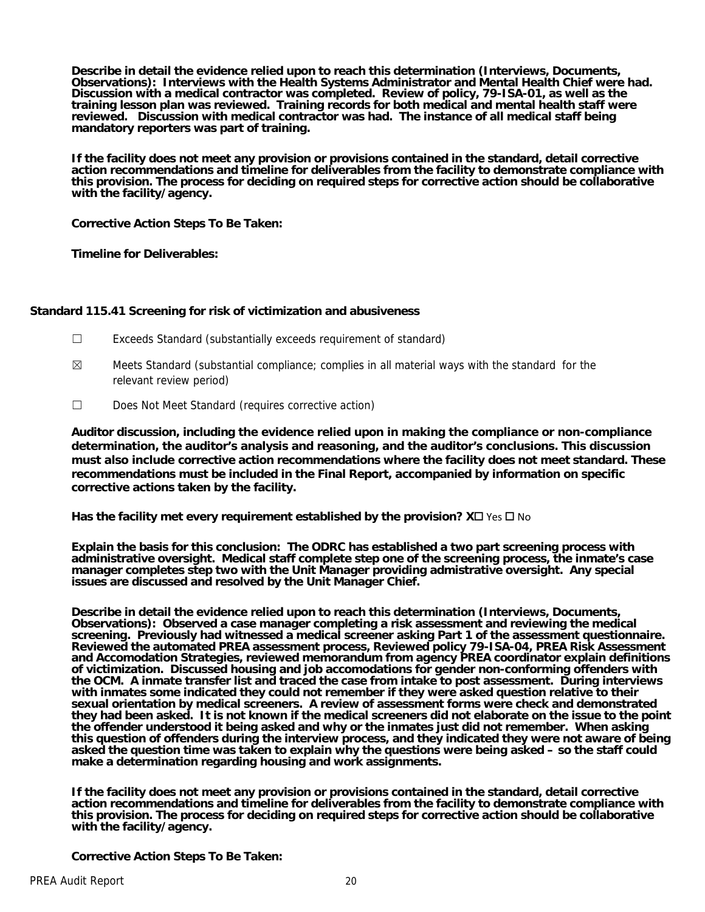**Describe in detail the evidence relied upon to reach this determination (Interviews, Documents, Observations): Interviews with the Health Systems Administrator and Mental Health Chief were had. Discussion with a medical contractor was completed. Review of policy, 79-ISA-01, as well as the training lesson plan was reviewed. Training records for both medical and mental health staff were reviewed. Discussion with medical contractor was had. The instance of all medical staff being mandatory reporters was part of training.**

**If the facility does not meet any provision or provisions contained in the standard, detail corrective action recommendations and timeline for deliverables from the facility to demonstrate compliance with this provision. The process for deciding on required steps for corrective action should be collaborative with the facility/agency.**

**Corrective Action Steps To Be Taken:**

**Timeline for Deliverables:**

### Standard 115.41 Screening for risk of victimization and abusiveness

☐ Exceeds Standard (substantially exceeds requirement of standard)

☒ Meets Standard (substantial compliance; complies in all material ways with the standard for the relevant review period)

☐ Does Not Meet Standard (requires corrective action)

**Auditor discussion, including the evidence relied upon in making the compliance or non-compliance determination, the auditor's analysis and reasoning, and the auditor's conclusions. This discussion must also include corrective action recommendations where the facility does not meet standard. These recommendations must be included in the Final Report, accompanied by information on specific corrective actions taken by the facility.**

**Has the facility met every requirement established by the provision? X☐ Yes ☐ No**

**Explain the basis for this conclusion: The ODRC has established a two part screening process with administrative oversight. Medical staff complete step one of the screening process, the inmate's case manager completes step two with the Unit Manager providing admistrative oversight. Any special issues are discussed and resolved by the Unit Manager Chief.**

**Describe in detail the evidence relied upon to reach this determination (Interviews, Documents, Observations): Observed a case manager completing a risk assessment and reviewing the medical screening. Previously had witnessed a medical screener asking Part 1 of the assessment questionnaire. Reviewed the automated PREA assessment process, Reviewed policy 79-ISA-04, PREA Risk Assessment and Accomodation Strategies, reviewed memorandum from agency PREA coordinator explain definitions of victimization. Discussed housing and job accomodations for gender non-conforming offenders with the OCM. A inmate transfer list and traced the case from intake to post assessment. During interviews with inmates some indicated they could not remember if they were asked question relative to their sexual orientation by medical screeners. A review of assessment forms were check and demonstrated they had been asked. It is not known if the medical screeners did not elaborate on the issue to the point the offender understood it being asked and why or the inmates just did not remember. When asking this question of offenders during the interview process, and they indicated they were not aware of being asked the question time was taken to explain why the questions were being asked – so the staff could make a determination regarding housing and work assignments.**

**If the facility does not meet any provision or provisions contained in the standard, detail corrective action recommendations and timeline for deliverables from the facility to demonstrate compliance with this provision. The process for deciding on required steps for corrective action should be collaborative with the facility/agency.**

**Corrective Action Steps To Be Taken:**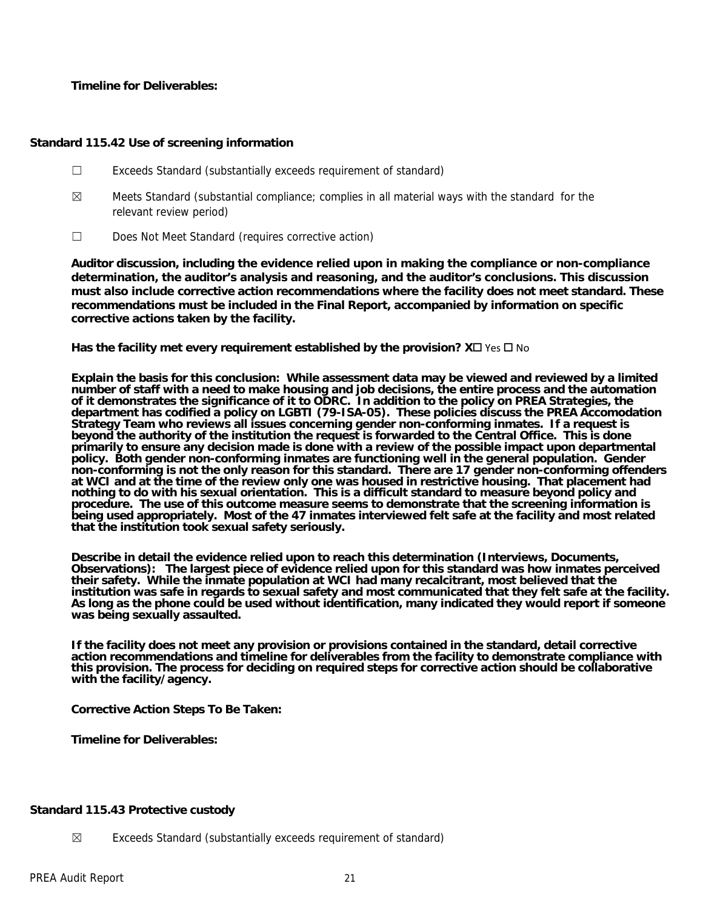**Timeline for Deliverables:**

**Standard 115.42 Use of screening information**

☐ Exceeds Standard (substantially exceeds requirement of standard)

☒ Meets Standard (substantial compliance; complies in all material ways with the standard for the relevant review period)

☐ Does Not Meet Standard (requires corrective action)

**Auditor discussion, including the evidence relied upon in making the compliance or non-compliance determination, the auditor's analysis and reasoning, and the auditor's conclusions. This discussion must also include corrective action recommendations where the facility does not meet standard. These recommendations must be included in the Final Report, accompanied by information on specific corrective actions taken by the facility.**

**Has the facility met every requirement established by the provision? X☐** Yes ☐ No

**Explain the basis for this conclusion: While assessment data may be viewed and reviewed by a limited number of staff with a need to make housing and job decisions, the entire process and the automation of it demonstrates the significance of it to ODRC. In addition to the policy on PREA Strategies, the department has codified a policy on LGBTI (79-ISA-05). These policies discuss the PREA Accomodation Strategy Team who reviews all issues concerning gender non-conforming inmates. If a request is beyond the authority of the institution the request is forwarded to the Central Office. This is done primarily to ensure any decision made is done with a review of the possible impact upon departmental policy. Both gender non-conforming inmates are functioning well in the general population. Gender non-conforming is not the only reason for this standard. There are 17 gender non-conforming offenders at WCI and at the time of the review only one was housed in restrictive housing. That placement had nothing to do with his sexual orientation. This is a difficult standard to measure beyond policy and procedure. The use of this outcome measure seems to demonstrate that the screening information is being used appropriately. Most of the 47 inmates interviewed felt safe at the facility and most related that the institution took sexual safety seriously.**

**Describe in detail the evidence relied upon to reach this determination (Interviews, Documents, Observations): The largest piece of evidence relied upon for this standard was how inmates perceived their safety. While the inmate population at WCI had many recalcitrant, most believed that the institution was safe in regards to sexual safety and most communicated that they felt safe at the facility. As long as the phone could be used without identification, many indicated they would report if someone was being sexually assaulted.**

**If the facility does not meet any provision or provisions contained in the standard, detail corrective action recommendations and timeline for deliverables from the facility to demonstrate compliance with this provision. The process for deciding on required steps for corrective action should be collaborative with the facility/agency.**

**Corrective Action Steps To Be Taken:**

**Timeline for Deliverables:**

**Standard 115.43 Protective custody**

☒ Exceeds Standard (substantially exceeds requirement of standard)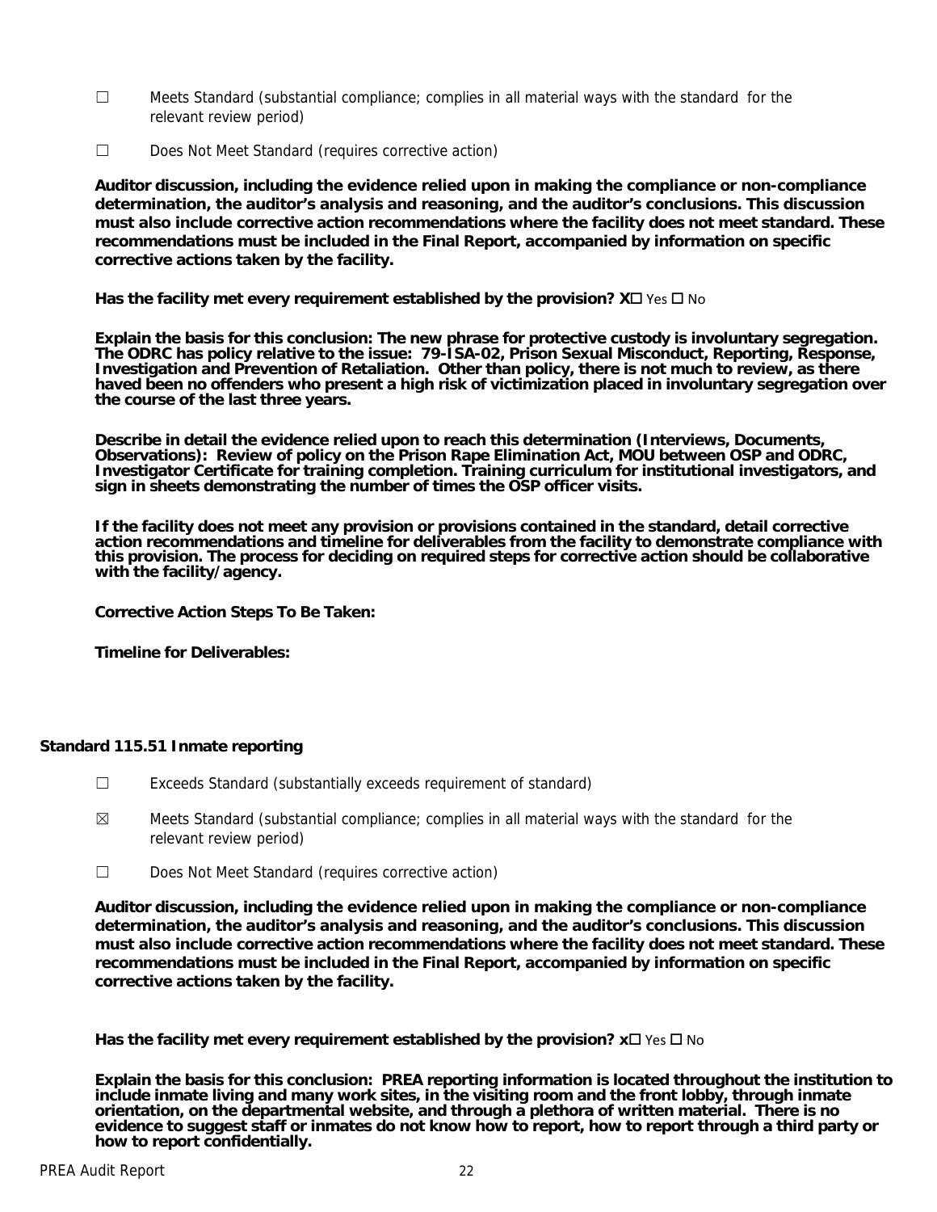☐ Meets Standard (substantial compliance; complies in all material ways with the standard for the relevant review period)

☐ Does Not Meet Standard (requires corrective action)

**Auditor discussion, including the evidence relied upon in making the compliance or non-compliance determination, the auditor's analysis and reasoning, and the auditor's conclusions. This discussion must also include corrective action recommendations where the facility does not meet standard. These recommendations must be included in the Final Report, accompanied by information on specific corrective actions taken by the facility.**

**Has the facility met every requirement established by the provision? X**☐ Yes ☐ No

**Explain the basis for this conclusion: The new phrase for protective custody is involuntary segregation. The ODRC has policy relative to the issue: 79-ISA-02, Prison Sexual Misconduct, Reporting, Response, Investigation and Prevention of Retaliation. Other than policy, there is not much to review, as there haved been no offenders who present a high risk of victimization placed in involuntary segregation over the course of the last three years.**

**Describe in detail the evidence relied upon to reach this determination (Interviews, Documents, Observations): Review of policy on the Prison Rape Elimination Act, MOU between OSP and ODRC, Investigator Certificate for training completion. Training curriculum for institutional investigators, and sign in sheets demonstrating the number of times the OSP officer visits.**

**If the facility does not meet any provision or provisions contained in the standard, detail corrective action recommendations and timeline for deliverables from the facility to demonstrate compliance with this provision. The process for deciding on required steps for corrective action should be collaborative with the facility/agency.**

**Corrective Action Steps To Be Taken:**

**Timeline for Deliverables:**

### Standard 115.51 Inmate reporting

☐ Exceeds Standard (substantially exceeds requirement of standard)

☒ Meets Standard (substantial compliance; complies in all material ways with the standard for the relevant review period)

☐ Does Not Meet Standard (requires corrective action)

**Auditor discussion, including the evidence relied upon in making the compliance or non-compliance determination, the auditor's analysis and reasoning, and the auditor's conclusions. This discussion must also include corrective action recommendations where the facility does not meet standard. These recommendations must be included in the Final Report, accompanied by information on specific corrective actions taken by the facility.**

**Has the facility met every requirement established by the provision? x**☐ Yes ☐ No

**Explain the basis for this conclusion: PREA reporting information is located throughout the institution to include inmate living and many work sites, in the visiting room and the front lobby, through inmate orientation, on the departmental website, and through a plethora of written material. There is no evidence to suggest staff or inmates do not know how to report, how to report through a third party or how to report confidentially.**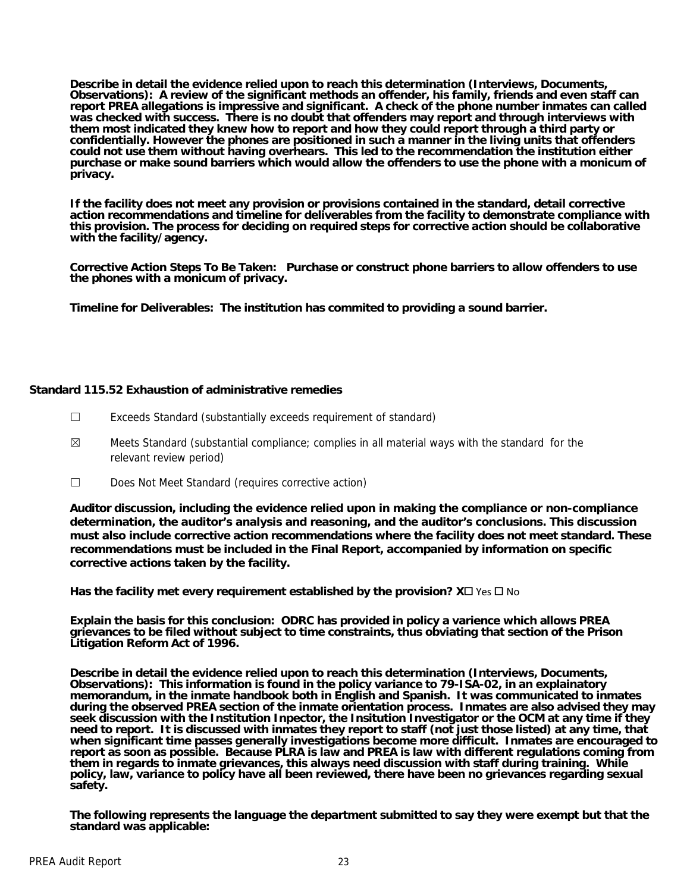**Describe in detail the evidence relied upon to reach this determination (Interviews, Documents, Observations): A review of the significant methods an offender, his family, friends and even staff can report PREA allegations is impressive and significant. A check of the phone number inmates can called was checked with success. There is no doubt that offenders may report and through interviews with them most indicated they knew how to report and how they could report through a third party or confidentially. However the phones are positioned in such a manner in the living units that offenders could not use them without having overhears. This led to the recommendation the institution either purchase or make sound barriers which would allow the offenders to use the phone with a monicum of privacy.**

**If the facility does not meet any provision or provisions contained in the standard, detail corrective action recommendations and timeline for deliverables from the facility to demonstrate compliance with this provision. The process for deciding on required steps for corrective action should be collaborative with the facility/agency.**

**Corrective Action Steps To Be Taken: Purchase or construct phone barriers to allow offenders to use the phones with a monicum of privacy.**

**Timeline for Deliverables: The institution has commited to providing a sound barrier.**

### Standard 115.52 Exhaustion of administrative remedies

☐ Exceeds Standard (substantially exceeds requirement of standard)

☒ Meets Standard (substantial compliance; complies in all material ways with the standard for the relevant review period)

☐ Does Not Meet Standard (requires corrective action)

**Auditor discussion, including the evidence relied upon in making the compliance or non-compliance determination, the auditor's analysis and reasoning, and the auditor's conclusions. This discussion must also include corrective action recommendations where the facility does not meet standard. These recommendations must be included in the Final Report, accompanied by information on specific corrective actions taken by the facility.**

**Has the facility met every requirement established by the provision? X☐** Yes ☐ No

**Explain the basis for this conclusion: ODRC has provided in policy a varience which allows PREA grievances to be filed without subject to time constraints, thus obviating that section of the Prison Litigation Reform Act of 1996.**

**Describe in detail the evidence relied upon to reach this determination (Interviews, Documents, Observations): This information is found in the policy variance to 79-ISA-02, in an explainatory memorandum, in the inmate handbook both in English and Spanish. It was communicated to inmates during the observed PREA section of the inmate orientation process. Inmates are also advised they may seek discussion with the Institution Inpector, the Insitution Investigator or the OCM at any time if they need to report. It is discussed with inmates they report to staff (not just those listed) at any time, that when significant time passes generally investigations become more difficult. Inmates are encouraged to report as soon as possible. Because PLRA is law and PREA is law with different regulations coming from them in regards to inmate grievances, this always need discussion with staff during training. While policy, law, variance to policy have all been reviewed, there have been no grievances regarding sexual safety.**

**The following represents the language the department submitted to say they were exempt but that the standard was applicable:**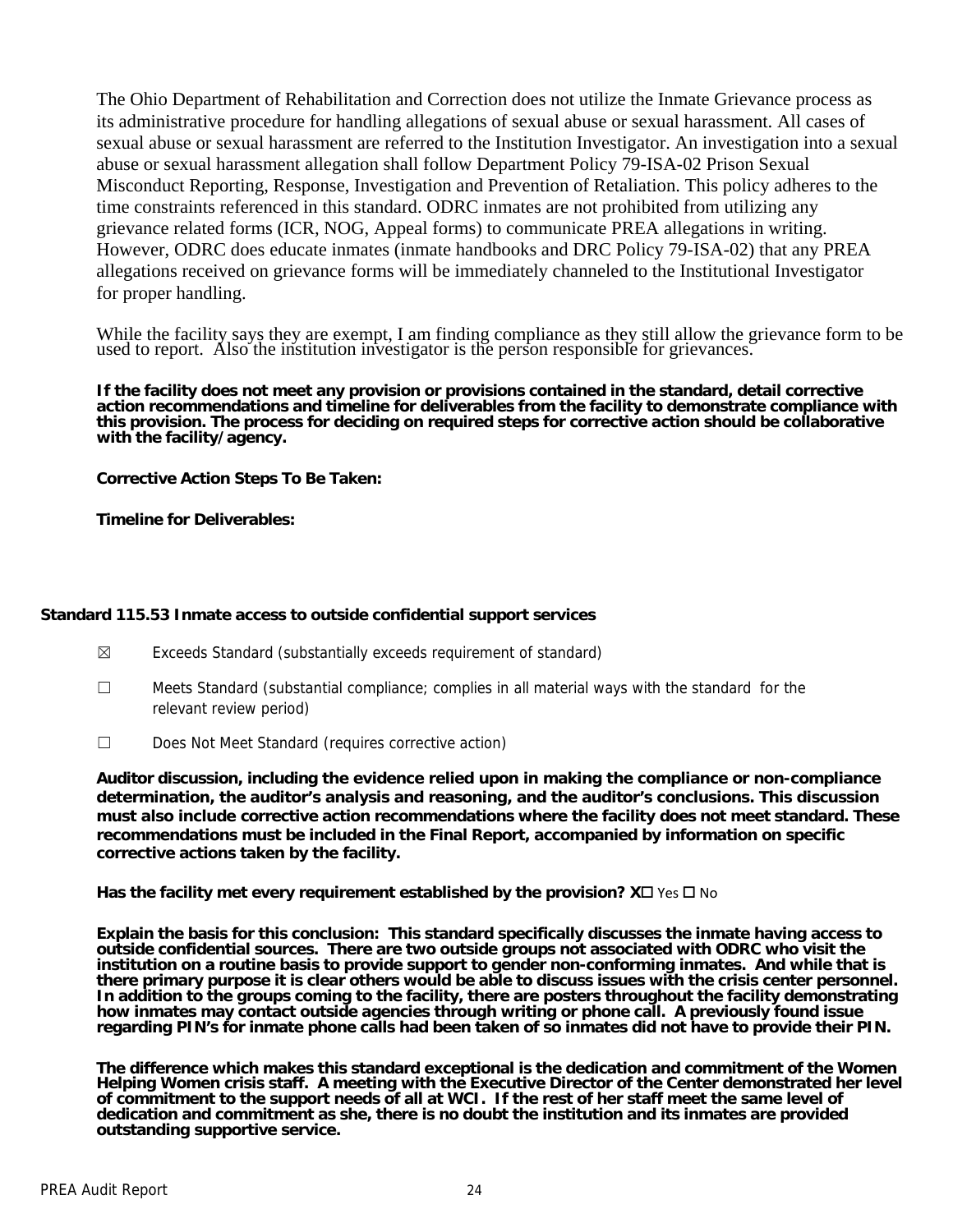The Ohio Department of Rehabilitation and Correction does not utilize the Inmate Grievance process as its administrative procedure for handling allegations of sexual abuse or sexual harassment. All cases of sexual abuse or sexual harassment are referred to the Institution Investigator. An investigation into a sexual abuse or sexual harassment allegation shall follow Department Policy 79-ISA-02 Prison Sexual Misconduct Reporting, Response, Investigation and Prevention of Retaliation. This policy adheres to the time constraints referenced in this standard. ODRC inmates are not prohibited from utilizing any grievance related forms (ICR, NOG, Appeal forms) to communicate PREA allegations in writing. However, ODRC does educate inmates (inmate handbooks and DRC Policy 79-ISA-02) that any PREA allegations received on grievance forms will be immediately channeled to the Institutional Investigator for proper handling.

While the facility says they are exempt, I am finding compliance as they still allow the grievance form to be used to report. Also the institution investigator is the person responsible for grievances.

**If the facility does not meet any provision or provisions contained in the standard, detail corrective action recommendations and timeline for deliverables from the facility to demonstrate compliance with this provision. The process for deciding on required steps for corrective action should be collaborative with the facility/agency.**

**Corrective Action Steps To Be Taken:**

**Timeline for Deliverables:**

**Standard 115.53 Inmate access to outside confidential support services**

☒ Exceeds Standard (substantially exceeds requirement of standard)

☐ Meets Standard (substantial compliance; complies in all material ways with the standard for the relevant review period)

☐ Does Not Meet Standard (requires corrective action)

**Auditor discussion, including the evidence relied upon in making the compliance or non-compliance determination, the auditor's analysis and reasoning, and the auditor's conclusions. This discussion must also include corrective action recommendations where the facility does not meet standard. These recommendations must be included in the Final Report, accompanied by information on specific corrective actions taken by the facility.**

**Has the facility met every requirement established by the provision? X☐** Yes ☐ No

**Explain the basis for this conclusion: This standard specifically discusses the inmate having access to outside confidential sources. There are two outside groups not associated with ODRC who visit the institution on a routine basis to provide support to gender non-conforming inmates. And while that is there primary purpose it is clear others would be able to discuss issues with the crisis center personnel. In addition to the groups coming to the facility, there are posters throughout the facility demonstrating how inmates may contact outside agencies through writing or phone call. A previously found issue regarding PIN's for inmate phone calls had been taken of so inmates did not have to provide their PIN.**

**The difference which makes this standard exceptional is the dedication and commitment of the Women Helping Women crisis staff. A meeting with the Executive Director of the Center demonstrated her level of commitment to the support needs of all at WCI. If the rest of her staff meet the same level of dedication and commitment as she, there is no doubt the institution and its inmates are provided outstanding supportive service.**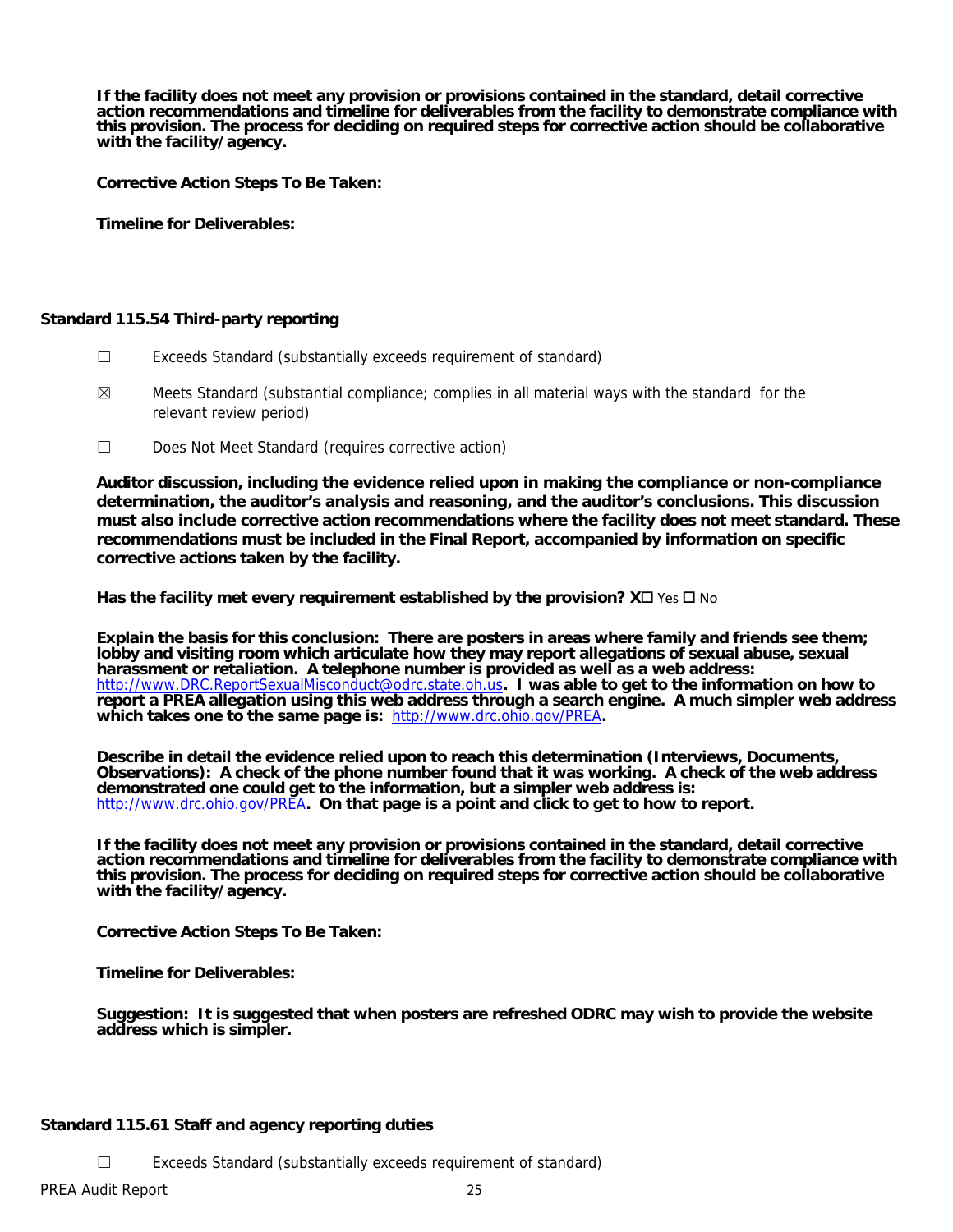**If the facility does not meet any provision or provisions contained in the standard, detail corrective action recommendations and timeline for deliverables from the facility to demonstrate compliance with this provision. The process for deciding on required steps for corrective action should be collaborative with the facility/agency.**

**Corrective Action Steps To Be Taken:**

**Timeline for Deliverables:**

### Standard 115.54 Third-party reporting

☐ Exceeds Standard (substantially exceeds requirement of standard)

☒ Meets Standard (substantial compliance; complies in all material ways with the standard for the relevant review period)

☐ Does Not Meet Standard (requires corrective action)

**Auditor discussion, including the evidence relied upon in making the compliance or non-compliance determination, the auditor's analysis and reasoning, and the auditor's conclusions. This discussion must also include corrective action recommendations where the facility does not meet standard. These recommendations must be included in the Final Report, accompanied by information on specific corrective actions taken by the facility.**

**Has the facility met every requirement established by the provision? X☐** Yes ☐ No

**Explain the basis for this conclusion: There are posters in areas where family and friends see them; lobby and visiting room which articulate how they may report allegations of sexual abuse, sexual harassment or retaliation. A telephone number is provided as well as a web address:** http://www.DRC.ReportSexualMisconduct@odrc.state.oh.us**. I was able to get to the information on how to report a PREA allegation using this web address through a search engine. A much simpler web address which takes one to the same page is:** http://www.drc.ohio.gov/PREA**.**

**Describe in detail the evidence relied upon to reach this determination (Interviews, Documents, Observations): A check of the phone number found that it was working. A check of the web address demonstrated one could get to the information, but a simpler web address is:** http://www.drc.ohio.gov/PREA**. On that page is a point and click to get to how to report.**

**If the facility does not meet any provision or provisions contained in the standard, detail corrective action recommendations and timeline for deliverables from the facility to demonstrate compliance with this provision. The process for deciding on required steps for corrective action should be collaborative with the facility/agency.**

**Corrective Action Steps To Be Taken:**

**Timeline for Deliverables:**

**Suggestion: It is suggested that when posters are refreshed ODRC may wish to provide the website address which is simpler.**

### Standard 115.61 Staff and agency reporting duties

☐ Exceeds Standard (substantially exceeds requirement of standard)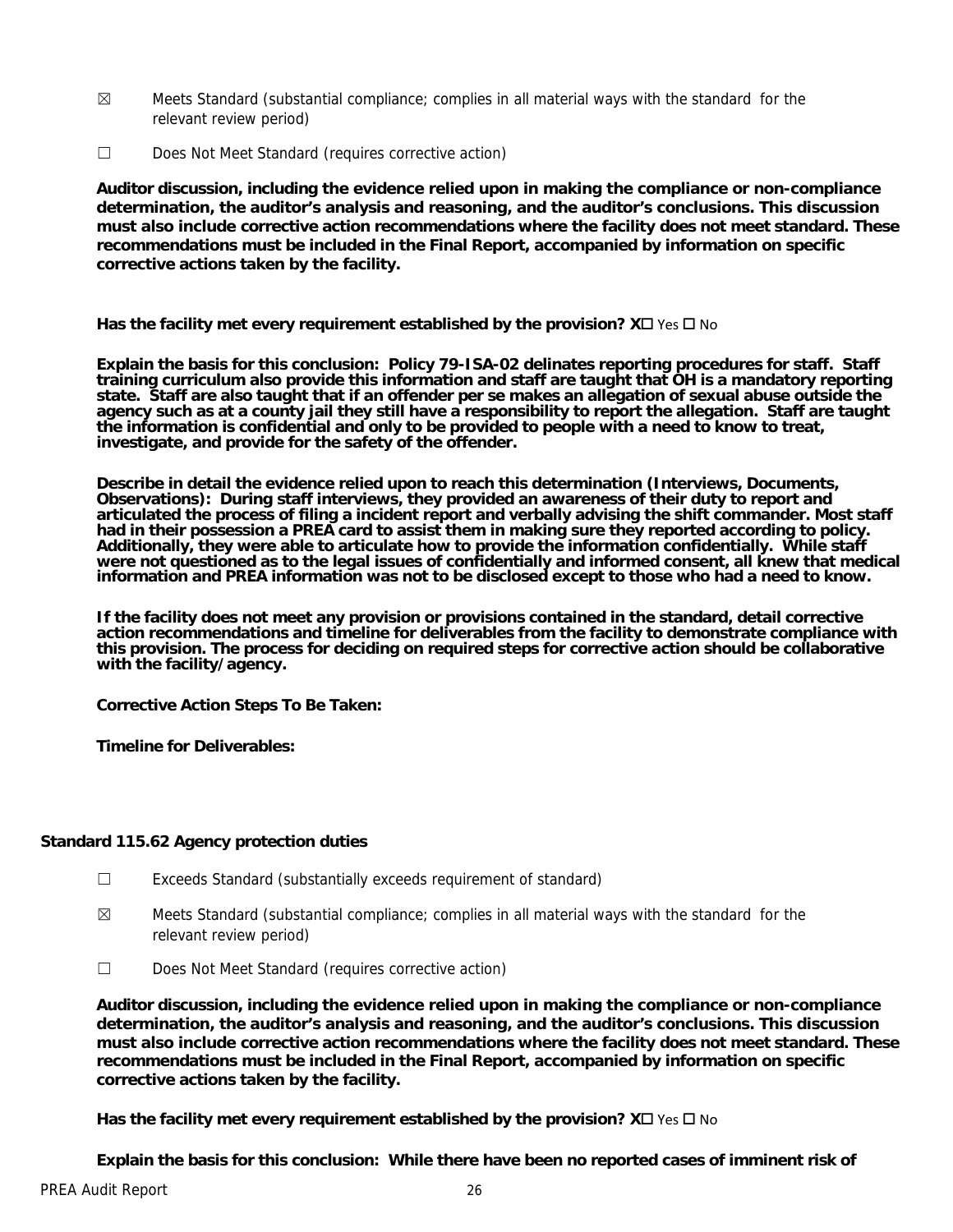☒ Meets Standard (substantial compliance; complies in all material ways with the standard for the relevant review period)

☐ Does Not Meet Standard (requires corrective action)

**Auditor discussion, including the evidence relied upon in making the compliance or non-compliance determination, the auditor's analysis and reasoning, and the auditor's conclusions. This discussion must also include corrective action recommendations where the facility does not meet standard. These recommendations must be included in the Final Report, accompanied by information on specific corrective actions taken by the facility.**

**Has the facility met every requirement established by the provision? X☐** Yes ☐ No

**Explain the basis for this conclusion: Policy 79-ISA-02 delinates reporting procedures for staff. Staff training curriculum also provide this information and staff are taught that OH is a mandatory reporting state. Staff are also taught that if an offender per se makes an allegation of sexual abuse outside the agency such as at a county jail they still have a responsibility to report the allegation. Staff are taught the information is confidential and only to be provided to people with a need to know to treat, investigate, and provide for the safety of the offender.**

**Describe in detail the evidence relied upon to reach this determination (Interviews, Documents, Observations): During staff interviews, they provided an awareness of their duty to report and articulated the process of filing a incident report and verbally advising the shift commander. Most staff had in their possession a PREA card to assist them in making sure they reported according to policy. Additionally, they were able to articulate how to provide the information confidentially. While staff were not questioned as to the legal issues of confidentially and informed consent, all knew that medical information and PREA information was not to be disclosed except to those who had a need to know.**

**If the facility does not meet any provision or provisions contained in the standard, detail corrective action recommendations and timeline for deliverables from the facility to demonstrate compliance with this provision. The process for deciding on required steps for corrective action should be collaborative with the facility/agency.**

**Corrective Action Steps To Be Taken:**

**Timeline for Deliverables:**

### Standard 115.62 Agency protection duties

☐ Exceeds Standard (substantially exceeds requirement of standard)

☒ Meets Standard (substantial compliance; complies in all material ways with the standard for the relevant review period)

☐ Does Not Meet Standard (requires corrective action)

**Auditor discussion, including the evidence relied upon in making the compliance or non-compliance determination, the auditor's analysis and reasoning, and the auditor's conclusions. This discussion must also include corrective action recommendations where the facility does not meet standard. These recommendations must be included in the Final Report, accompanied by information on specific corrective actions taken by the facility.**

**Has the facility met every requirement established by the provision? X☐** Yes ☐ No

**Explain the basis for this conclusion: While there have been no reported cases of imminent risk of**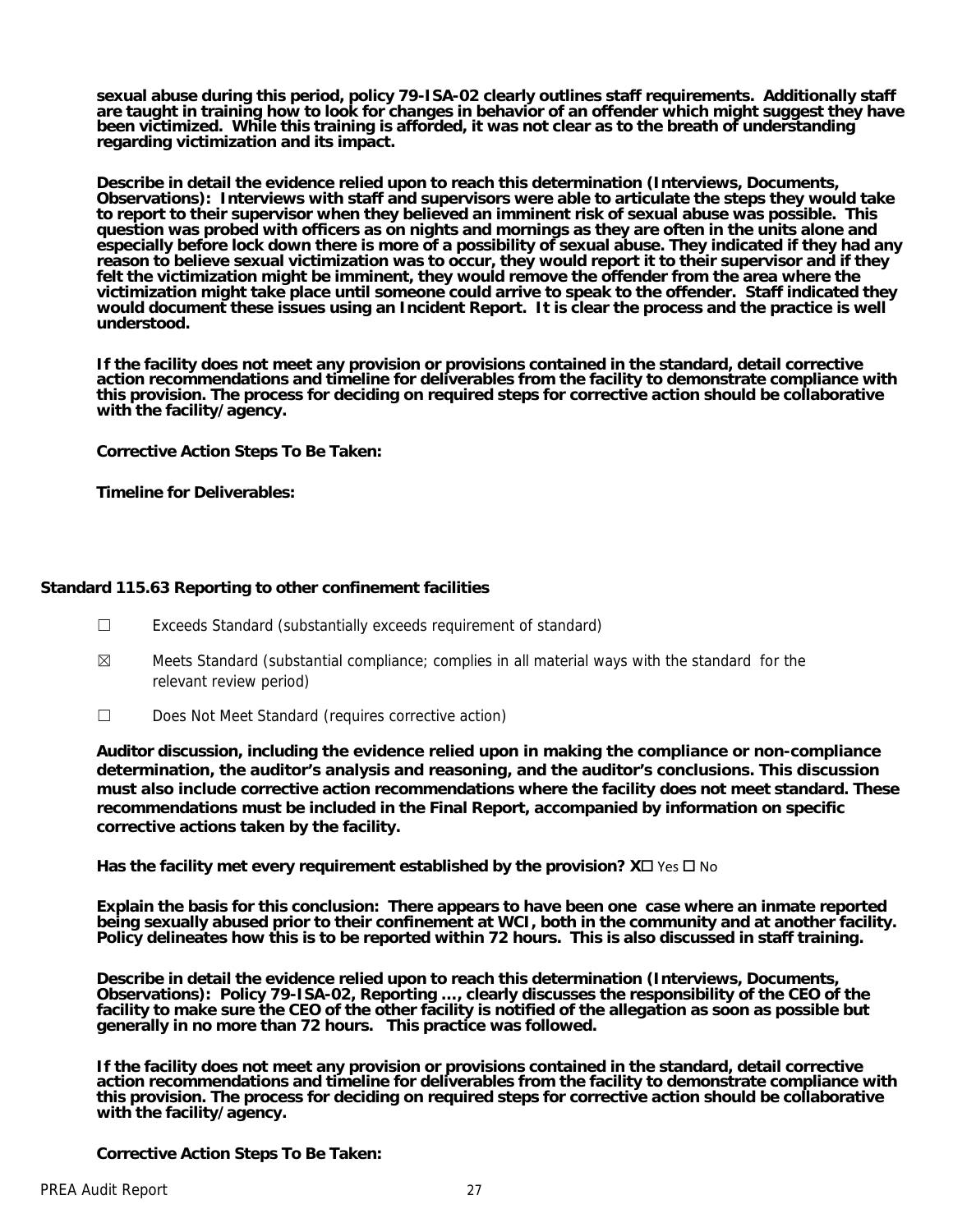**sexual abuse during this period, policy 79-ISA-02 clearly outlines staff requirements. Additionally staff are taught in training how to look for changes in behavior of an offender which might suggest they have been victimized. While this training is afforded, it was not clear as to the breath of understanding regarding victimization and its impact.**

**Describe in detail the evidence relied upon to reach this determination (Interviews, Documents, Observations): Interviews with staff and supervisors were able to articulate the steps they would take to report to their supervisor when they believed an imminent risk of sexual abuse was possible. This question was probed with officers as on nights and mornings as they are often in the units alone and especially before lock down there is more of a possibility of sexual abuse. They indicated if they had any reason to believe sexual victimization was to occur, they would report it to their supervisor and if they felt the victimization might be imminent, they would remove the offender from the area where the victimization might take place until someone could arrive to speak to the offender. Staff indicated they would document these issues using an Incident Report. It is clear the process and the practice is well understood.**

**If the facility does not meet any provision or provisions contained in the standard, detail corrective action recommendations and timeline for deliverables from the facility to demonstrate compliance with this provision. The process for deciding on required steps for corrective action should be collaborative with the facility/agency.**

**Corrective Action Steps To Be Taken:**

**Timeline for Deliverables:**

### Standard 115.63 Reporting to other confinement facilities

☐ Exceeds Standard (substantially exceeds requirement of standard)

☒ Meets Standard (substantial compliance; complies in all material ways with the standard for the relevant review period)

☐ Does Not Meet Standard (requires corrective action)

**Auditor discussion, including the evidence relied upon in making the compliance or non-compliance determination, the auditor's analysis and reasoning, and the auditor's conclusions. This discussion must also include corrective action recommendations where the facility does not meet standard. These recommendations must be included in the Final Report, accompanied by information on specific corrective actions taken by the facility.**

**Has the facility met every requirement established by the provision? X☐ Yes ☐ No**

**Explain the basis for this conclusion: There appears to have been one case where an inmate reported being sexually abused prior to their confinement at WCI, both in the community and at another facility. Policy delineates how this is to be reported within 72 hours. This is also discussed in staff training.**

**Describe in detail the evidence relied upon to reach this determination (Interviews, Documents, Observations): Policy 79-ISA-02, Reporting …, clearly discusses the responsibility of the CEO of the facility to make sure the CEO of the other facility is notified of the allegation as soon as possible but generally in no more than 72 hours. This practice was followed.**

**If the facility does not meet any provision or provisions contained in the standard, detail corrective action recommendations and timeline for deliverables from the facility to demonstrate compliance with this provision. The process for deciding on required steps for corrective action should be collaborative with the facility/agency.**

**Corrective Action Steps To Be Taken:**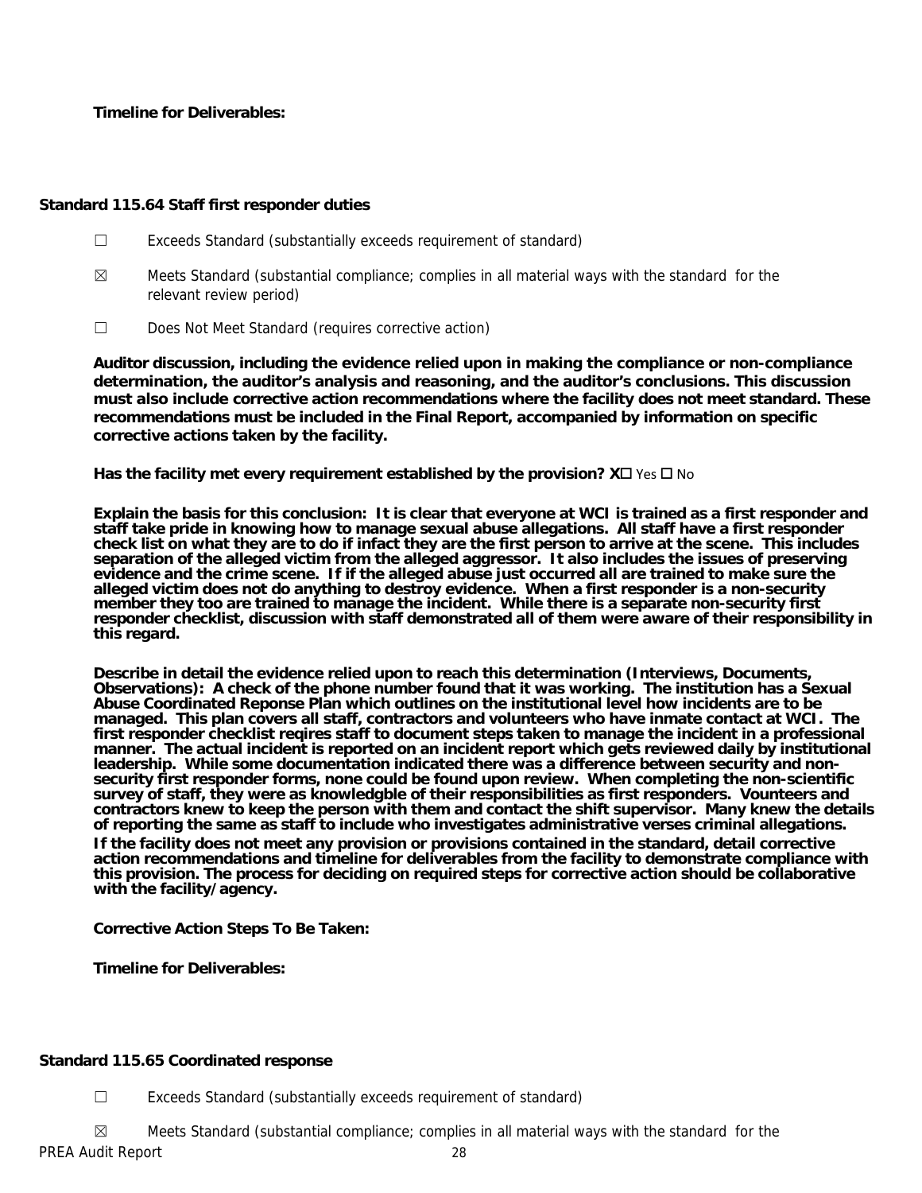**Timeline for Deliverables:**

**Standard 115.64 Staff first responder duties**

☐ Exceeds Standard (substantially exceeds requirement of standard)

☒ Meets Standard (substantial compliance; complies in all material ways with the standard for the relevant review period)

☐ Does Not Meet Standard (requires corrective action)

**Auditor discussion, including the evidence relied upon in making the compliance or non-compliance determination, the auditor's analysis and reasoning, and the auditor's conclusions. This discussion must also include corrective action recommendations where the facility does not meet standard. These recommendations must be included in the Final Report, accompanied by information on specific corrective actions taken by the facility.**

**Has the facility met every requirement established by the provision? X☐** Yes ☐ No

**Explain the basis for this conclusion: It is clear that everyone at WCI is trained as a first responder and staff take pride in knowing how to manage sexual abuse allegations. All staff have a first responder check list on what they are to do if infact they are the first person to arrive at the scene. This includes separation of the alleged victim from the alleged aggressor. It also includes the issues of preserving evidence and the crime scene. If if the alleged abuse just occurred all are trained to make sure the alleged victim does not do anything to destroy evidence. When a first responder is a non-security member they too are trained to manage the incident. While there is a separate non-security first responder checklist, discussion with staff demonstrated all of them were aware of their responsibility in this regard.**

**Describe in detail the evidence relied upon to reach this determination (Interviews, Documents, Observations): A check of the phone number found that it was working. The institution has a Sexual Abuse Coordinated Reponse Plan which outlines on the institutional level how incidents are to be managed. This plan covers all staff, contractors and volunteers who have inmate contact at WCI. The first responder checklist reqires staff to document steps taken to manage the incident in a professional manner. The actual incident is reported on an incident report which gets reviewed daily by institutional leadership. While some documentation indicated there was a difference between security and non-security first responder forms, none could be found upon review. When completing the non-scientific survey of staff, they were as knowledgble of their responsibilities as first responders. Vounteers and contractors knew to keep the person with them and contact the shift supervisor. Many knew the details of reporting the same as staff to include who investigates administrative verses criminal allegations.**

**If the facility does not meet any provision or provisions contained in the standard, detail corrective action recommendations and timeline for deliverables from the facility to demonstrate compliance with this provision. The process for deciding on required steps for corrective action should be collaborative with the facility/agency.**

**Corrective Action Steps To Be Taken:**

**Timeline for Deliverables:**

**Standard 115.65 Coordinated response**

☐ Exceeds Standard (substantially exceeds requirement of standard)

☒ Meets Standard (substantial compliance; complies in all material ways with the standard for the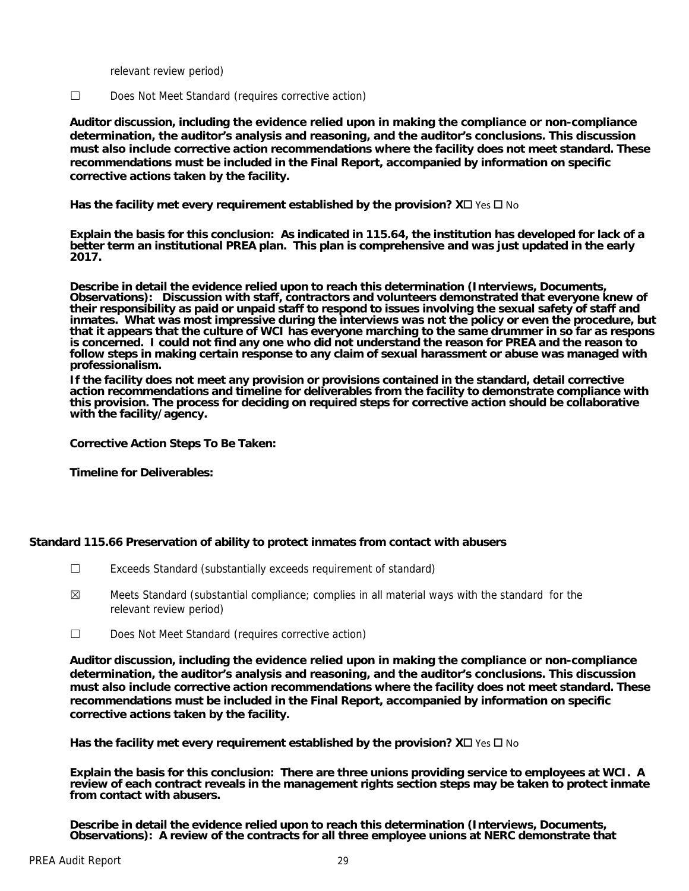relevant review period)

☐ Does Not Meet Standard (requires corrective action)

**Auditor discussion, including the evidence relied upon in making the compliance or non-compliance determination, the auditor's analysis and reasoning, and the auditor's conclusions. This discussion must also include corrective action recommendations where the facility does not meet standard. These recommendations must be included in the Final Report, accompanied by information on specific corrective actions taken by the facility.**

**Has the facility met every requirement established by the provision? X☐** Yes ☐ No

**Explain the basis for this conclusion: As indicated in 115.64, the institution has developed for lack of a better term an institutional PREA plan. This plan is comprehensive and was just updated in the early 2017.**

**Describe in detail the evidence relied upon to reach this determination (Interviews, Documents, Observations): Discussion with staff, contractors and volunteers demonstrated that everyone knew of their responsibility as paid or unpaid staff to respond to issues involving the sexual safety of staff and inmates. What was most impressive during the interviews was not the policy or even the procedure, but that it appears that the culture of WCI has everyone marching to the same drummer in so far as respons is concerned. I could not find any one who did not understand the reason for PREA and the reason to follow steps in making certain response to any claim of sexual harassment or abuse was managed with professionalism.**

**If the facility does not meet any provision or provisions contained in the standard, detail corrective action recommendations and timeline for deliverables from the facility to demonstrate compliance with this provision. The process for deciding on required steps for corrective action should be collaborative with the facility/agency.**

**Corrective Action Steps To Be Taken:**

**Timeline for Deliverables:**

**Standard 115.66 Preservation of ability to protect inmates from contact with abusers**

☐ Exceeds Standard (substantially exceeds requirement of standard)

☒ Meets Standard (substantial compliance; complies in all material ways with the standard for the relevant review period)

☐ Does Not Meet Standard (requires corrective action)

**Auditor discussion, including the evidence relied upon in making the compliance or non-compliance determination, the auditor's analysis and reasoning, and the auditor's conclusions. This discussion must also include corrective action recommendations where the facility does not meet standard. These recommendations must be included in the Final Report, accompanied by information on specific corrective actions taken by the facility.**

**Has the facility met every requirement established by the provision? X☐** Yes ☐ No

**Explain the basis for this conclusion: There are three unions providing service to employees at WCI. A review of each contract reveals in the management rights section steps may be taken to protect inmate from contact with abusers.**

**Describe in detail the evidence relied upon to reach this determination (Interviews, Documents, Observations): A review of the contracts for all three employee unions at NERC demonstrate that**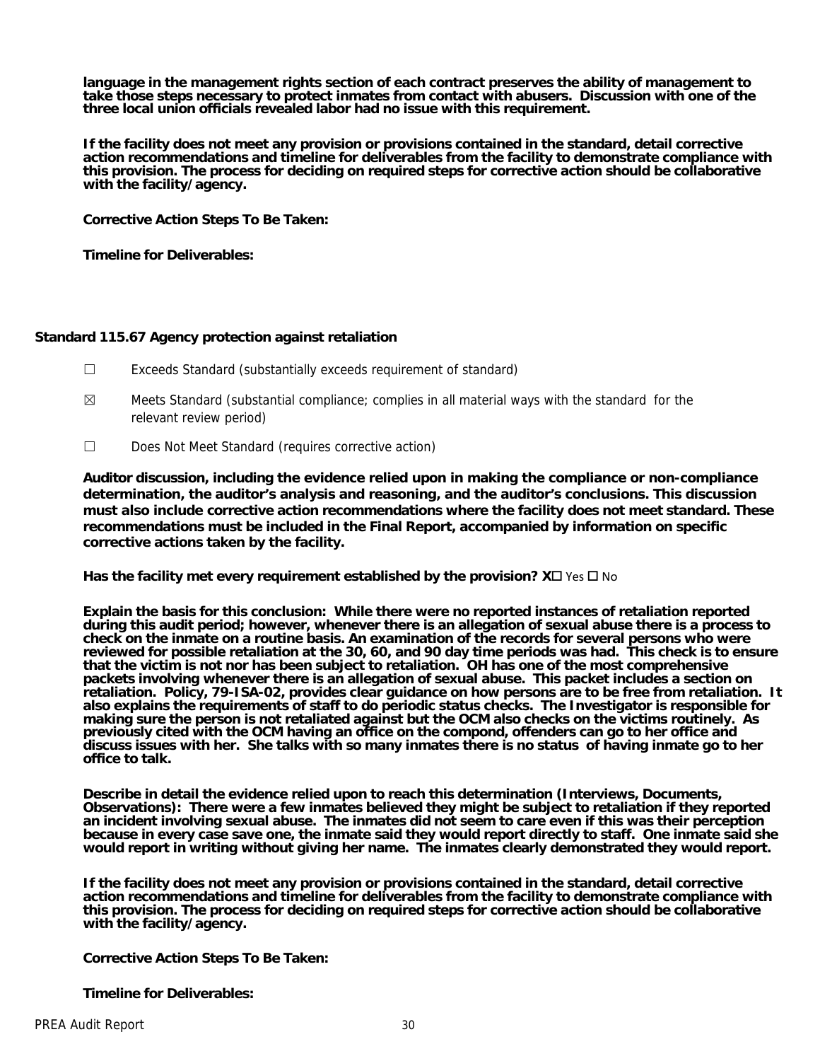**language in the management rights section of each contract preserves the ability of management to take those steps necessary to protect inmates from contact with abusers. Discussion with one of the three local union officials revealed labor had no issue with this requirement.**

**If the facility does not meet any provision or provisions contained in the standard, detail corrective action recommendations and timeline for deliverables from the facility to demonstrate compliance with this provision. The process for deciding on required steps for corrective action should be collaborative with the facility/agency.**

**Corrective Action Steps To Be Taken:**

**Timeline for Deliverables:**

### Standard 115.67 Agency protection against retaliation

☐ Exceeds Standard (substantially exceeds requirement of standard)

☒ Meets Standard (substantial compliance; complies in all material ways with the standard for the relevant review period)

☐ Does Not Meet Standard (requires corrective action)

**Auditor discussion, including the evidence relied upon in making the compliance or non-compliance determination, the auditor's analysis and reasoning, and the auditor's conclusions. This discussion must also include corrective action recommendations where the facility does not meet standard. These recommendations must be included in the Final Report, accompanied by information on specific corrective actions taken by the facility.**

**Has the facility met every requirement established by the provision? X☐ Yes ☐ No**

**Explain the basis for this conclusion: While there were no reported instances of retaliation reported during this audit period; however, whenever there is an allegation of sexual abuse there is a process to check on the inmate on a routine basis. An examination of the records for several persons who were reviewed for possible retaliation at the 30, 60, and 90 day time periods was had. This check is to ensure that the victim is not nor has been subject to retaliation. OH has one of the most comprehensive packets involving whenever there is an allegation of sexual abuse. This packet includes a section on retaliation. Policy, 79-ISA-02, provides clear guidance on how persons are to be free from retaliation. It also explains the requirements of staff to do periodic status checks. The Investigator is responsible for making sure the person is not retaliated against but the OCM also checks on the victims routinely. As previously cited with the OCM having an office on the compond, offenders can go to her office and discuss issues with her. She talks with so many inmates there is no status of having inmate go to her office to talk.**

**Describe in detail the evidence relied upon to reach this determination (Interviews, Documents, Observations): There were a few inmates believed they might be subject to retaliation if they reported an incident involving sexual abuse. The inmates did not seem to care even if this was their perception because in every case save one, the inmate said they would report directly to staff. One inmate said she would report in writing without giving her name. The inmates clearly demonstrated they would report.**

**If the facility does not meet any provision or provisions contained in the standard, detail corrective action recommendations and timeline for deliverables from the facility to demonstrate compliance with this provision. The process for deciding on required steps for corrective action should be collaborative with the facility/agency.**

**Corrective Action Steps To Be Taken:**

**Timeline for Deliverables:**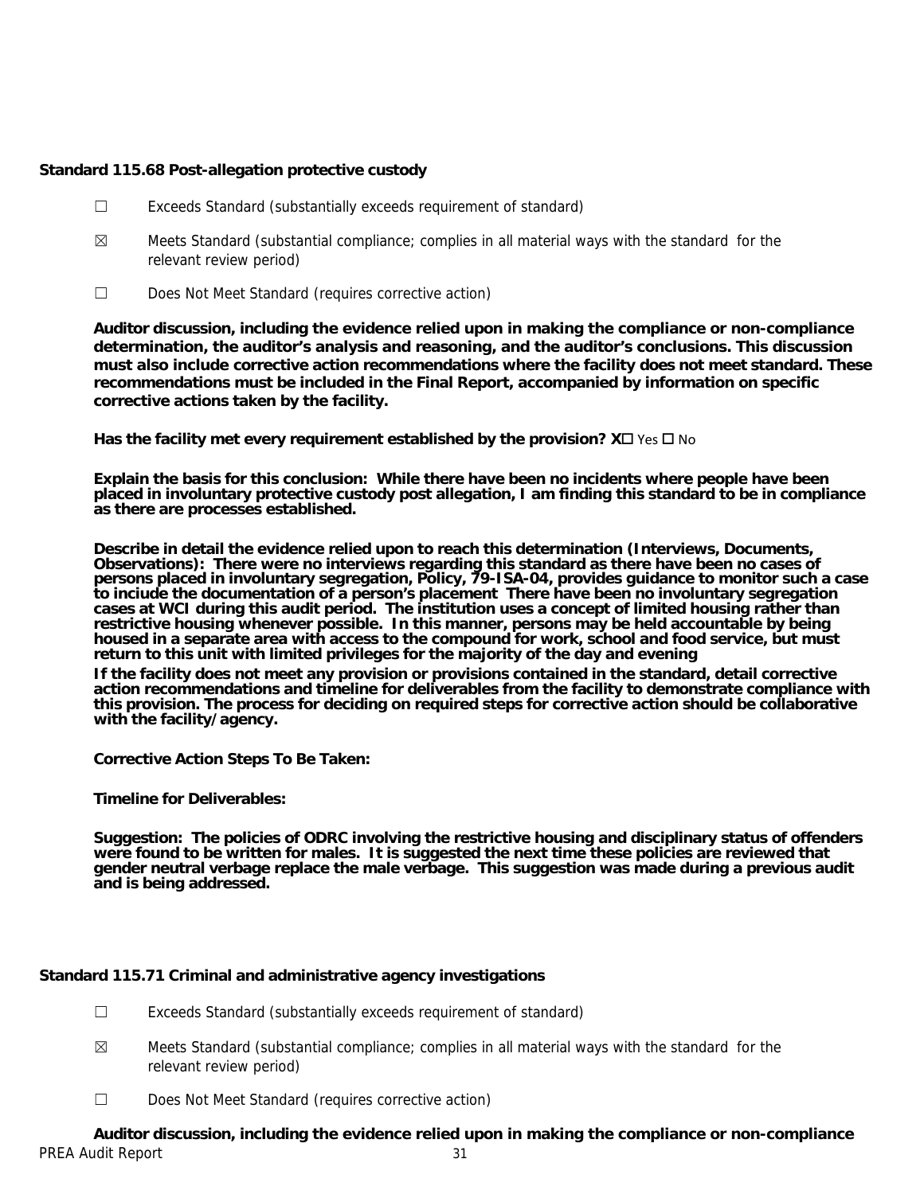**Standard 115.68 Post-allegation protective custody**

☐ Exceeds Standard (substantially exceeds requirement of standard)

☒ Meets Standard (substantial compliance; complies in all material ways with the standard for the relevant review period)

☐ Does Not Meet Standard (requires corrective action)

**Auditor discussion, including the evidence relied upon in making the compliance or non-compliance determination, the auditor's analysis and reasoning, and the auditor's conclusions. This discussion must also include corrective action recommendations where the facility does not meet standard. These recommendations must be included in the Final Report, accompanied by information on specific corrective actions taken by the facility.**

**Has the facility met every requirement established by the provision? X☐** Yes ☐ No

**Explain the basis for this conclusion: While there have been no incidents where people have been placed in involuntary protective custody post allegation, I am finding this standard to be in compliance as there are processes established.**

**Describe in detail the evidence relied upon to reach this determination (Interviews, Documents, Observations): There were no interviews regarding this standard as there have been no cases of persons placed in involuntary segregation, Policy, 79-ISA-04, provides guidance to monitor such a case to inciude the documentation of a person's placement There have been no involuntary segregation cases at WCI during this audit period. The institution uses a concept of limited housing rather than restrictive housing whenever possible. In this manner, persons may be held accountable by being housed in a separate area with access to the compound for work, school and food service, but must return to this unit with limited privileges for the majority of the day and evening**

**If the facility does not meet any provision or provisions contained in the standard, detail corrective action recommendations and timeline for deliverables from the facility to demonstrate compliance with this provision. The process for deciding on required steps for corrective action should be collaborative with the facility/agency.**

**Corrective Action Steps To Be Taken:**

**Timeline for Deliverables:**

**Suggestion: The policies of ODRC involving the restrictive housing and disciplinary status of offenders were found to be written for males. It is suggested the next time these policies are reviewed that gender neutral verbage replace the male verbage. This suggestion was made during a previous audit and is being addressed.**

**Standard 115.71 Criminal and administrative agency investigations**

☐ Exceeds Standard (substantially exceeds requirement of standard)

☒ Meets Standard (substantial compliance; complies in all material ways with the standard for the relevant review period)

☐ Does Not Meet Standard (requires corrective action)

**Auditor discussion, including the evidence relied upon in making the compliance or non-compliance**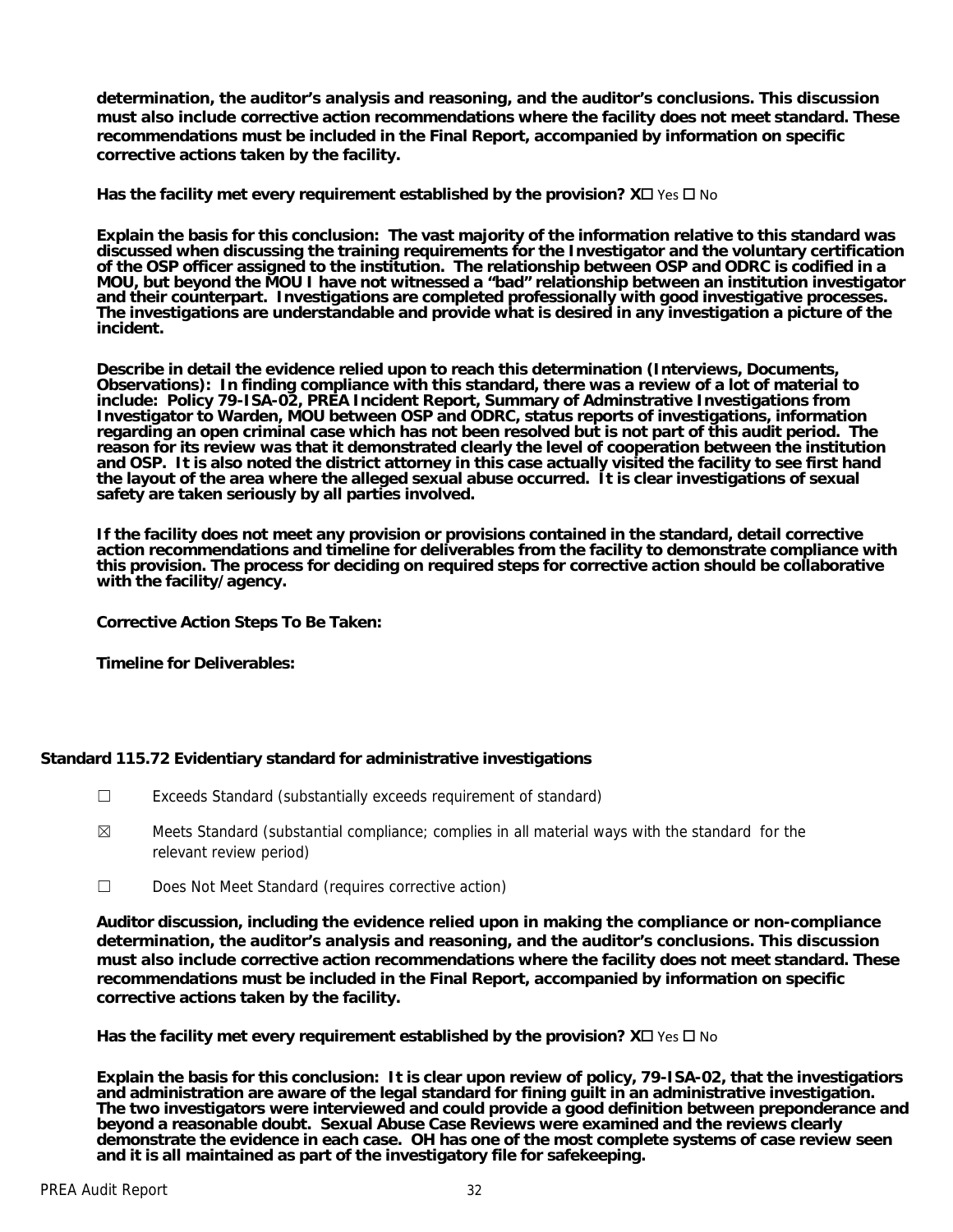**determination, the auditor's analysis and reasoning, and the auditor's conclusions. This discussion must also include corrective action recommendations where the facility does not meet standard. These recommendations must be included in the Final Report, accompanied by information on specific corrective actions taken by the facility.**

**Has the facility met every requirement established by the provision? X☐** Yes ☐ No

**Explain the basis for this conclusion: The vast majority of the information relative to this standard was discussed when discussing the training requirements for the Investigator and the voluntary certification of the OSP officer assigned to the institution. The relationship between OSP and ODRC is codified in a MOU, but beyond the MOU I have not witnessed a "bad" relationship between an institution investigator and their counterpart. Investigations are completed professionally with good investigative processes. The investigations are understandable and provide what is desired in any investigation a picture of the incident.**

**Describe in detail the evidence relied upon to reach this determination (Interviews, Documents, Observations): In finding compliance with this standard, there was a review of a lot of material to include: Policy 79-ISA-02, PREA Incident Report, Summary of Adminstrative Investigations from Investigator to Warden, MOU between OSP and ODRC, status reports of investigations, information regarding an open criminal case which has not been resolved but is not part of this audit period. The reason for its review was that it demonstrated clearly the level of cooperation between the institution and OSP. It is also noted the district attorney in this case actually visited the facility to see first hand the layout of the area where the alleged sexual abuse occurred. It is clear investigations of sexual safety are taken seriously by all parties involved.**

**If the facility does not meet any provision or provisions contained in the standard, detail corrective action recommendations and timeline for deliverables from the facility to demonstrate compliance with this provision. The process for deciding on required steps for corrective action should be collaborative with the facility/agency.**

**Corrective Action Steps To Be Taken:**

**Timeline for Deliverables:**

**Standard 115.72 Evidentiary standard for administrative investigations**

☐ Exceeds Standard (substantially exceeds requirement of standard)

☒ Meets Standard (substantial compliance; complies in all material ways with the standard for the relevant review period)

☐ Does Not Meet Standard (requires corrective action)

**Auditor discussion, including the evidence relied upon in making the compliance or non-compliance determination, the auditor's analysis and reasoning, and the auditor's conclusions. This discussion must also include corrective action recommendations where the facility does not meet standard. These recommendations must be included in the Final Report, accompanied by information on specific corrective actions taken by the facility.**

**Has the facility met every requirement established by the provision? X☐** Yes ☐ No

**Explain the basis for this conclusion: It is clear upon review of policy, 79-ISA-02, that the investigatiors and administration are aware of the legal standard for fining guilt in an administrative investigation. The two investigators were interviewed and could provide a good definition between preponderance and beyond a reasonable doubt. Sexual Abuse Case Reviews were examined and the reviews clearly demonstrate the evidence in each case. OH has one of the most complete systems of case review seen and it is all maintained as part of the investigatory file for safekeeping.**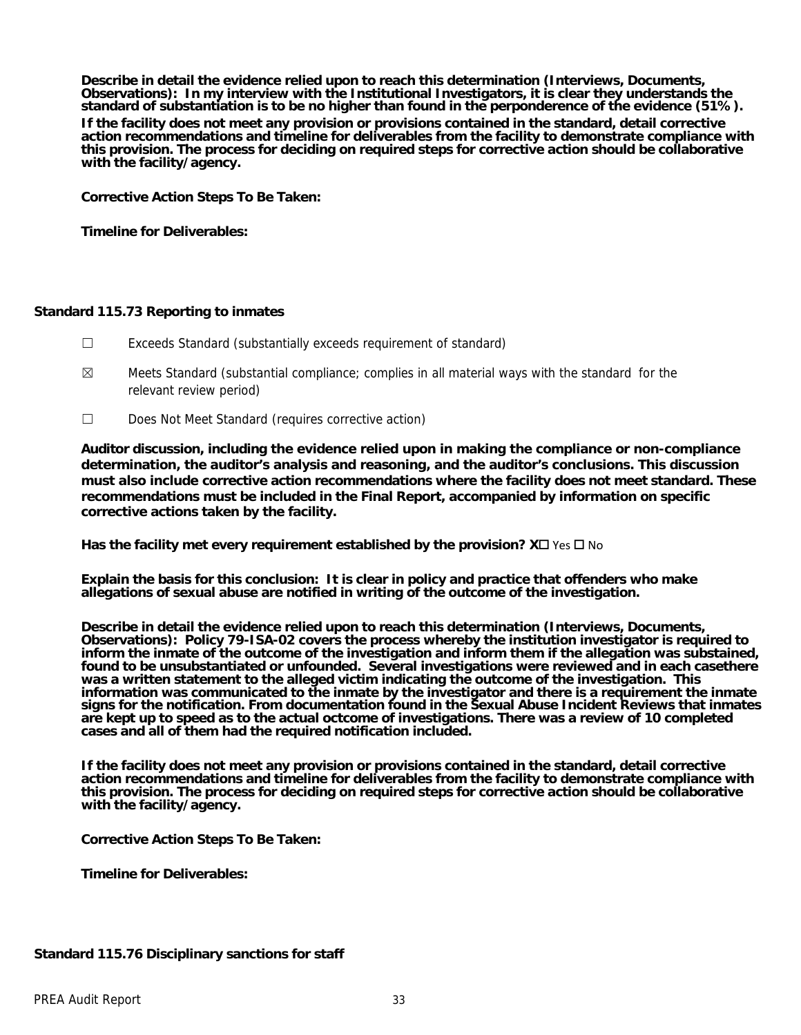**Describe in detail the evidence relied upon to reach this determination (Interviews, Documents, Observations): In my interview with the Institutional Investigators, it is clear they understands the standard of substantiation is to be no higher than found in the perponderence of the evidence (51%).**

**If the facility does not meet any provision or provisions contained in the standard, detail corrective action recommendations and timeline for deliverables from the facility to demonstrate compliance with this provision. The process for deciding on required steps for corrective action should be collaborative with the facility/agency.**

**Corrective Action Steps To Be Taken:**

**Timeline for Deliverables:**

### Standard 115.73 Reporting to inmates

☐ Exceeds Standard (substantially exceeds requirement of standard)

☒ Meets Standard (substantial compliance; complies in all material ways with the standard for the relevant review period)

☐ Does Not Meet Standard (requires corrective action)

**Auditor discussion, including the evidence relied upon in making the compliance or non-compliance determination, the auditor's analysis and reasoning, and the auditor's conclusions. This discussion must also include corrective action recommendations where the facility does not meet standard. These recommendations must be included in the Final Report, accompanied by information on specific corrective actions taken by the facility.**

**Has the facility met every requirement established by the provision? X☐** Yes ☐ No

**Explain the basis for this conclusion: It is clear in policy and practice that offenders who make allegations of sexual abuse are notified in writing of the outcome of the investigation.**

**Describe in detail the evidence relied upon to reach this determination (Interviews, Documents, Observations): Policy 79-ISA-02 covers the process whereby the institution investigator is required to inform the inmate of the outcome of the investigation and inform them if the allegation was substained, found to be unsubstantiated or unfounded. Several investigations were reviewed and in each casethere was a written statement to the alleged victim indicating the outcome of the investigation. This information was communicated to the inmate by the investigator and there is a requirement the inmate signs for the notification. From documentation found in the Sexual Abuse Incident Reviews that inmates are kept up to speed as to the actual octcome of investigations. There was a review of 10 completed cases and all of them had the required notification included.**

**If the facility does not meet any provision or provisions contained in the standard, detail corrective action recommendations and timeline for deliverables from the facility to demonstrate compliance with this provision. The process for deciding on required steps for corrective action should be collaborative with the facility/agency.**

**Corrective Action Steps To Be Taken:**

**Timeline for Deliverables:**

### Standard 115.76 Disciplinary sanctions for staff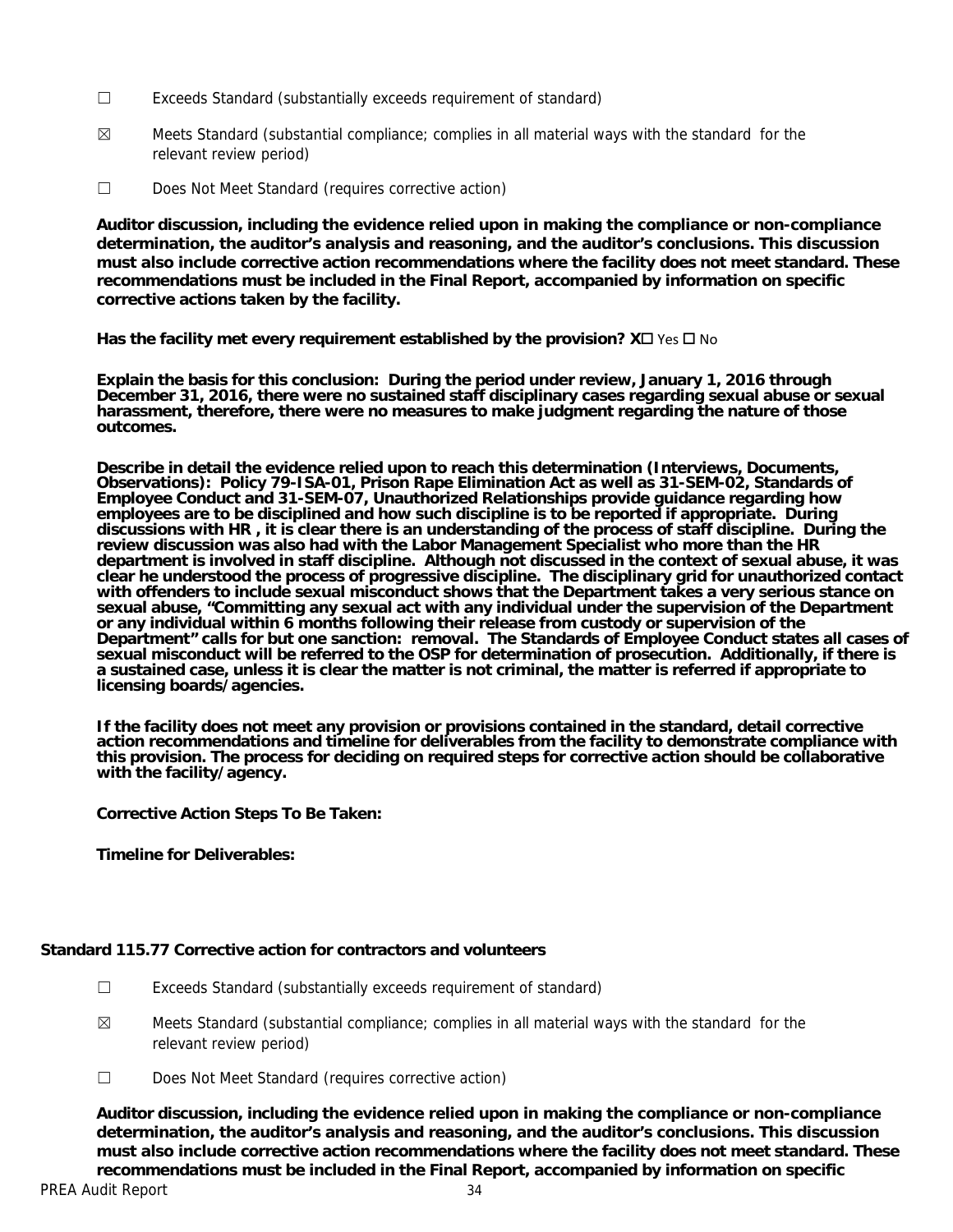☐ Exceeds Standard (substantially exceeds requirement of standard)

☒ Meets Standard (substantial compliance; complies in all material ways with the standard for the relevant review period)

☐ Does Not Meet Standard (requires corrective action)

**Auditor discussion, including the evidence relied upon in making the compliance or non-compliance determination, the auditor's analysis and reasoning, and the auditor's conclusions. This discussion must also include corrective action recommendations where the facility does not meet standard. These recommendations must be included in the Final Report, accompanied by information on specific corrective actions taken by the facility.**

**Has the facility met every requirement established by the provision? X☐** Yes ☐ No

**Explain the basis for this conclusion: During the period under review, January 1, 2016 through December 31, 2016, there were no sustained staff disciplinary cases regarding sexual abuse or sexual harassment, therefore, there were no measures to make judgment regarding the nature of those outcomes.**

**Describe in detail the evidence relied upon to reach this determination (Interviews, Documents, Observations): Policy 79-ISA-01, Prison Rape Elimination Act as well as 31-SEM-02, Standards of Employee Conduct and 31-SEM-07, Unauthorized Relationships provide guidance regarding how employees are to be disciplined and how such discipline is to be reported if appropriate. During discussions with HR , it is clear there is an understanding of the process of staff discipline. During the review discussion was also had with the Labor Management Specialist who more than the HR department is involved in staff discipline. Although not discussed in the context of sexual abuse, it was clear he understood the process of progressive discipline. The disciplinary grid for unauthorized contact with offenders to include sexual misconduct shows that the Department takes a very serious stance on sexual abuse, "Committing any sexual act with any individual under the supervision of the Department or any individual within 6 months following their release from custody or supervision of the Department" calls for but one sanction: removal. The Standards of Employee Conduct states all cases of sexual misconduct will be referred to the OSP for determination of prosecution. Additionally, if there is a sustained case, unless it is clear the matter is not criminal, the matter is referred if appropriate to licensing boards/agencies.**

**If the facility does not meet any provision or provisions contained in the standard, detail corrective action recommendations and timeline for deliverables from the facility to demonstrate compliance with this provision. The process for deciding on required steps for corrective action should be collaborative with the facility/agency.**

**Corrective Action Steps To Be Taken:**

**Timeline for Deliverables:**

### Standard 115.77 Corrective action for contractors and volunteers

☐ Exceeds Standard (substantially exceeds requirement of standard)

☒ Meets Standard (substantial compliance; complies in all material ways with the standard for the relevant review period)

☐ Does Not Meet Standard (requires corrective action)

**Auditor discussion, including the evidence relied upon in making the compliance or non-compliance determination, the auditor's analysis and reasoning, and the auditor's conclusions. This discussion must also include corrective action recommendations where the facility does not meet standard. These recommendations must be included in the Final Report, accompanied by information on specific**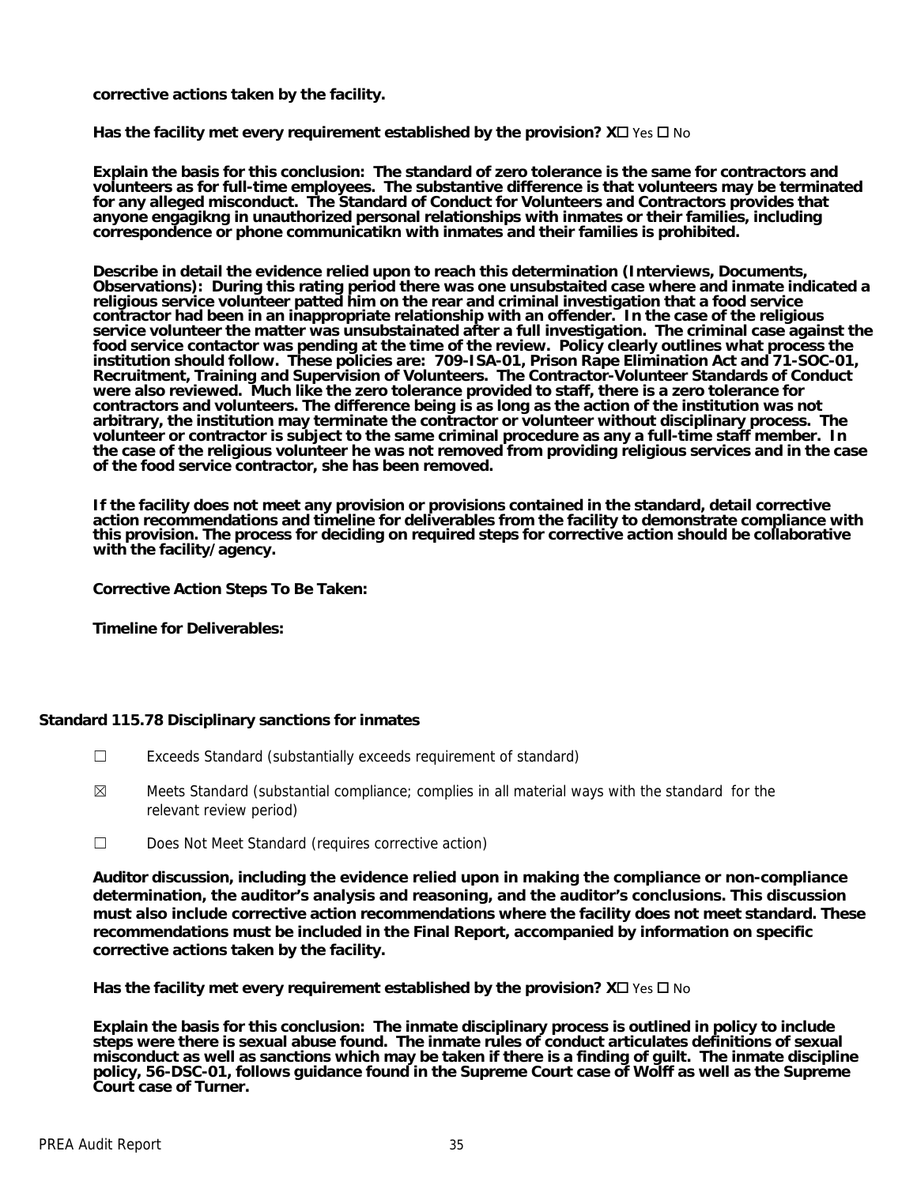**corrective actions taken by the facility.**

**Has the facility met every requirement established by the provision? X☐** Yes ☐ No

**Explain the basis for this conclusion: The standard of zero tolerance is the same for contractors and volunteers as for full-time employees. The substantive difference is that volunteers may be terminated for any alleged misconduct. The Standard of Conduct for Volunteers and Contractors provides that anyone engagikng in unauthorized personal relationships with inmates or their families, including correspondence or phone communicatikn with inmates and their families is prohibited.**

**Describe in detail the evidence relied upon to reach this determination (Interviews, Documents, Observations): During this rating period there was one unsubstaited case where and inmate indicated a religious service volunteer patted him on the rear and criminal investigation that a food service contractor had been in an inappropriate relationship with an offender. In the case of the religious service volunteer the matter was unsubstainated after a full investigation. The criminal case against the food service contactor was pending at the time of the review. Policy clearly outlines what process the institution should follow. These policies are: 709-ISA-01, Prison Rape Elimination Act and 71-SOC-01, Recruitment, Training and Supervision of Volunteers. The Contractor-Volunteer Standards of Conduct were also reviewed. Much like the zero tolerance provided to staff, there is a zero tolerance for contractors and volunteers. The difference being is as long as the action of the institution was not arbitrary, the institution may terminate the contractor or volunteer without disciplinary process. The volunteer or contractor is subject to the same criminal procedure as any a full-time staff member. In the case of the religious volunteer he was not removed from providing religious services and in the case of the food service contractor, she has been removed.**

**If the facility does not meet any provision or provisions contained in the standard, detail corrective action recommendations and timeline for deliverables from the facility to demonstrate compliance with this provision. The process for deciding on required steps for corrective action should be collaborative with the facility/agency.**

**Corrective Action Steps To Be Taken:**

**Timeline for Deliverables:**

### Standard 115.78 Disciplinary sanctions for inmates

☐ Exceeds Standard (substantially exceeds requirement of standard)

☒ Meets Standard (substantial compliance; complies in all material ways with the standard for the relevant review period)

☐ Does Not Meet Standard (requires corrective action)

**Auditor discussion, including the evidence relied upon in making the compliance or non-compliance determination, the auditor's analysis and reasoning, and the auditor's conclusions. This discussion must also include corrective action recommendations where the facility does not meet standard. These recommendations must be included in the Final Report, accompanied by information on specific corrective actions taken by the facility.**

**Has the facility met every requirement established by the provision? X☐** Yes ☐ No

**Explain the basis for this conclusion: The inmate disciplinary process is outlined in policy to include steps were there is sexual abuse found. The inmate rules of conduct articulates definitions of sexual misconduct as well as sanctions which may be taken if there is a finding of guilt. The inmate discipline policy, 56-DSC-01, follows guidance found in the Supreme Court case of Wolff as well as the Supreme Court case of Turner.**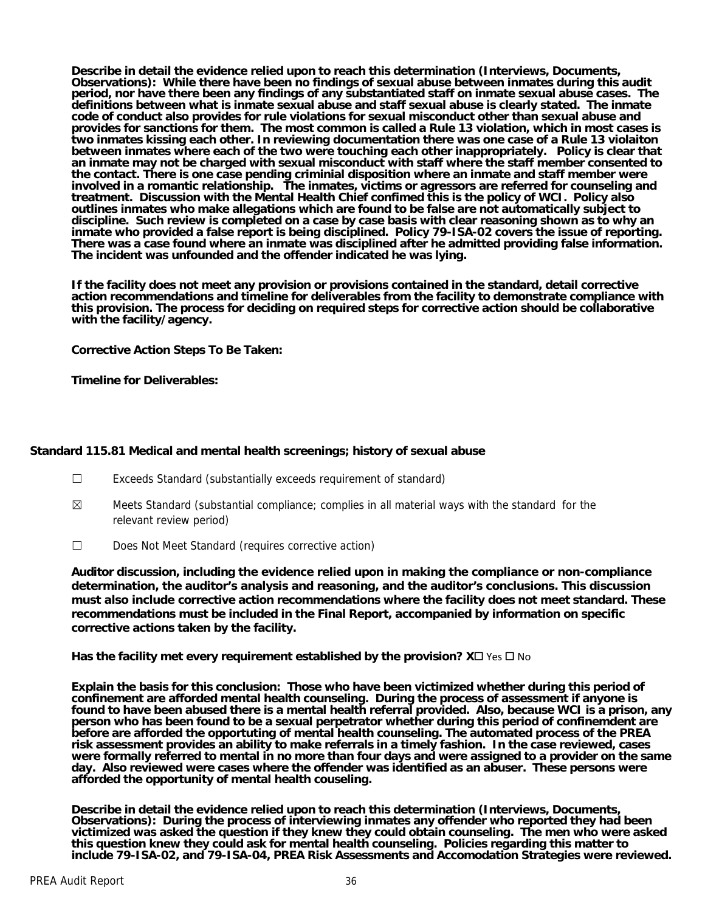**Describe in detail the evidence relied upon to reach this determination (Interviews, Documents, Observations): While there have been no findings of sexual abuse between inmates during this audit period, nor have there been any findings of any substantiated staff on inmate sexual abuse cases. The definitions between what is inmate sexual abuse and staff sexual abuse is clearly stated. The inmate code of conduct also provides for rule violations for sexual misconduct other than sexual abuse and provides for sanctions for them. The most common is called a Rule 13 violation, which in most cases is two inmates kissing each other. In reviewing documentation there was one case of a Rule 13 violaiton between inmates where each of the two were touching each other inappropriately. Policy is clear that an inmate may not be charged with sexual misconduct with staff where the staff member consented to the contact. There is one case pending criminial disposition where an inmate and staff member were involved in a romantic relationship. The inmates, victims or agressors are referred for counseling and treatment. Discussion with the Mental Health Chief confimed this is the policy of WCI. Policy also outlines inmates who make allegations which are found to be false are not automatically subject to discipline. Such review is completed on a case by case basis with clear reasoning shown as to why an inmate who provided a false report is being disciplined. Policy 79-ISA-02 covers the issue of reporting. There was a case found where an inmate was disciplined after he admitted providing false information. The incident was unfounded and the offender indicated he was lying.**

**If the facility does not meet any provision or provisions contained in the standard, detail corrective action recommendations and timeline for deliverables from the facility to demonstrate compliance with this provision. The process for deciding on required steps for corrective action should be collaborative with the facility/agency.**

**Corrective Action Steps To Be Taken:**

**Timeline for Deliverables:**

### Standard 115.81 Medical and mental health screenings; history of sexual abuse

☐ Exceeds Standard (substantially exceeds requirement of standard)

☒ Meets Standard (substantial compliance; complies in all material ways with the standard for the relevant review period)

☐ Does Not Meet Standard (requires corrective action)

**Auditor discussion, including the evidence relied upon in making the compliance or non-compliance determination, the auditor's analysis and reasoning, and the auditor's conclusions. This discussion must also include corrective action recommendations where the facility does not meet standard. These recommendations must be included in the Final Report, accompanied by information on specific corrective actions taken by the facility.**

**Has the facility met every requirement established by the provision? X☐** Yes ☐ No

**Explain the basis for this conclusion: Those who have been victimized whether during this period of confinement are afforded mental health counseling. During the process of assessment if anyone is found to have been abused there is a mental health referral provided. Also, because WCI is a prison, any person who has been found to be a sexual perpetrator whether during this period of confinemdent are before are afforded the opportuting of mental health counseling. The automated process of the PREA risk assessment provides an ability to make referrals in a timely fashion. In the case reviewed, cases were formally referred to mental in no more than four days and were assigned to a provider on the same day. Also reviewed were cases where the offender was identified as an abuser. These persons were afforded the opportunity of mental health couseling.**

**Describe in detail the evidence relied upon to reach this determination (Interviews, Documents, Observations): During the process of interviewing inmates any offender who reported they had been victimized was asked the question if they knew they could obtain counseling. The men who were asked this question knew they could ask for mental health counseling. Policies regarding this matter to include 79-ISA-02, and 79-ISA-04, PREA Risk Assessments and Accomodation Strategies were reviewed.**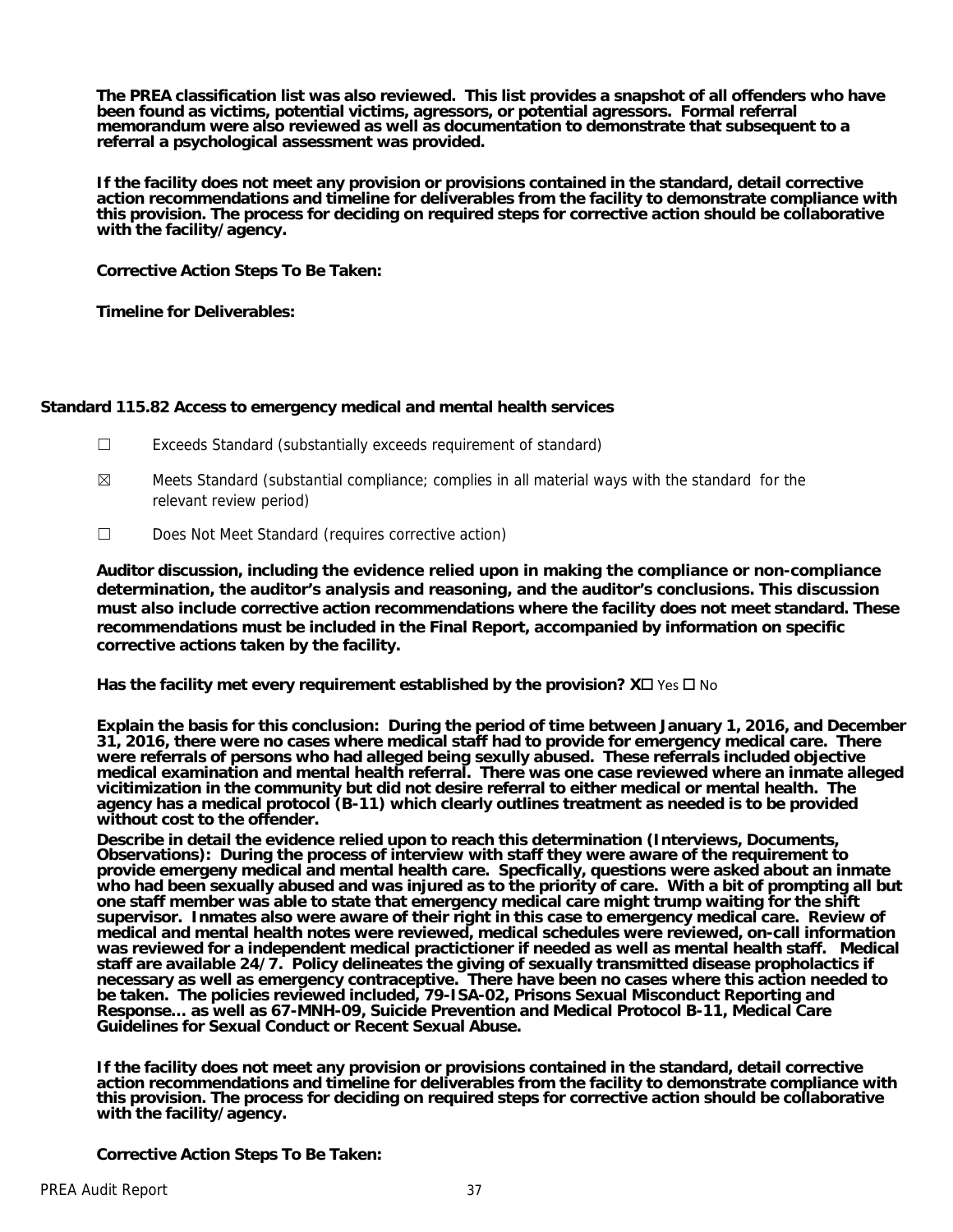**The PREA classification list was also reviewed. This list provides a snapshot of all offenders who have been found as victims, potential victims, agressors, or potential agressors. Formal referral memorandum were also reviewed as well as documentation to demonstrate that subsequent to a referral a psychological assessment was provided.**

**If the facility does not meet any provision or provisions contained in the standard, detail corrective action recommendations and timeline for deliverables from the facility to demonstrate compliance with this provision. The process for deciding on required steps for corrective action should be collaborative with the facility/agency.**

**Corrective Action Steps To Be Taken:**

**Timeline for Deliverables:**

### Standard 115.82 Access to emergency medical and mental health services

☐ Exceeds Standard (substantially exceeds requirement of standard)

☒ Meets Standard (substantial compliance; complies in all material ways with the standard for the relevant review period)

☐ Does Not Meet Standard (requires corrective action)

**Auditor discussion, including the evidence relied upon in making the compliance or non-compliance determination, the auditor's analysis and reasoning, and the auditor's conclusions. This discussion must also include corrective action recommendations where the facility does not meet standard. These recommendations must be included in the Final Report, accompanied by information on specific corrective actions taken by the facility.**

**Has the facility met every requirement established by the provision? X☐** Yes ☐ No

**Explain the basis for this conclusion: During the period of time between January 1, 2016, and December 31, 2016, there were no cases where medical staff had to provide for emergency medical care. There were referrals of persons who had alleged being sexully abused. These referrals included objective medical examination and mental health referral. There was one case reviewed where an inmate alleged vicitimization in the community but did not desire referral to either medical or mental health. The agency has a medical protocol (B-11) which clearly outlines treatment as needed is to be provided without cost to the offender.**

**Describe in detail the evidence relied upon to reach this determination (Interviews, Documents, Observations): During the process of interview with staff they were aware of the requirement to provide emergeny medical and mental health care. Specfically, questions were asked about an inmate who had been sexually abused and was injured as to the priority of care. With a bit of prompting all but one staff member was able to state that emergency medical care might trump waiting for the shift supervisor. Inmates also were aware of their right in this case to emergency medical care. Review of medical and mental health notes were reviewed, medical schedules were reviewed, on-call information was reviewed for a independent medical practictioner if needed as well as mental health staff. Medical staff are available 24/7. Policy delineates the giving of sexually transmitted disease propholactics if necessary as well as emergency contraceptive. There have been no cases where this action needed to be taken. The policies reviewed included, 79-ISA-02, Prisons Sexual Misconduct Reporting and Response... as well as 67-MNH-09, Suicide Prevention and Medical Protocol B-11, Medical Care Guidelines for Sexual Conduct or Recent Sexual Abuse.**

**If the facility does not meet any provision or provisions contained in the standard, detail corrective action recommendations and timeline for deliverables from the facility to demonstrate compliance with this provision. The process for deciding on required steps for corrective action should be collaborative with the facility/agency.**

**Corrective Action Steps To Be Taken:**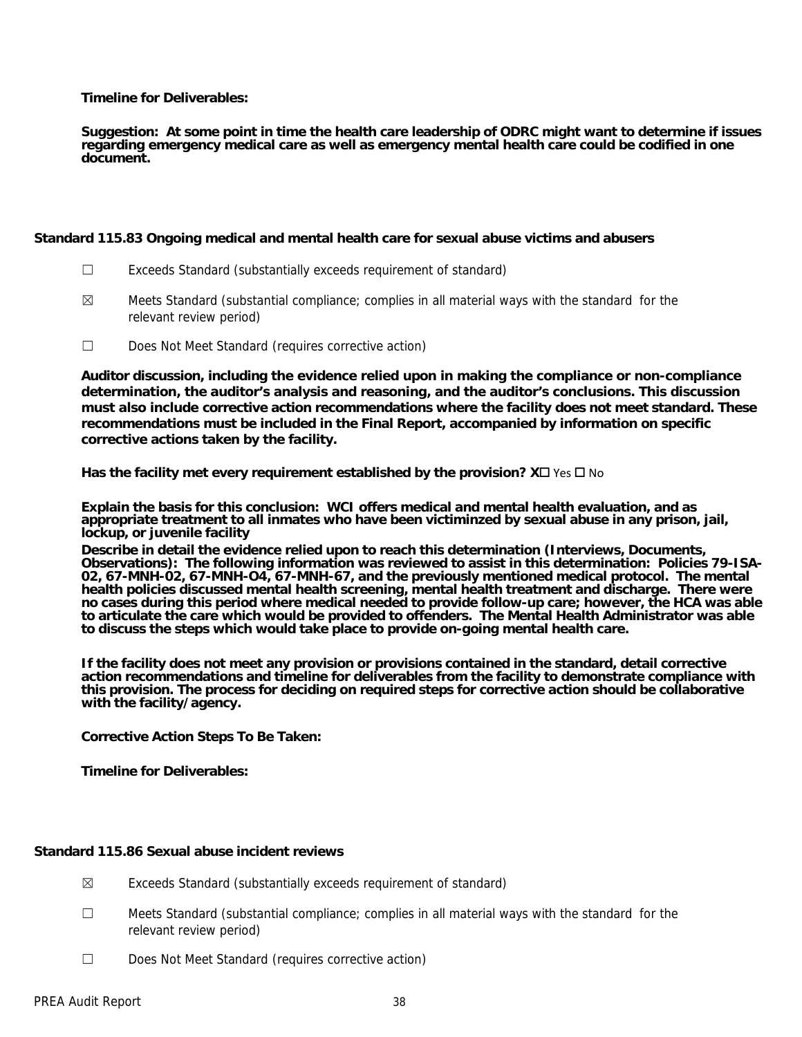**Timeline for Deliverables:**

**Suggestion: At some point in time the health care leadership of ODRC might want to determine if issues regarding emergency medical care as well as emergency mental health care could be codified in one document.**

**Standard 115.83 Ongoing medical and mental health care for sexual abuse victims and abusers**

☐ Exceeds Standard (substantially exceeds requirement of standard)

☒ Meets Standard (substantial compliance; complies in all material ways with the standard for the relevant review period)

☐ Does Not Meet Standard (requires corrective action)

**Auditor discussion, including the evidence relied upon in making the compliance or non-compliance determination, the auditor's analysis and reasoning, and the auditor's conclusions. This discussion must also include corrective action recommendations where the facility does not meet standard. These recommendations must be included in the Final Report, accompanied by information on specific corrective actions taken by the facility.**

**Has the facility met every requirement established by the provision? X☐** Yes ☐ No

**Explain the basis for this conclusion: WCI offers medical and mental health evaluation, and as appropriate treatment to all inmates who have been victiminzed by sexual abuse in any prison, jail, lockup, or juvenile facility**

**Describe in detail the evidence relied upon to reach this determination (Interviews, Documents, Observations): The following information was reviewed to assist in this determination: Policies 79-ISA-02, 67-MNH-02, 67-MNH-O4, 67-MNH-67, and the previously mentioned medical protocol. The mental health policies discussed mental health screening, mental health treatment and discharge. There were no cases during this period where medical needed to provide follow-up care; however, the HCA was able to articulate the care which would be provided to offenders. The Mental Health Administrator was able to discuss the steps which would take place to provide on-going mental health care.**

**If the facility does not meet any provision or provisions contained in the standard, detail corrective action recommendations and timeline for deliverables from the facility to demonstrate compliance with this provision. The process for deciding on required steps for corrective action should be collaborative with the facility/agency.**

**Corrective Action Steps To Be Taken:**

**Timeline for Deliverables:**

**Standard 115.86 Sexual abuse incident reviews**

☒ Exceeds Standard (substantially exceeds requirement of standard)

☐ Meets Standard (substantial compliance; complies in all material ways with the standard for the relevant review period)

☐ Does Not Meet Standard (requires corrective action)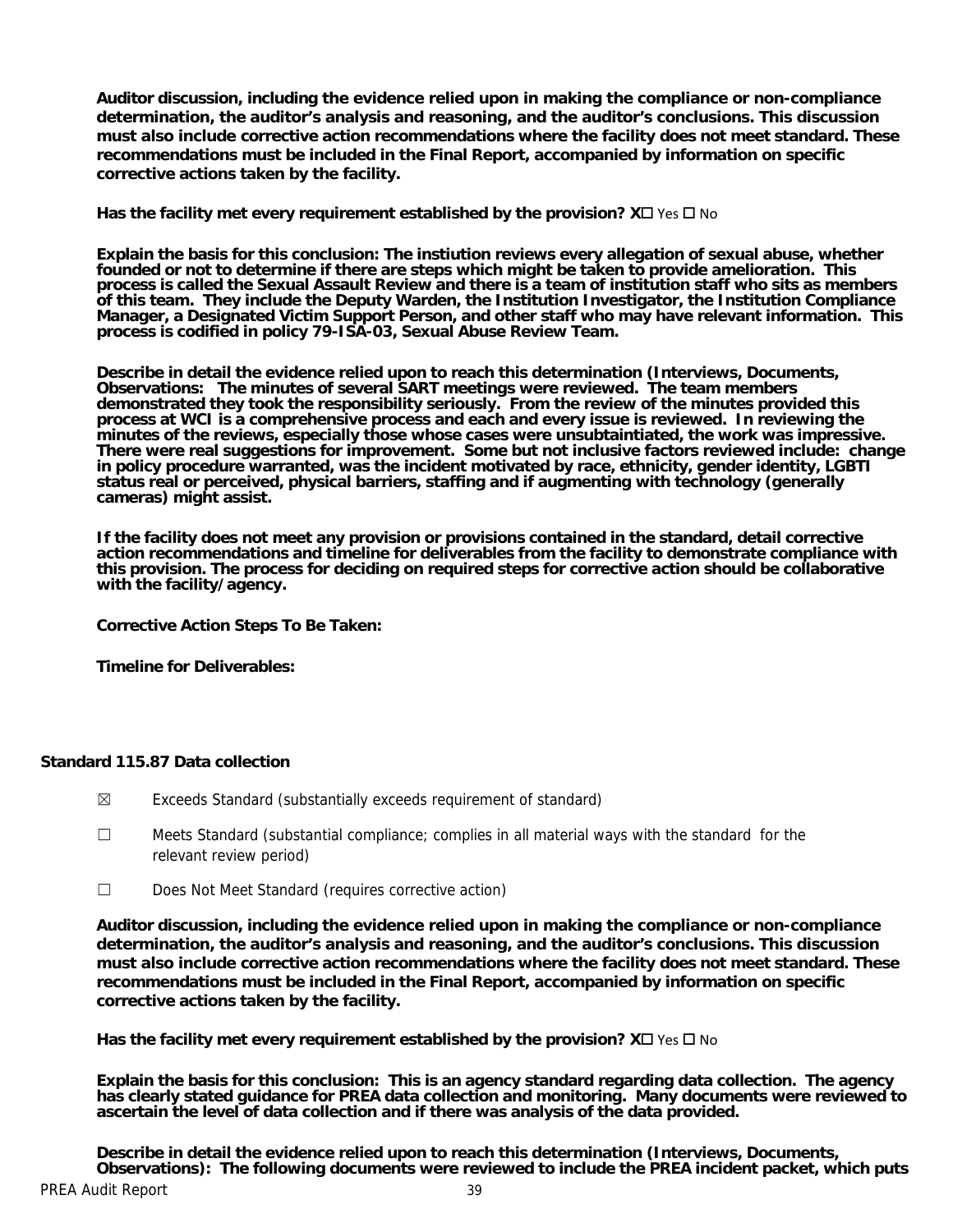**Auditor discussion, including the evidence relied upon in making the compliance or non-compliance determination, the auditor's analysis and reasoning, and the auditor's conclusions. This discussion must also include corrective action recommendations where the facility does not meet standard. These recommendations must be included in the Final Report, accompanied by information on specific corrective actions taken by the facility.**

**Has the facility met every requirement established by the provision? X☐** Yes ☐ No

**Explain the basis for this conclusion: The instiution reviews every allegation of sexual abuse, whether founded or not to determine if there are steps which might be taken to provide amelioration. This process is called the Sexual Assault Review and there is a team of institution staff who sits as members of this team. They include the Deputy Warden, the Institution Investigator, the Institution Compliance Manager, a Designated Victim Support Person, and other staff who may have relevant information. This process is codified in policy 79-ISA-03, Sexual Abuse Review Team.**

**Describe in detail the evidence relied upon to reach this determination (Interviews, Documents, Observations: The minutes of several SART meetings were reviewed. The team members demonstrated they took the responsibility seriously. From the review of the minutes provided this process at WCI is a comprehensive process and each and every issue is reviewed. In reviewing the minutes of the reviews, especially those whose cases were unsubtaintiated, the work was impressive. There were real suggestions for improvement. Some but not inclusive factors reviewed include: change in policy procedure warranted, was the incident motivated by race, ethnicity, gender identity, LGBTI status real or perceived, physical barriers, staffing and if augmenting with technology (generally cameras) might assist.**

**If the facility does not meet any provision or provisions contained in the standard, detail corrective action recommendations and timeline for deliverables from the facility to demonstrate compliance with this provision. The process for deciding on required steps for corrective action should be collaborative with the facility/agency.**

**Corrective Action Steps To Be Taken:**

**Timeline for Deliverables:**

### Standard 115.87 Data collection

☒ Exceeds Standard (substantially exceeds requirement of standard)

☐ Meets Standard (substantial compliance; complies in all material ways with the standard for the relevant review period)

☐ Does Not Meet Standard (requires corrective action)

**Auditor discussion, including the evidence relied upon in making the compliance or non-compliance determination, the auditor's analysis and reasoning, and the auditor's conclusions. This discussion must also include corrective action recommendations where the facility does not meet standard. These recommendations must be included in the Final Report, accompanied by information on specific corrective actions taken by the facility.**

**Has the facility met every requirement established by the provision? X☐** Yes ☐ No

**Explain the basis for this conclusion: This is an agency standard regarding data collection. The agency has clearly stated guidance for PREA data collection and monitoring. Many documents were reviewed to ascertain the level of data collection and if there was analysis of the data provided.**

**Describe in detail the evidence relied upon to reach this determination (Interviews, Documents, Observations): The following documents were reviewed to include the PREA incident packet, which puts**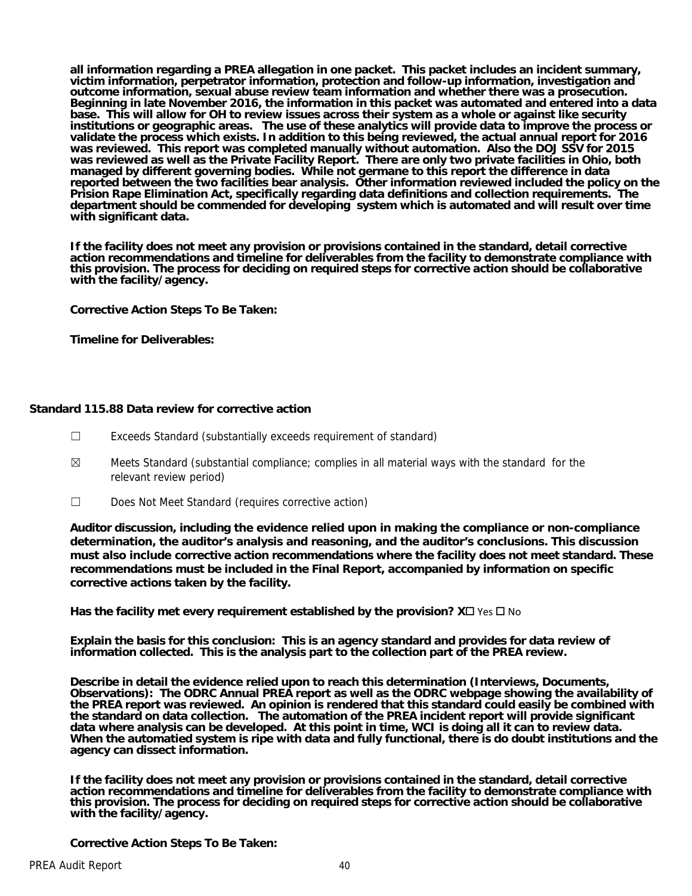**all information regarding a PREA allegation in one packet. This packet includes an incident summary, victim information, perpetrator information, protection and follow-up information, investigation and outcome information, sexual abuse review team information and whether there was a prosecution. Beginning in late November 2016, the information in this packet was automated and entered into a data base. This will allow for OH to review issues across their system as a whole or against like security institutions or geographic areas. The use of these analytics will provide data to improve the process or validate the process which exists. In addition to this being reviewed, the actual annual report for 2016 was reviewed. This report was completed manually without automation. Also the DOJ SSV for 2015 was reviewed as well as the Private Facility Report. There are only two private facilities in Ohio, both managed by different governing bodies. While not germane to this report the difference in data reported between the two facilities bear analysis. Other information reviewed included the policy on the Prision Rape Elimination Act, specifically regarding data definitions and collection requirements. The department should be commended for developing system which is automated and will result over time with significant data.**

**If the facility does not meet any provision or provisions contained in the standard, detail corrective action recommendations and timeline for deliverables from the facility to demonstrate compliance with this provision. The process for deciding on required steps for corrective action should be collaborative with the facility/agency.**

**Corrective Action Steps To Be Taken:**

**Timeline for Deliverables:**

### Standard 115.88 Data review for corrective action

☐ Exceeds Standard (substantially exceeds requirement of standard)

☒ Meets Standard (substantial compliance; complies in all material ways with the standard for the relevant review period)

☐ Does Not Meet Standard (requires corrective action)

**Auditor discussion, including the evidence relied upon in making the compliance or non-compliance determination, the auditor's analysis and reasoning, and the auditor's conclusions. This discussion must also include corrective action recommendations where the facility does not meet standard. These recommendations must be included in the Final Report, accompanied by information on specific corrective actions taken by the facility.**

**Has the facility met every requirement established by the provision? X☐** Yes ☐ No

**Explain the basis for this conclusion: This is an agency standard and provides for data review of information collected. This is the analysis part to the collection part of the PREA review.**

**Describe in detail the evidence relied upon to reach this determination (Interviews, Documents, Observations): The ODRC Annual PREA report as well as the ODRC webpage showing the availability of the PREA report was reviewed. An opinion is rendered that this standard could easily be combined with the standard on data collection. The automation of the PREA incident report will provide significant data where analysis can be developed. At this point in time, WCI is doing all it can to review data. When the automatied system is ripe with data and fully functional, there is do doubt institutions and the agency can dissect information.**

**If the facility does not meet any provision or provisions contained in the standard, detail corrective action recommendations and timeline for deliverables from the facility to demonstrate compliance with this provision. The process for deciding on required steps for corrective action should be collaborative with the facility/agency.**

**Corrective Action Steps To Be Taken:**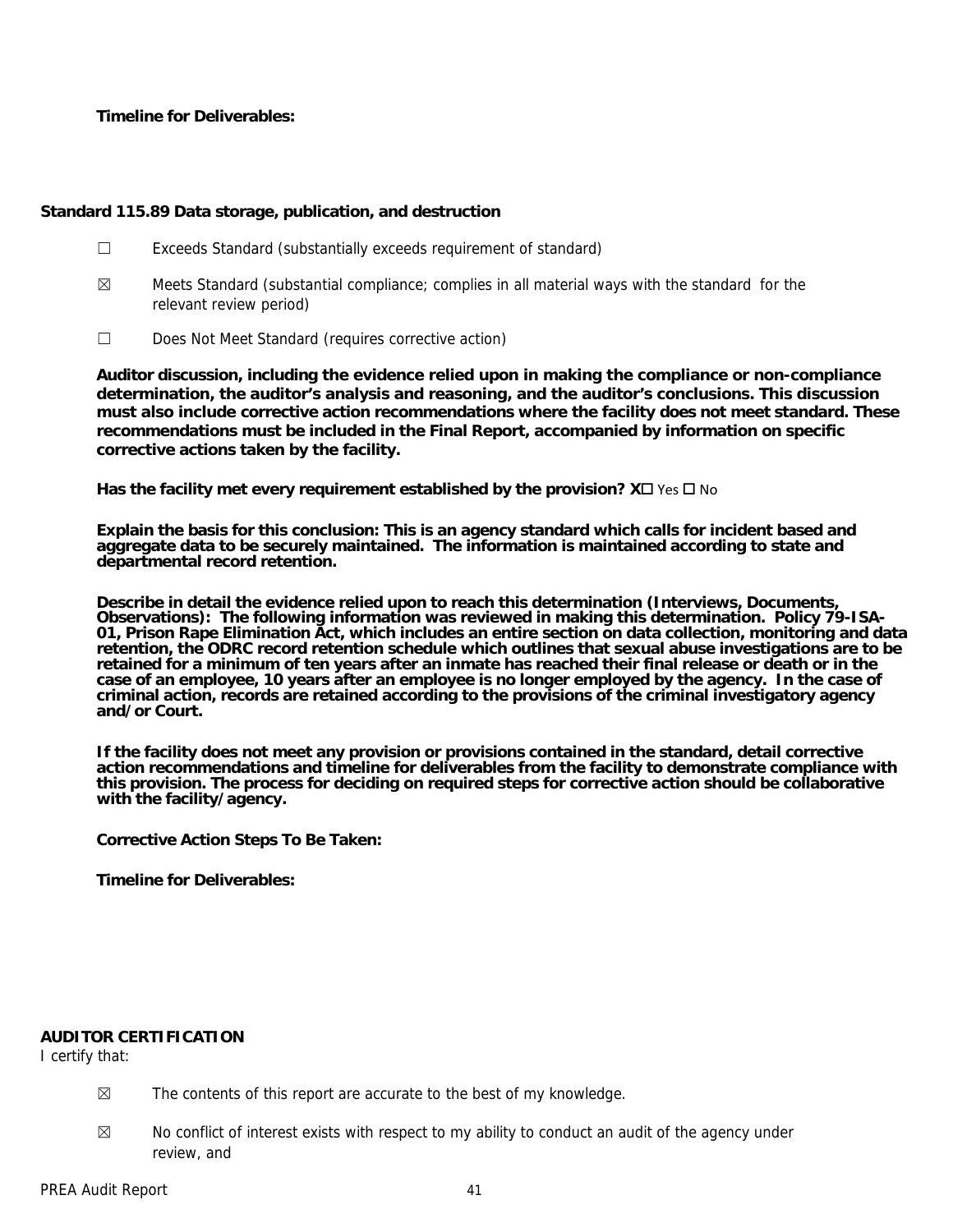**Timeline for Deliverables:**

**Standard 115.89 Data storage, publication, and destruction**

- ☐ Exceeds Standard (substantially exceeds requirement of standard)
- ☒ Meets Standard (substantial compliance; complies in all material ways with the standard for the relevant review period)
- ☐ Does Not Meet Standard (requires corrective action)

**Auditor discussion, including the evidence relied upon in making the compliance or non-compliance determination, the auditor's analysis and reasoning, and the auditor's conclusions. This discussion must also include corrective action recommendations where the facility does not meet standard. These recommendations must be included in the Final Report, accompanied by information on specific corrective actions taken by the facility.**

**Has the facility met every requirement established by the provision? X☐** Yes ☐ No

**Explain the basis for this conclusion: This is an agency standard which calls for incident based and aggregate data to be securely maintained. The information is maintained according to state and departmental record retention.**

**Describe in detail the evidence relied upon to reach this determination (Interviews, Documents, Observations): The following information was reviewed in making this determination. Policy 79-ISA-01, Prison Rape Elimination Act, which includes an entire section on data collection, monitoring and data retention, the ODRC record retention schedule which outlines that sexual abuse investigations are to be retained for a minimum of ten years after an inmate has reached their final release or death or in the case of an employee, 10 years after an employee is no longer employed by the agency. In the case of criminal action, records are retained according to the provisions of the criminal investigatory agency and/or Court.**

**If the facility does not meet any provision or provisions contained in the standard, detail corrective action recommendations and timeline for deliverables from the facility to demonstrate compliance with this provision. The process for deciding on required steps for corrective action should be collaborative with the facility/agency.**

**Corrective Action Steps To Be Taken:**

**Timeline for Deliverables:**

**AUDITOR CERTIFICATION**

I certify that:

- ☒ The contents of this report are accurate to the best of my knowledge.
- ☒ No conflict of interest exists with respect to my ability to conduct an audit of the agency under review, and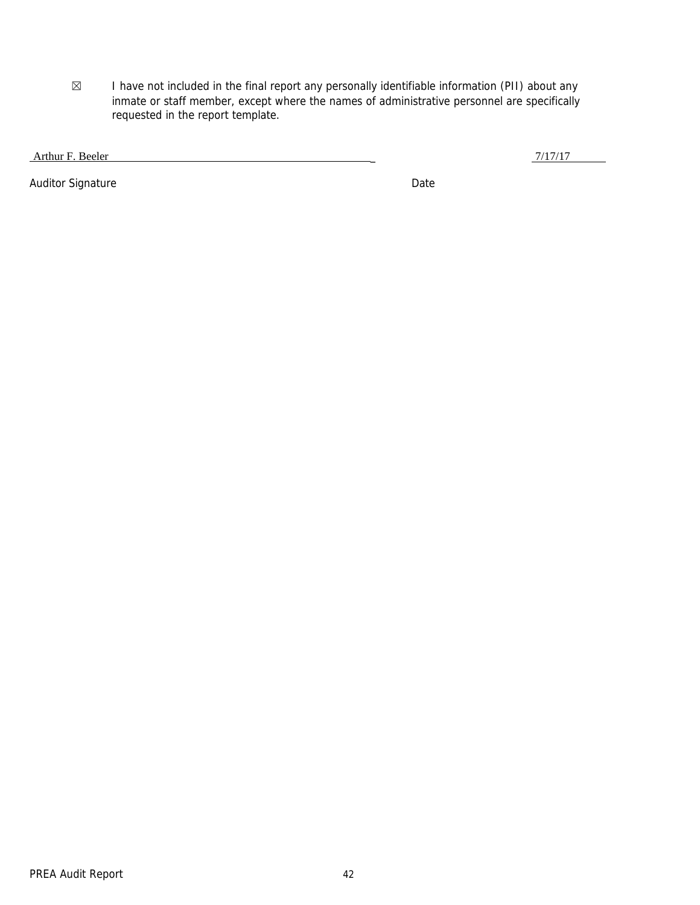☒ I have not included in the final report any personally identifiable information (PII) about any inmate or staff member, except where the names of administrative personnel are specifically requested in the report template.

Arthur F. Beeler ______________________________ 7/17/17

Auditor Signature Date